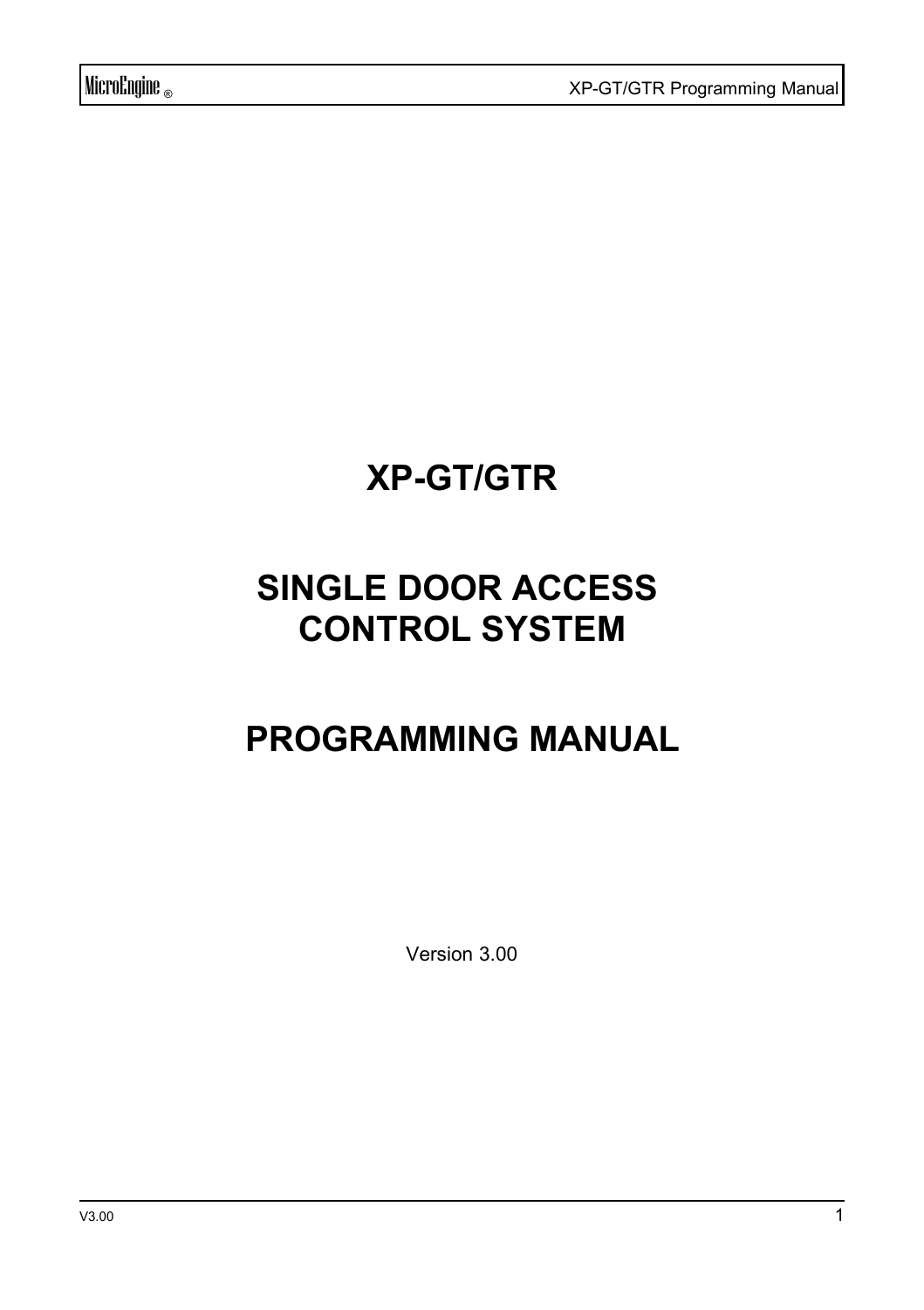# XP-GT/GTR

# SINGLE DOOR ACCESS CONTROL SYSTEM

# PROGRAMMING MANUAL

Version 3.00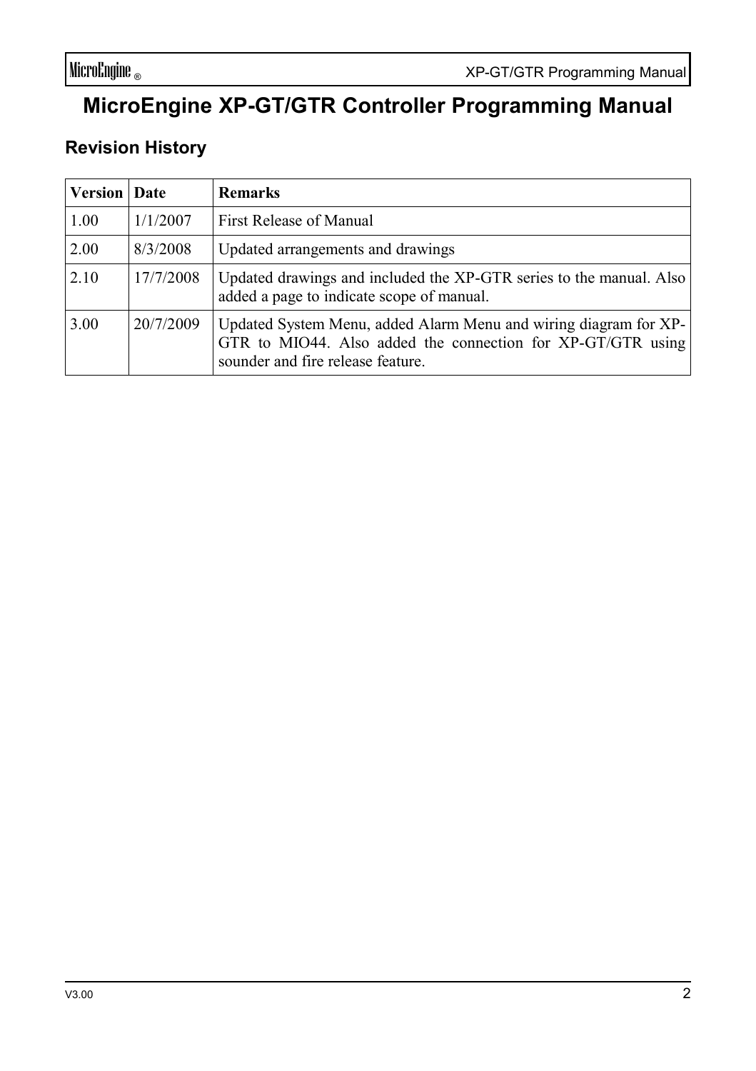# MicroEngine XP-GT/GTR Controller Programming Manual

## Revision History

| Version | Date | Remarks |
|---|---|---|
| 1.00 | 1/1/2007 | First Release of Manual |
| 2.00 | 8/3/2008 | Updated arrangements and drawings |
| 2.10 | 17/7/2008 | Updated drawings and included the XP-GTR series to the manual. Also added a page to indicate scope of manual. |
| 3.00 | 20/7/2009 | Updated System Menu, added Alarm Menu and wiring diagram for XP-GTR to MIO44. Also added the connection for XP-GT/GTR using sounder and fire release feature. |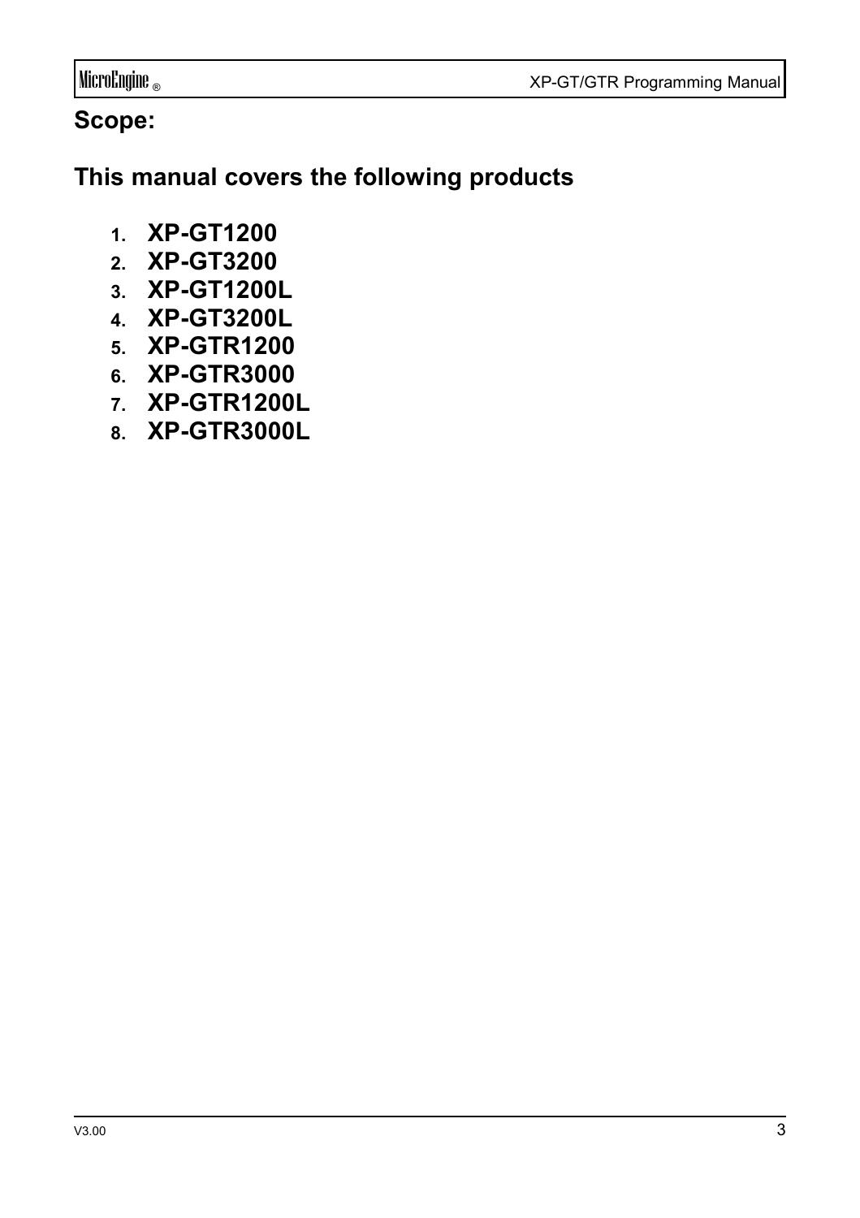## Scope:

## This manual covers the following products

1. **XP-GT1200**
2. **XP-GT3200**
3. **XP-GT1200L**
4. **XP-GT3200L**
5. **XP-GTR1200**
6. **XP-GTR3000**
7. **XP-GTR1200L**
8. **XP-GTR3000L**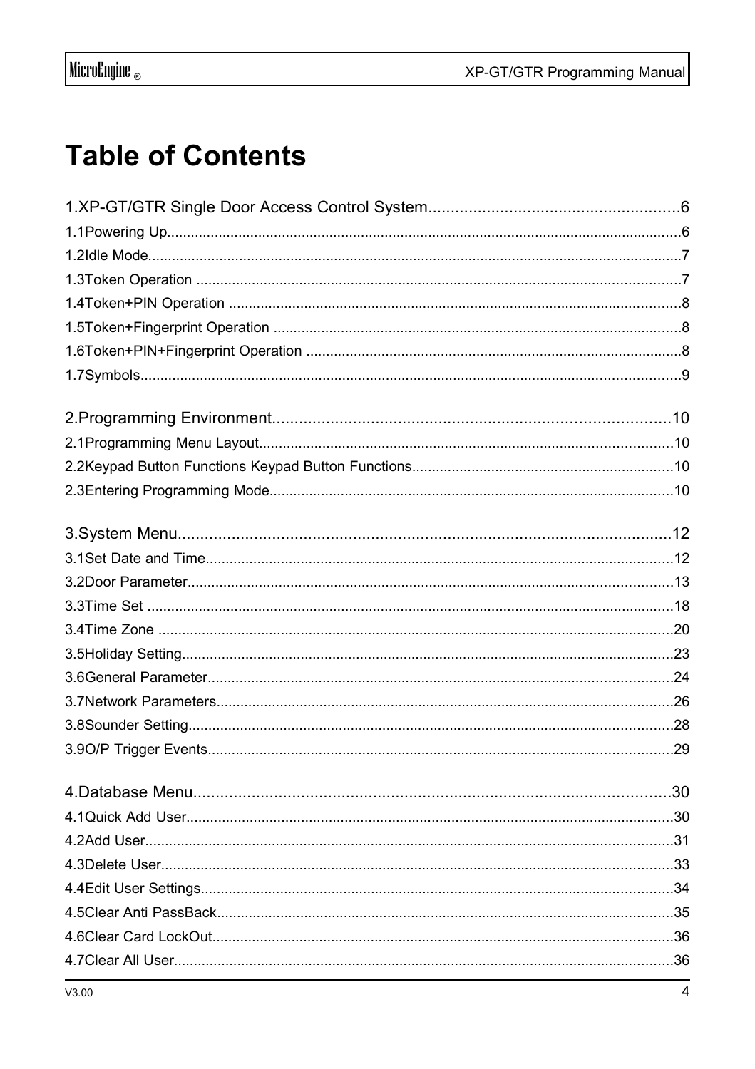# Table of Contents

1.XP-GT/GTR Single Door Access Control System........................................................6

1.1Powering Up.................................................................................................................6

1.2Idle Mode......................................................................................................................7

1.3Token Operation ..........................................................................................................7

1.4Token+PIN Operation ..................................................................................................8

1.5Token+Fingerprint Operation ......................................................................................8

1.6Token+PIN+Fingerprint Operation ..............................................................................8

1.7Symbols........................................................................................................................9

2.Programming Environment.........................................................................................10

2.1Programming Menu Layout........................................................................................10

2.2Keypad Button Functions Keypad Button Functions..................................................10

2.3Entering Programming Mode.....................................................................................10

3.System Menu.............................................................................................................12

3.1Set Date and Time......................................................................................................12

3.2Door Parameter..........................................................................................................13

3.3Time Set ....................................................................................................................18

3.4Time Zone .................................................................................................................20

3.5Holiday Setting...........................................................................................................23

3.6General Parameter.....................................................................................................24

3.7Network Parameters..................................................................................................26

3.8Sounder Setting.........................................................................................................28

3.9O/P Trigger Events....................................................................................................29

4.Database Menu..........................................................................................................30

4.1Quick Add User..........................................................................................................30

4.2Add User....................................................................................................................31

4.3Delete User................................................................................................................33

4.4Edit User Settings......................................................................................................34

4.5Clear Anti PassBack..................................................................................................35

4.6Clear Card LockOut...................................................................................................36

4.7Clear All User.............................................................................................................36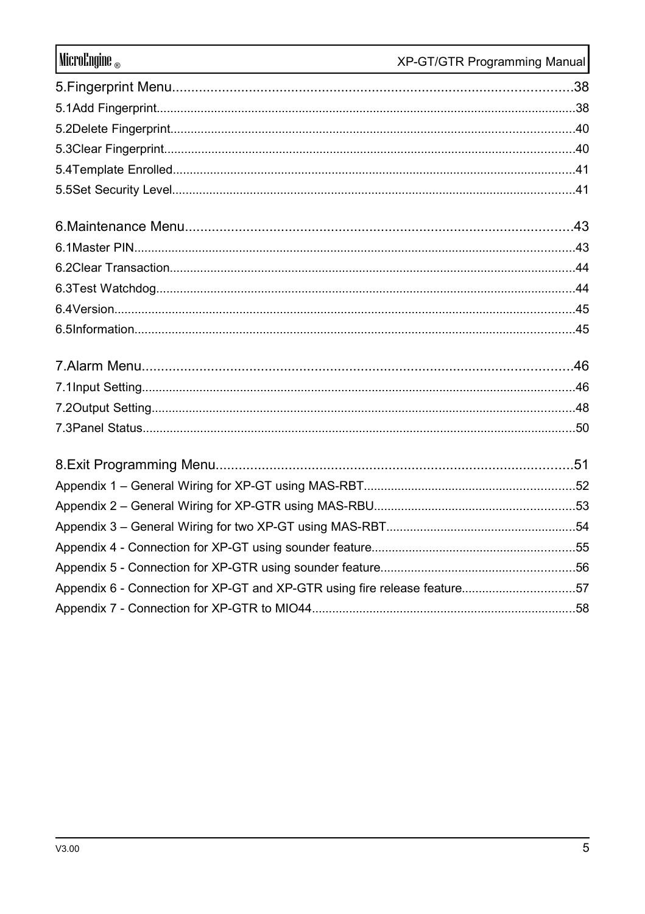5.Fingerprint Menu........................................................................................................38

5.1Add Fingerprint..........................................................................................................................38

5.2Delete Fingerprint......................................................................................................................40

5.3Clear Fingerprint........................................................................................................................40

5.4Template Enrolled......................................................................................................................41

5.5Set Security Level......................................................................................................................41

6.Maintenance Menu.....................................................................................................43

6.1Master PIN.................................................................................................................................43

6.2Clear Transaction.......................................................................................................................44

6.3Test Watchdog...........................................................................................................................44

6.4Version.......................................................................................................................................45

6.5Information.................................................................................................................................45

7.Alarm Menu................................................................................................................46

7.1Input Setting...............................................................................................................................46

7.2Output Setting............................................................................................................................48

7.3Panel Status...............................................................................................................................50

8.Exit Programming Menu.............................................................................................51

Appendix 1 – General Wiring for XP-GT using MAS-RBT..............................................................52

Appendix 2 – General Wiring for XP-GTR using MAS-RBU...........................................................53

Appendix 3 – General Wiring for two XP-GT using MAS-RBT.......................................................54

Appendix 4 - Connection for XP-GT using sounder feature............................................................55

Appendix 5 - Connection for XP-GTR using sounder feature.........................................................56

Appendix 6 - Connection for XP-GT and XP-GTR using fire release feature.................................57

Appendix 7 - Connection for XP-GTR to MIO44.............................................................................58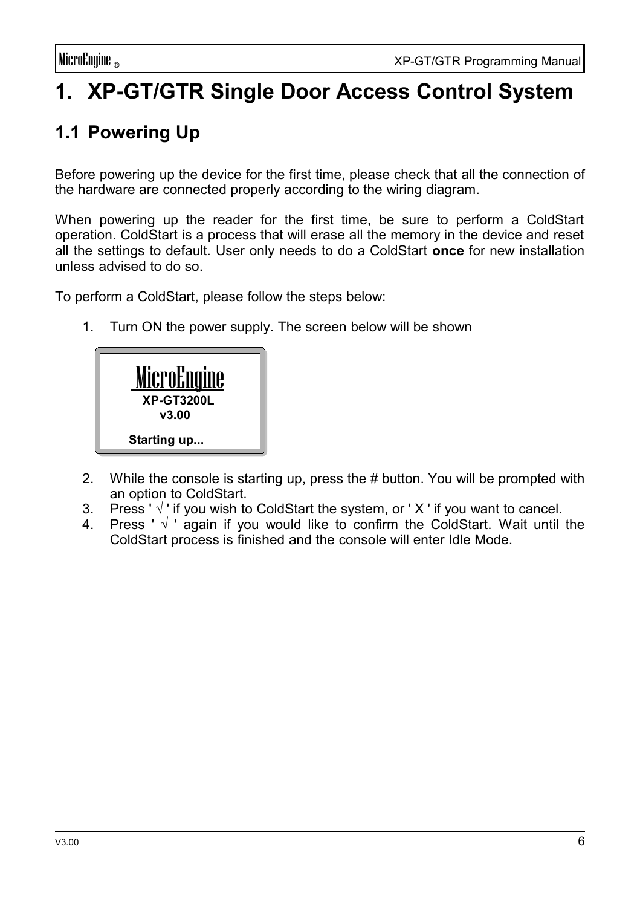# 1. XP-GT/GTR Single Door Access Control System

## 1.1 Powering Up

Before powering up the device for the first time, please check that all the connection of the hardware are connected properly according to the wiring diagram.

When powering up the reader for the first time, be sure to perform a ColdStart operation. ColdStart is a process that will erase all the memory in the device and reset all the settings to default. User only needs to do a ColdStart **once** for new installation unless advised to do so.

To perform a ColdStart, please follow the steps below:

1. Turn ON the power supply. The screen below will be shown

```
MicroEngine
XP-GT3200L
v3.00

Starting up...
```

2. While the console is starting up, press the # button. You will be prompted with an option to ColdStart.
3. Press ' √ ' if you wish to ColdStart the system, or ' X ' if you want to cancel.
4. Press ' √ ' again if you would like to confirm the ColdStart. Wait until the ColdStart process is finished and the console will enter Idle Mode.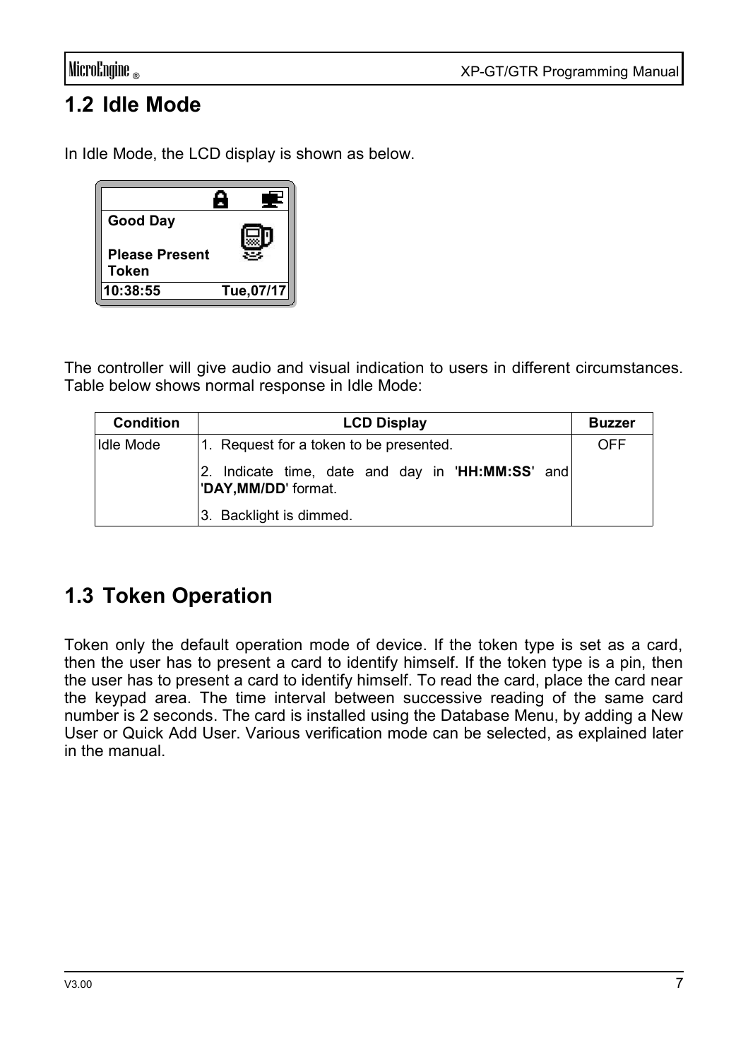## 1.2 Idle Mode

In Idle Mode, the LCD display is shown as below.

Good Day

Please Present Token

10:38:55 Tue,07/17

The controller will give audio and visual indication to users in different circumstances. Table below shows normal response in Idle Mode:

| Condition | LCD Display | Buzzer |
|---|---|---|
| Idle Mode | 1. Request for a token to be presented.<br>2. Indicate time, date and day in '**HH:MM:SS**' and '**DAY,MM/DD**' format.<br>3. Backlight is dimmed. | OFF |

## 1.3 Token Operation

Token only the default operation mode of device. If the token type is set as a card, then the user has to present a card to identify himself. If the token type is a pin, then the user has to present a card to identify himself. To read the card, place the card near the keypad area. The time interval between successive reading of the same card number is 2 seconds. The card is installed using the Database Menu, by adding a New User or Quick Add User. Various verification mode can be selected, as explained later in the manual.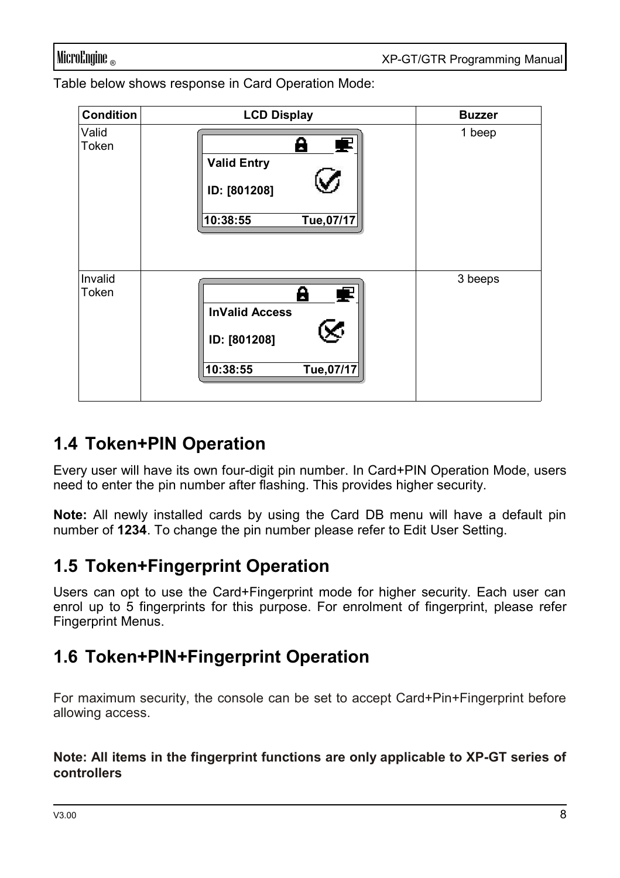Table below shows response in Card Operation Mode:

| Condition | LCD Display | Buzzer |
|---|---|---|
| Valid Token | **Valid Entry** **ID: [801208]** **10:38:55 Tue,07/17** | 1 beep |
| Invalid Token | **InValid Access** **ID: [801208]** **10:38:55 Tue,07/17** | 3 beeps |

## 1.4 Token+PIN Operation

Every user will have its own four-digit pin number. In Card+PIN Operation Mode, users need to enter the pin number after flashing. This provides higher security.

**Note:** All newly installed cards by using the Card DB menu will have a default pin number of **1234**. To change the pin number please refer to Edit User Setting.

## 1.5 Token+Fingerprint Operation

Users can opt to use the Card+Fingerprint mode for higher security. Each user can enrol up to 5 fingerprints for this purpose. For enrolment of fingerprint, please refer Fingerprint Menus.

## 1.6 Token+PIN+Fingerprint Operation

For maximum security, the console can be set to accept Card+Pin+Fingerprint before allowing access.

**Note: All items in the fingerprint functions are only applicable to XP-GT series of controllers**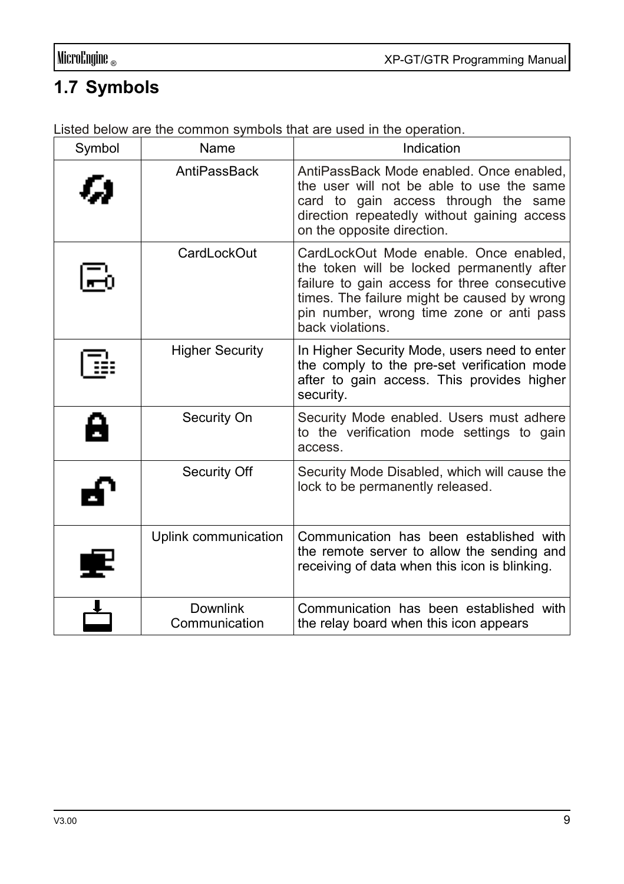## 1.7 Symbols

Listed below are the common symbols that are used in the operation.

| Symbol | Name | Indication |
|---|---|---|
| | AntiPassBack | AntiPassBack Mode enabled. Once enabled, the user will not be able to use the same card to gain access through the same direction repeatedly without gaining access on the opposite direction. |
| | CardLockOut | CardLockOut Mode enable. Once enabled, the token will be locked permanently after failure to gain access for three consecutive times. The failure might be caused by wrong pin number, wrong time zone or anti pass back violations. |
| | Higher Security | In Higher Security Mode, users need to enter the comply to the pre-set verification mode after to gain access. This provides higher security. |
| | Security On | Security Mode enabled. Users must adhere to the verification mode settings to gain access. |
| | Security Off | Security Mode Disabled, which will cause the lock to be permanently released. |
| | Uplink communication | Communication has been established with the remote server to allow the sending and receiving of data when this icon is blinking. |
| | Downlink Communication | Communication has been established with the relay board when this icon appears |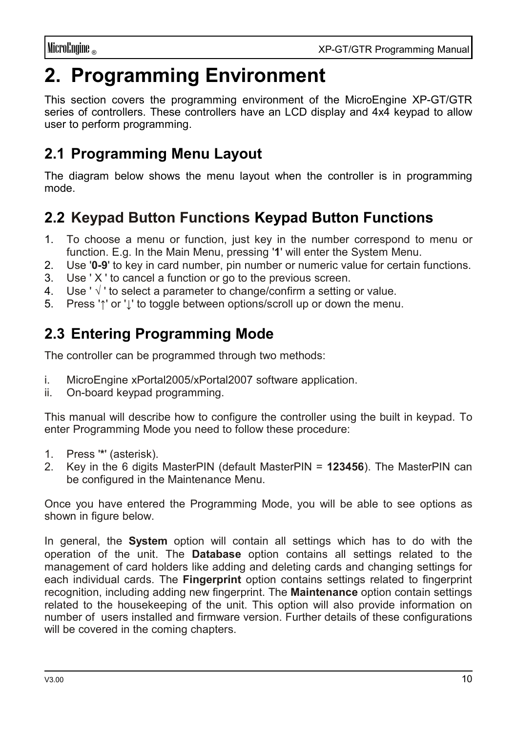# 2. Programming Environment

This section covers the programming environment of the MicroEngine XP-GT/GTR series of controllers. These controllers have an LCD display and 4x4 keypad to allow user to perform programming.

## 2.1 Programming Menu Layout

The diagram below shows the menu layout when the controller is in programming mode.

## 2.2 Keypad Button Functions Keypad Button Functions

1. To choose a menu or function, just key in the number correspond to menu or function. E.g. In the Main Menu, pressing '**1**' will enter the System Menu.
2. Use '**0-9**' to key in card number, pin number or numeric value for certain functions.
3. Use ' X ' to cancel a function or go to the previous screen.
4. Use ' √ ' to select a parameter to change/confirm a setting or value.
5. Press '↑' or '↓' to toggle between options/scroll up or down the menu.

## 2.3 Entering Programming Mode

The controller can be programmed through two methods:

i. MicroEngine xPortal2005/xPortal2007 software application.
ii. On-board keypad programming.

This manual will describe how to configure the controller using the built in keypad. To enter Programming Mode you need to follow these procedure:

1. Press '**\***' (asterisk).
2. Key in the 6 digits MasterPIN (default MasterPIN = **123456**). The MasterPIN can be configured in the Maintenance Menu.

Once you have entered the Programming Mode, you will be able to see options as shown in figure below.

In general, the **System** option will contain all settings which has to do with the operation of the unit. The **Database** option contains all settings related to the management of card holders like adding and deleting cards and changing settings for each individual cards. The **Fingerprint** option contains settings related to fingerprint recognition, including adding new fingerprint. The **Maintenance** option contain settings related to the housekeeping of the unit. This option will also provide information on number of users installed and firmware version. Further details of these configurations will be covered in the coming chapters.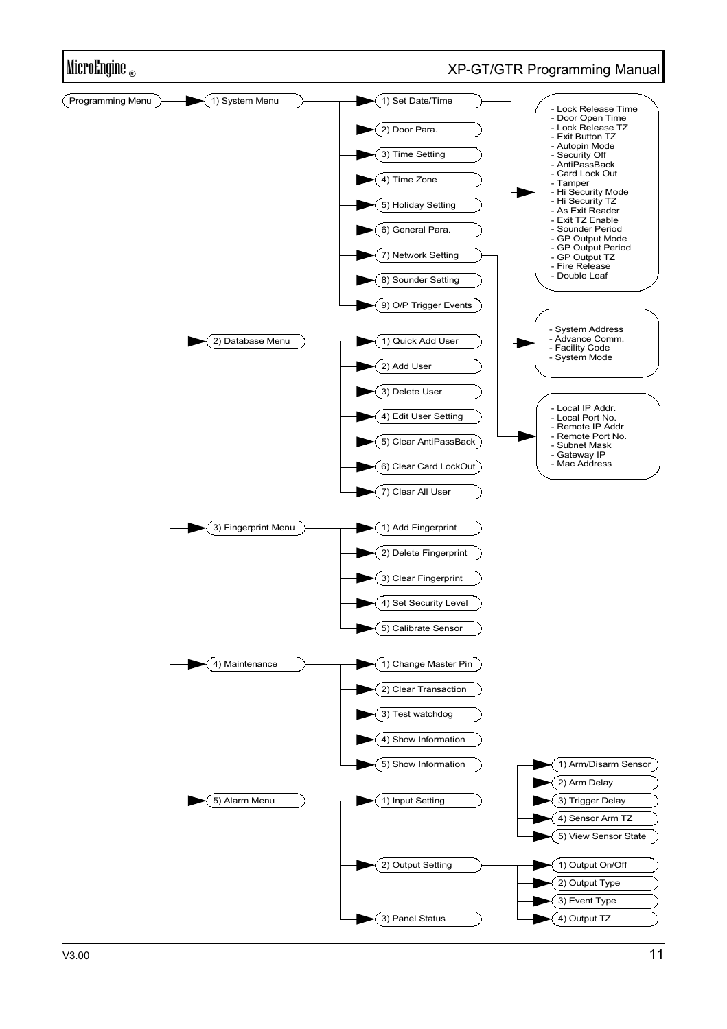- Programming Menu
  - 1) System Menu
    - 1) Set Date/Time
    - 2) Door Para.
      - Lock Release Time
      - Door Open Time
      - Lock Release TZ
      - Exit Button TZ
      - Autopin Mode
      - Security Off
      - AntiPassBack
      - Card Lock Out
      - Tamper
      - Hi Security Mode
      - Hi Security TZ
      - As Exit Reader
      - Exit TZ Enable
      - Sounder Period
      - GP Output Mode
      - GP Output Period
      - GP Output TZ
      - Fire Release
      - Double Leaf
    - 3) Time Setting
    - 4) Time Zone
    - 5) Holiday Setting
    - 6) General Para.
      - System Address
      - Advance Comm.
      - Facility Code
      - System Mode
    - 7) Network Setting
      - Local IP Addr.
      - Local Port No.
      - Remote IP Addr
      - Remote Port No.
      - Subnet Mask
      - Gateway IP
      - Mac Address
    - 8) Sounder Setting
    - 9) O/P Trigger Events
  - 2) Database Menu
    - 1) Quick Add User
    - 2) Add User
    - 3) Delete User
    - 4) Edit User Setting
    - 5) Clear AntiPassBack
    - 6) Clear Card LockOut
    - 7) Clear All User
  - 3) Fingerprint Menu
    - 1) Add Fingerprint
    - 2) Delete Fingerprint
    - 3) Clear Fingerprint
    - 4) Set Security Level
    - 5) Calibrate Sensor
  - 4) Maintenance
    - 1) Change Master Pin
    - 2) Clear Transaction
    - 3) Test watchdog
    - 4) Show Information
    - 5) Show Information
  - 5) Alarm Menu
    - 1) Input Setting
      - 1) Arm/Disarm Sensor
      - 2) Arm Delay
      - 3) Trigger Delay
      - 4) Sensor Arm TZ
      - 5) View Sensor State
    - 2) Output Setting
      - 1) Output On/Off
      - 2) Output Type
      - 3) Event Type
      - 4) Output TZ
    - 3) Panel Status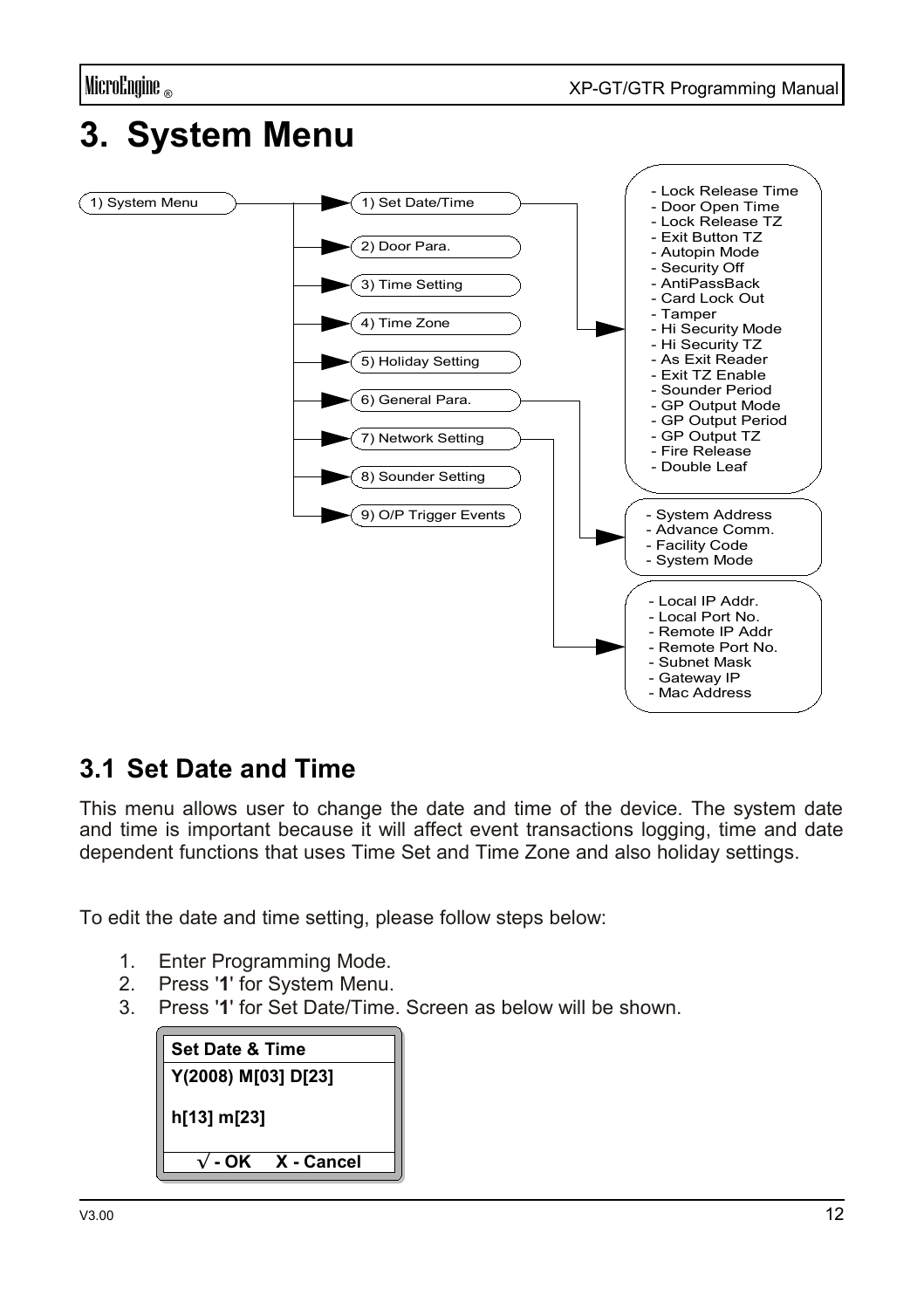# 3. System Menu

- 1) System Menu
  - 1) Set Date/Time
  - 2) Door Para.
    - Lock Release Time
    - Door Open Time
    - Lock Release TZ
    - Exit Button TZ
    - Autopin Mode
    - Security Off
    - AntiPassBack
    - Card Lock Out
    - Tamper
    - Hi Security Mode
    - Hi Security TZ
    - As Exit Reader
    - Exit TZ Enable
    - Sounder Period
    - GP Output Mode
    - GP Output Period
    - GP Output TZ
    - Fire Release
    - Double Leaf
  - 3) Time Setting
  - 4) Time Zone
  - 5) Holiday Setting
  - 6) General Para.
    - System Address
    - Advance Comm.
    - Facility Code
    - System Mode
  - 7) Network Setting
    - Local IP Addr.
    - Local Port No.
    - Remote IP Addr
    - Remote Port No.
    - Subnet Mask
    - Gateway IP
    - Mac Address
  - 8) Sounder Setting
  - 9) O/P Trigger Events

## 3.1 Set Date and Time

This menu allows user to change the date and time of the device. The system date and time is important because it will affect event transactions logging, time and date dependent functions that uses Time Set and Time Zone and also holiday settings.

To edit the date and time setting, please follow steps below:

1. Enter Programming Mode.
2. Press '**1**' for System Menu.
3. Press '**1**' for Set Date/Time. Screen as below will be shown.

```
Set Date & Time
Y(2008) M[03] D[23]

h[13] m[23]

   √ - OK     X - Cancel
```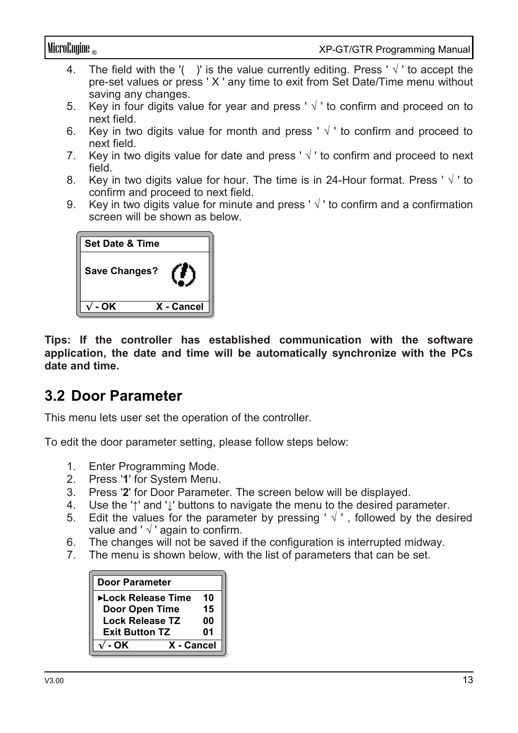4. The field with the '(    )' is the value currently editing. Press ' √ ' to accept the pre-set values or press ' X ' any time to exit from Set Date/Time menu without saving any changes.
5. Key in four digits value for year and press ' √ ' to confirm and proceed on to next field.
6. Key in two digits value for month and press ' √ ' to confirm and proceed to next field.
7. Key in two digits value for date and press ' √ ' to confirm and proceed to next field.
8. Key in two digits value for hour. The time is in 24-Hour format. Press ' √ ' to confirm and proceed to next field.
9. Key in two digits value for minute and press ' √ ' to confirm and a confirmation screen will be shown as below.

```
Set Date & Time

Save Changes?      (!)

√ - OK          X - Cancel
```

**Tips: If the controller has established communication with the software application, the date and time will be automatically synchronize with the PCs date and time.**

## 3.2 Door Parameter

This menu lets user set the operation of the controller.

To edit the door parameter setting, please follow steps below:

1. Enter Programming Mode.
2. Press '**1**' for System Menu.
3. Press '**2**' for Door Parameter. The screen below will be displayed.
4. Use the '↑' and '↓' buttons to navigate the menu to the desired parameter.
5. Edit the values for the parameter by pressing ' √ ' , followed by the desired value and ' √ ' again to confirm.
6. The changes will not be saved if the configuration is interrupted midway.
7. The menu is shown below, with the list of parameters that can be set.

```
Door Parameter

►Lock Release Time    10
 Door Open Time       15
 Lock Release TZ      00
 Exit Button TZ       01
√ - OK          X - Cancel
```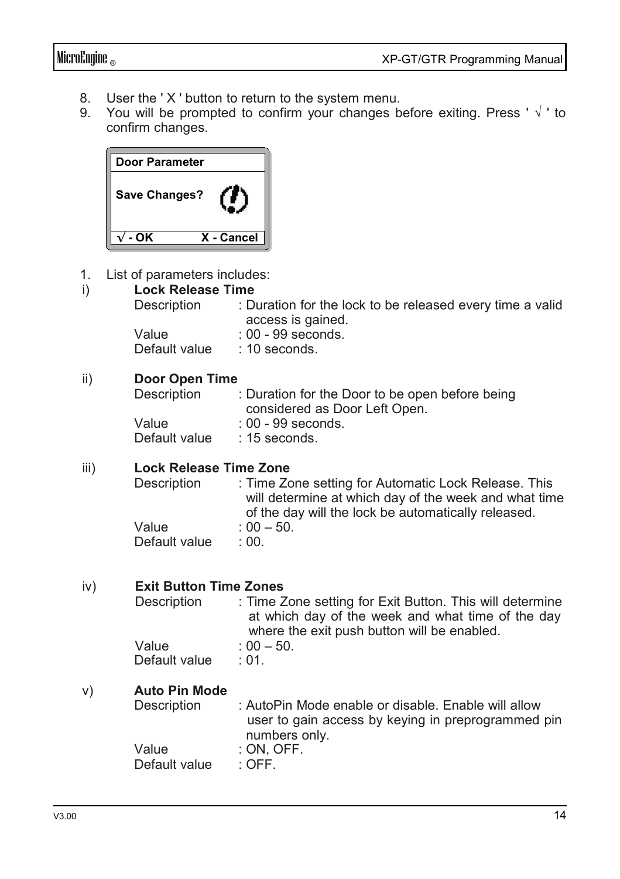8. User the ' X ' button to return to the system menu.
9. You will be prompted to confirm your changes before exiting. Press ' √ ' to confirm changes.

| **Door Parameter** | |
|---|---|
| **Save Changes?** | |
| **√ - OK** | **X - Cancel** |

1. List of parameters includes:

i) **Lock Release Time**

| | |
|---|---|
| Description | : Duration for the lock to be released every time a valid access is gained. |
| Value | : 00 - 99 seconds. |
| Default value | : 10 seconds. |

ii) **Door Open Time**

| | |
|---|---|
| Description | : Duration for the Door to be open before being considered as Door Left Open. |
| Value | : 00 - 99 seconds. |
| Default value | : 15 seconds. |

iii) **Lock Release Time Zone**

| | |
|---|---|
| Description | : Time Zone setting for Automatic Lock Release. This will determine at which day of the week and what time of the day will the lock be automatically released. |
| Value | : 00 – 50. |
| Default value | : 00. |

iv) **Exit Button Time Zones**

| | |
|---|---|
| Description | : Time Zone setting for Exit Button. This will determine at which day of the week and what time of the day where the exit push button will be enabled. |
| Value | : 00 – 50. |
| Default value | : 01. |

v) **Auto Pin Mode**

| | |
|---|---|
| Description | : AutoPin Mode enable or disable. Enable will allow user to gain access by keying in preprogrammed pin numbers only. |
| Value | : ON, OFF. |
| Default value | : OFF. |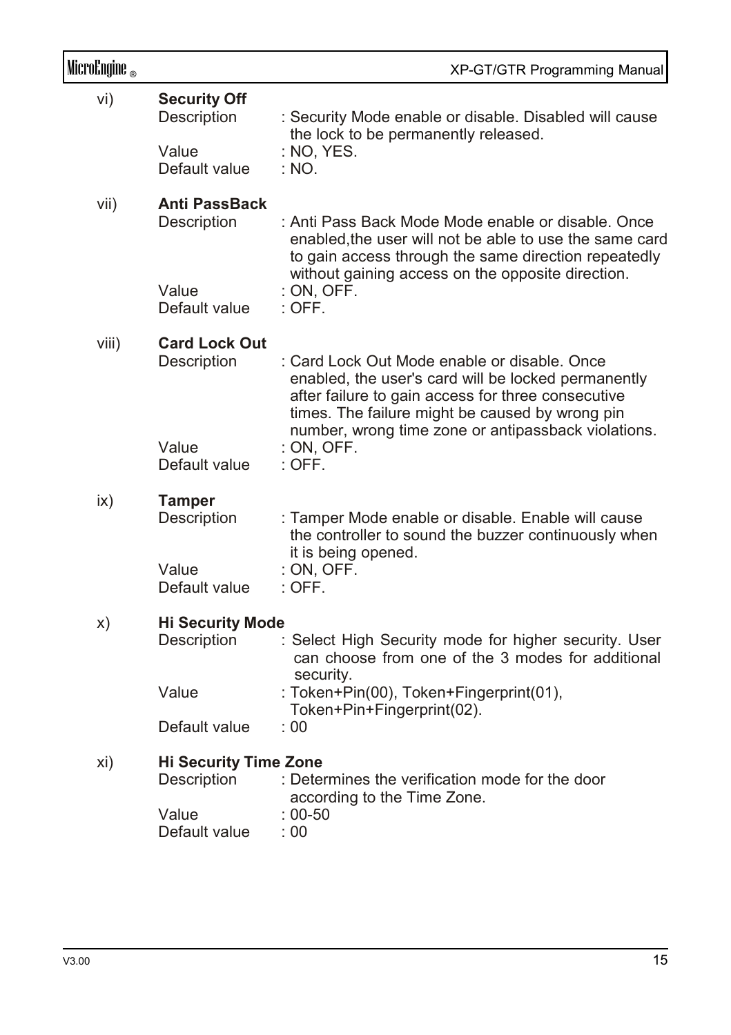vi) **Security Off**

Description : Security Mode enable or disable. Disabled will cause the lock to be permanently released.
Value : NO, YES.
Default value : NO.

vii) **Anti PassBack**

Description : Anti Pass Back Mode Mode enable or disable. Once enabled,the user will not be able to use the same card to gain access through the same direction repeatedly without gaining access on the opposite direction.
Value : ON, OFF.
Default value : OFF.

viii) **Card Lock Out**

Description : Card Lock Out Mode enable or disable. Once enabled, the user's card will be locked permanently after failure to gain access for three consecutive times. The failure might be caused by wrong pin number, wrong time zone or antipassback violations.
Value : ON, OFF.
Default value : OFF.

ix) **Tamper**

Description : Tamper Mode enable or disable. Enable will cause the controller to sound the buzzer continuously when it is being opened.
Value : ON, OFF.
Default value : OFF.

x) **Hi Security Mode**

Description : Select High Security mode for higher security. User can choose from one of the 3 modes for additional security.
Value : Token+Pin(00), Token+Fingerprint(01), Token+Pin+Fingerprint(02).
Default value : 00

xi) **Hi Security Time Zone**

Description : Determines the verification mode for the door according to the Time Zone.
Value : 00-50
Default value : 00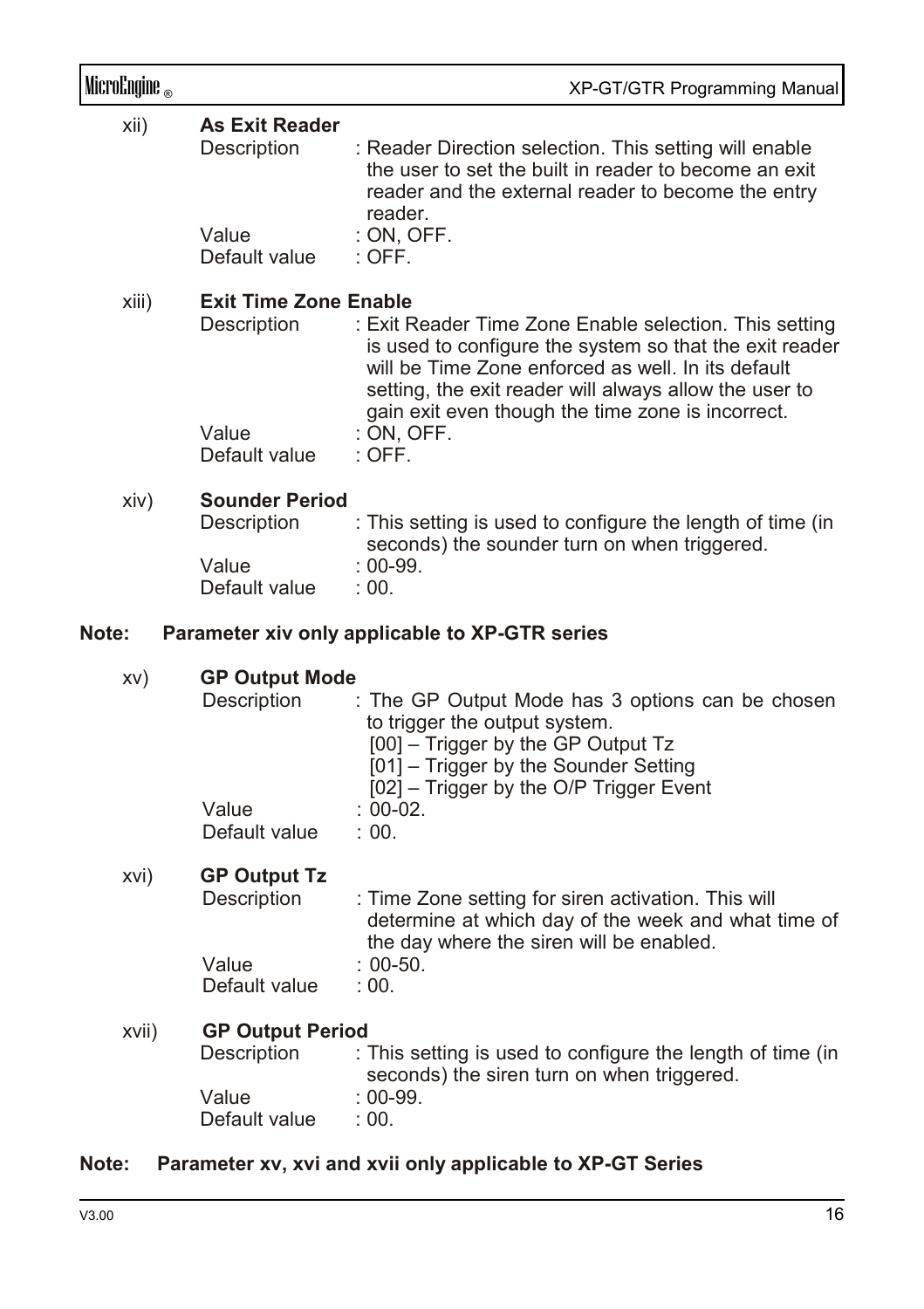xii) **As Exit Reader**

Description : Reader Direction selection. This setting will enable the user to set the built in reader to become an exit reader and the external reader to become the entry reader.
Value : ON, OFF.
Default value : OFF.

xiii) **Exit Time Zone Enable**

Description : Exit Reader Time Zone Enable selection. This setting is used to configure the system so that the exit reader will be Time Zone enforced as well. In its default setting, the exit reader will always allow the user to gain exit even though the time zone is incorrect.
Value : ON, OFF.
Default value : OFF.

xiv) **Sounder Period**

Description : This setting is used to configure the length of time (in seconds) the sounder turn on when triggered.
Value : 00-99.
Default value : 00.

**Note: Parameter xiv only applicable to XP-GTR series**

xv) **GP Output Mode**

Description : The GP Output Mode has 3 options can be chosen to trigger the output system.
[00] – Trigger by the GP Output Tz
[01] – Trigger by the Sounder Setting
[02] – Trigger by the O/P Trigger Event
Value : 00-02.
Default value : 00.

xvi) **GP Output Tz**

Description : Time Zone setting for siren activation. This will determine at which day of the week and what time of the day where the siren will be enabled.
Value : 00-50.
Default value : 00.

xvii) **GP Output Period**

Description : This setting is used to configure the length of time (in seconds) the siren turn on when triggered.
Value : 00-99.
Default value : 00.

**Note: Parameter xv, xvi and xvii only applicable to XP-GT Series**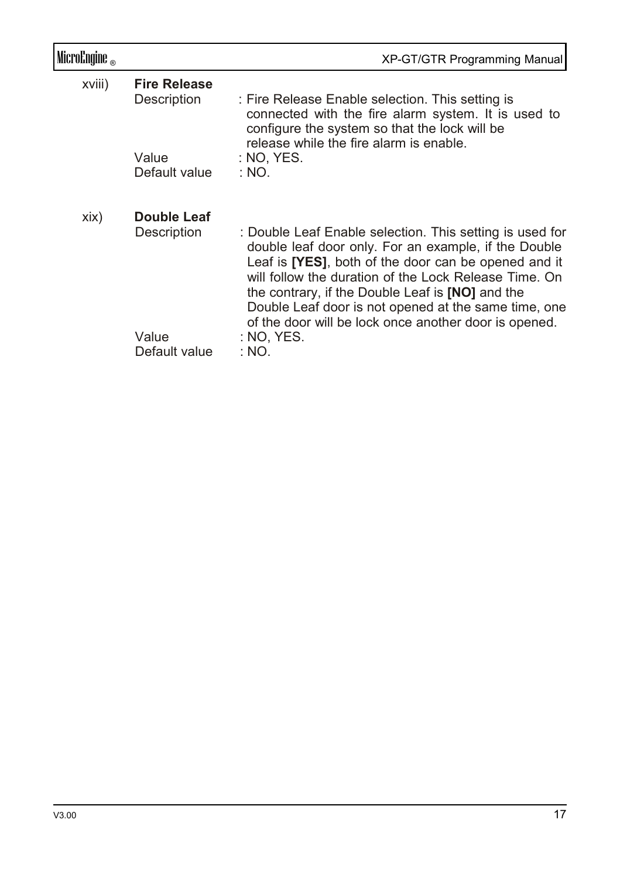xviii) **Fire Release**

| | |
|---|---|
| Description | : Fire Release Enable selection. This setting is connected with the fire alarm system. It is used to configure the system so that the lock will be release while the fire alarm is enable. |
| Value | : NO, YES. |
| Default value | : NO. |

xix) **Double Leaf**

| | |
|---|---|
| Description | : Double Leaf Enable selection. This setting is used for double leaf door only. For an example, if the Double Leaf is **[YES]**, both of the door can be opened and it will follow the duration of the Lock Release Time. On the contrary, if the Double Leaf is **[NO]** and the Double Leaf door is not opened at the same time, one of the door will be lock once another door is opened. |
| Value | : NO, YES. |
| Default value | : NO. |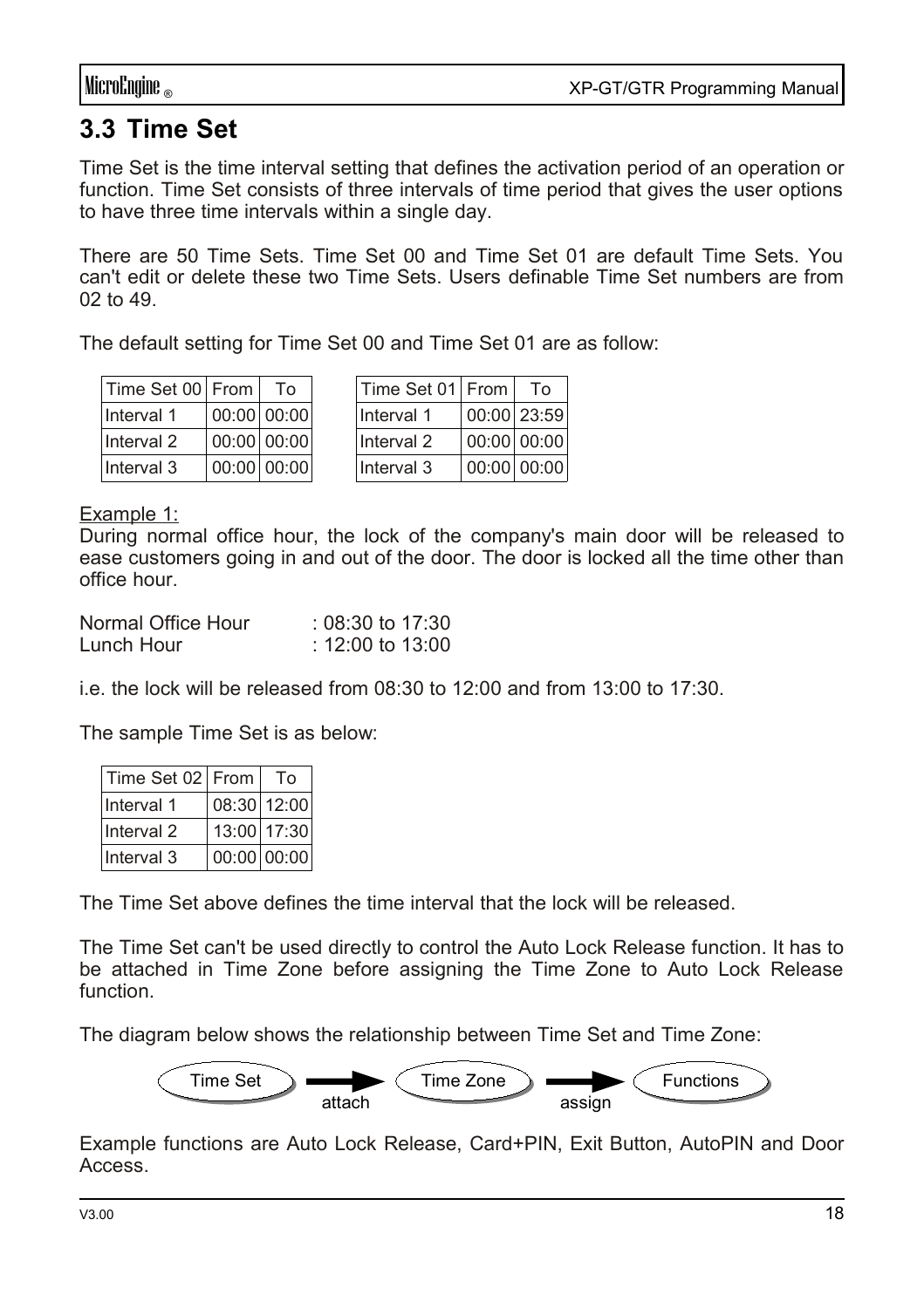## 3.3 Time Set

Time Set is the time interval setting that defines the activation period of an operation or function. Time Set consists of three intervals of time period that gives the user options to have three time intervals within a single day.

There are 50 Time Sets. Time Set 00 and Time Set 01 are default Time Sets. You can't edit or delete these two Time Sets. Users definable Time Set numbers are from 02 to 49.

The default setting for Time Set 00 and Time Set 01 are as follow:

| Time Set 00 | From | To |
|---|---|---|
| Interval 1 | 00:00 | 00:00 |
| Interval 2 | 00:00 | 00:00 |
| Interval 3 | 00:00 | 00:00 |

| Time Set 01 | From | To |
|---|---|---|
| Interval 1 | 00:00 | 23:59 |
| Interval 2 | 00:00 | 00:00 |
| Interval 3 | 00:00 | 00:00 |

Example 1:
During normal office hour, the lock of the company's main door will be released to ease customers going in and out of the door. The door is locked all the time other than office hour.

Normal Office Hour : 08:30 to 17:30
Lunch Hour : 12:00 to 13:00

i.e. the lock will be released from 08:30 to 12:00 and from 13:00 to 17:30.

The sample Time Set is as below:

| Time Set 02 | From | To |
|---|---|---|
| Interval 1 | 08:30 | 12:00 |
| Interval 2 | 13:00 | 17:30 |
| Interval 3 | 00:00 | 00:00 |

The Time Set above defines the time interval that the lock will be released.

The Time Set can't be used directly to control the Auto Lock Release function. It has to be attached in Time Zone before assigning the Time Zone to Auto Lock Release function.

The diagram below shows the relationship between Time Set and Time Zone:

Time Set → (attach) → Time Zone → (assign) → Functions

Example functions are Auto Lock Release, Card+PIN, Exit Button, AutoPIN and Door Access.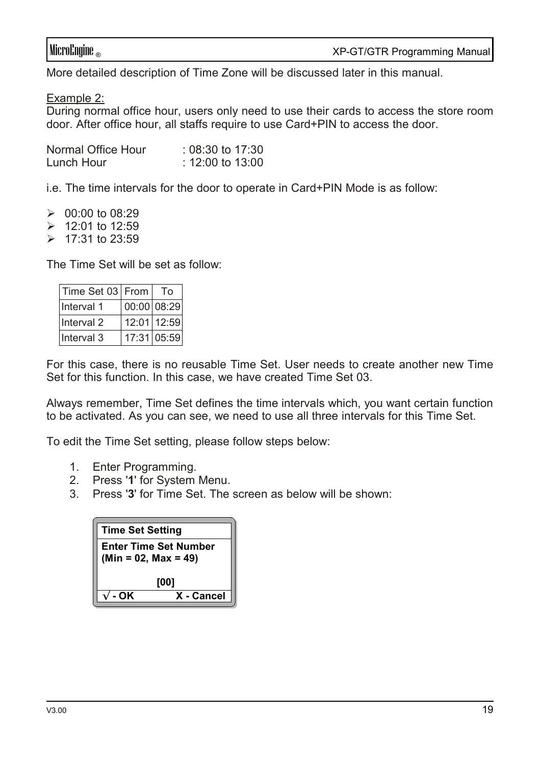More detailed description of Time Zone will be discussed later in this manual.

<u>Example 2:</u>
During normal office hour, users only need to use their cards to access the store room door. After office hour, all staffs require to use Card+PIN to access the door.

Normal Office Hour : 08:30 to 17:30
Lunch Hour : 12:00 to 13:00

i.e. The time intervals for the door to operate in Card+PIN Mode is as follow:

- 00:00 to 08:29
- 12:01 to 12:59
- 17:31 to 23:59

The Time Set will be set as follow:

| Time Set 03 | From | To |
|---|---|---|
| Interval 1 | 00:00 | 08:29 |
| Interval 2 | 12:01 | 12:59 |
| Interval 3 | 17:31 | 05:59 |

For this case, there is no reusable Time Set. User needs to create another new Time Set for this function. In this case, we have created Time Set 03.

Always remember, Time Set defines the time intervals which, you want certain function to be activated. As you can see, we need to use all three intervals for this Time Set.

To edit the Time Set setting, please follow steps below:

1. Enter Programming.
2. Press '**1**' for System Menu.
3. Press '**3**' for Time Set. The screen as below will be shown:

```
Time Set Setting
Enter Time Set Number
(Min = 02, Max = 49)

         [00]
√ - OK          X - Cancel
```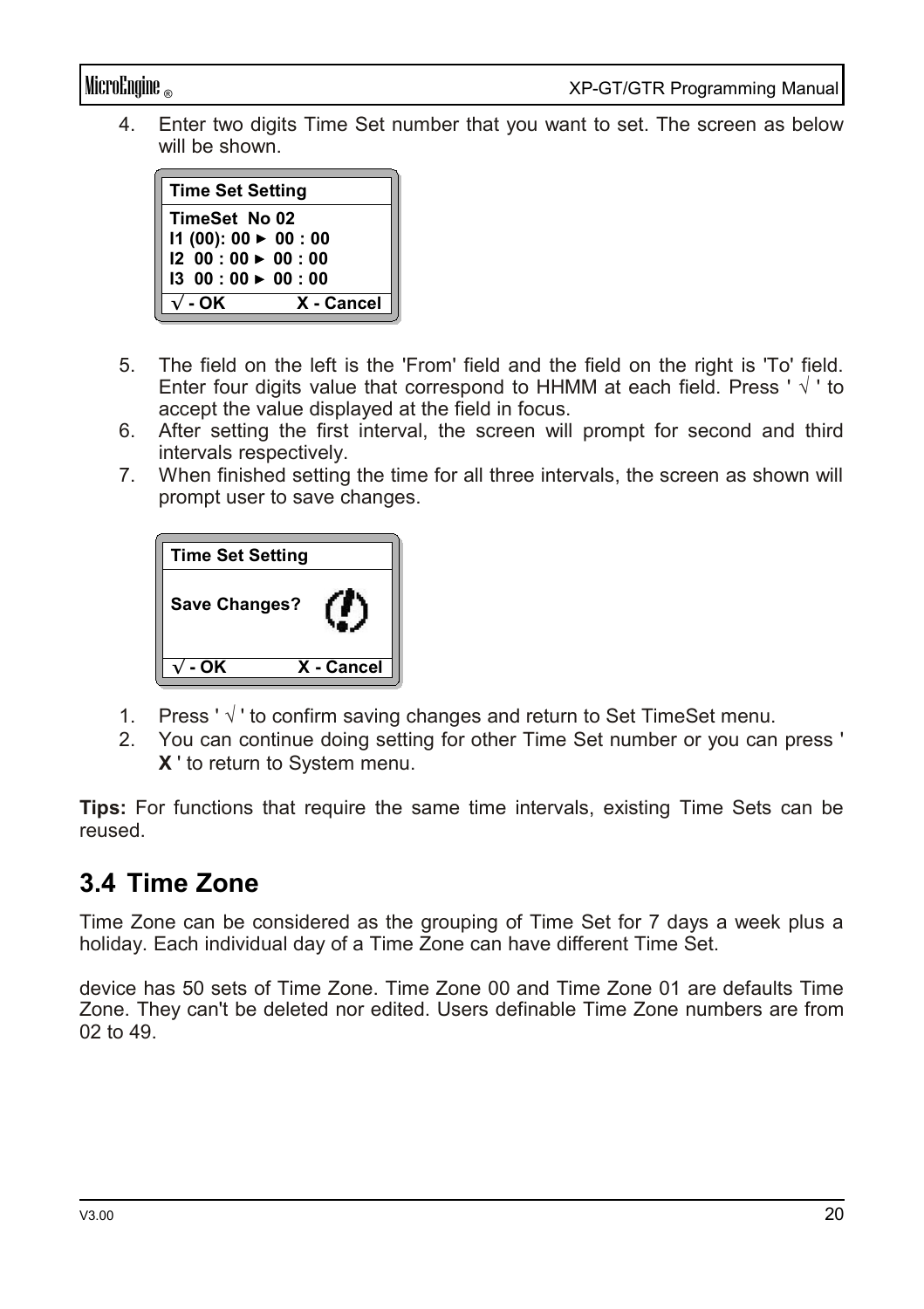4. Enter two digits Time Set number that you want to set. The screen as below will be shown.

```
Time Set Setting
TimeSet  No 02
I1 (00): 00 ► 00 : 00
I2  00 : 00 ► 00 : 00
I3  00 : 00 ► 00 : 00
√ - OK          X - Cancel
```

5. The field on the left is the 'From' field and the field on the right is 'To' field. Enter four digits value that correspond to HHMM at each field. Press ' √ ' to accept the value displayed at the field in focus.
6. After setting the first interval, the screen will prompt for second and third intervals respectively.
7. When finished setting the time for all three intervals, the screen as shown will prompt user to save changes.

```
Time Set Setting

Save Changes?

√ - OK          X - Cancel
```

1. Press ' √ ' to confirm saving changes and return to Set TimeSet menu.
2. You can continue doing setting for other Time Set number or you can press ' **X** ' to return to System menu.

**Tips:** For functions that require the same time intervals, existing Time Sets can be reused.

## 3.4 Time Zone

Time Zone can be considered as the grouping of Time Set for 7 days a week plus a holiday. Each individual day of a Time Zone can have different Time Set.

device has 50 sets of Time Zone. Time Zone 00 and Time Zone 01 are defaults Time Zone. They can't be deleted nor edited. Users definable Time Zone numbers are from 02 to 49.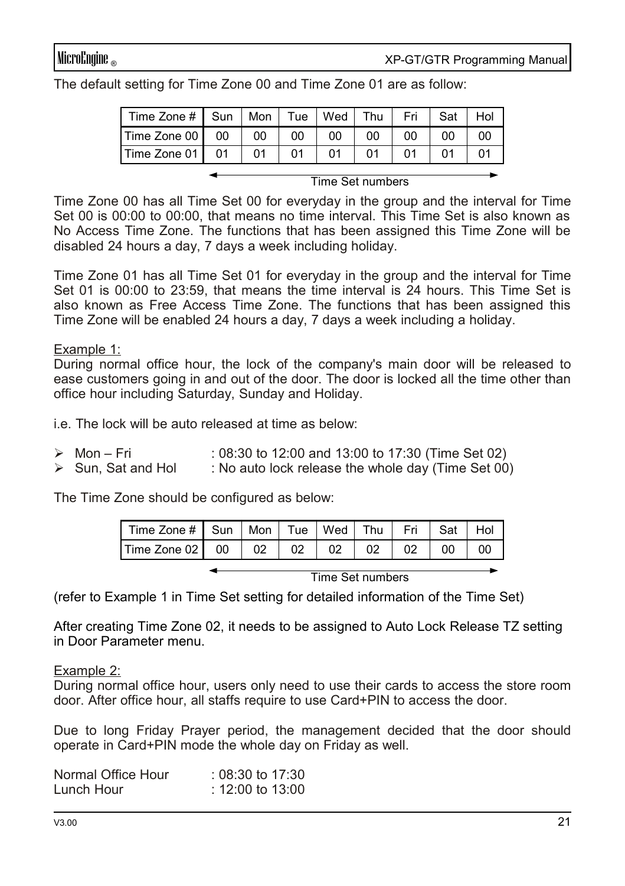The default setting for Time Zone 00 and Time Zone 01 are as follow:

| Time Zone # | Sun | Mon | Tue | Wed | Thu | Fri | Sat | Hol |
|---|---|---|---|---|---|---|---|---|
| Time Zone 00 | 00 | 00 | 00 | 00 | 00 | 00 | 00 | 00 |
| Time Zone 01 | 01 | 01 | 01 | 01 | 01 | 01 | 01 | 01 |

Time Set numbers

Time Zone 00 has all Time Set 00 for everyday in the group and the interval for Time Set 00 is 00:00 to 00:00, that means no time interval. This Time Set is also known as No Access Time Zone. The functions that has been assigned this Time Zone will be disabled 24 hours a day, 7 days a week including holiday.

Time Zone 01 has all Time Set 01 for everyday in the group and the interval for Time Set 01 is 00:00 to 23:59, that means the time interval is 24 hours. This Time Set is also known as Free Access Time Zone. The functions that has been assigned this Time Zone will be enabled 24 hours a day, 7 days a week including a holiday.

Example 1:
During normal office hour, the lock of the company's main door will be released to ease customers going in and out of the door. The door is locked all the time other than office hour including Saturday, Sunday and Holiday.

i.e. The lock will be auto released at time as below:

- Mon – Fri : 08:30 to 12:00 and 13:00 to 17:30 (Time Set 02)
- Sun, Sat and Hol : No auto lock release the whole day (Time Set 00)

The Time Zone should be configured as below:

| Time Zone # | Sun | Mon | Tue | Wed | Thu | Fri | Sat | Hol |
|---|---|---|---|---|---|---|---|---|
| Time Zone 02 | 00 | 02 | 02 | 02 | 02 | 02 | 00 | 00 |

Time Set numbers

(refer to Example 1 in Time Set setting for detailed information of the Time Set)

After creating Time Zone 02, it needs to be assigned to Auto Lock Release TZ setting in Door Parameter menu.

Example 2:
During normal office hour, users only need to use their cards to access the store room door. After office hour, all staffs require to use Card+PIN to access the door.

Due to long Friday Prayer period, the management decided that the door should operate in Card+PIN mode the whole day on Friday as well.

Normal Office Hour : 08:30 to 17:30
Lunch Hour : 12:00 to 13:00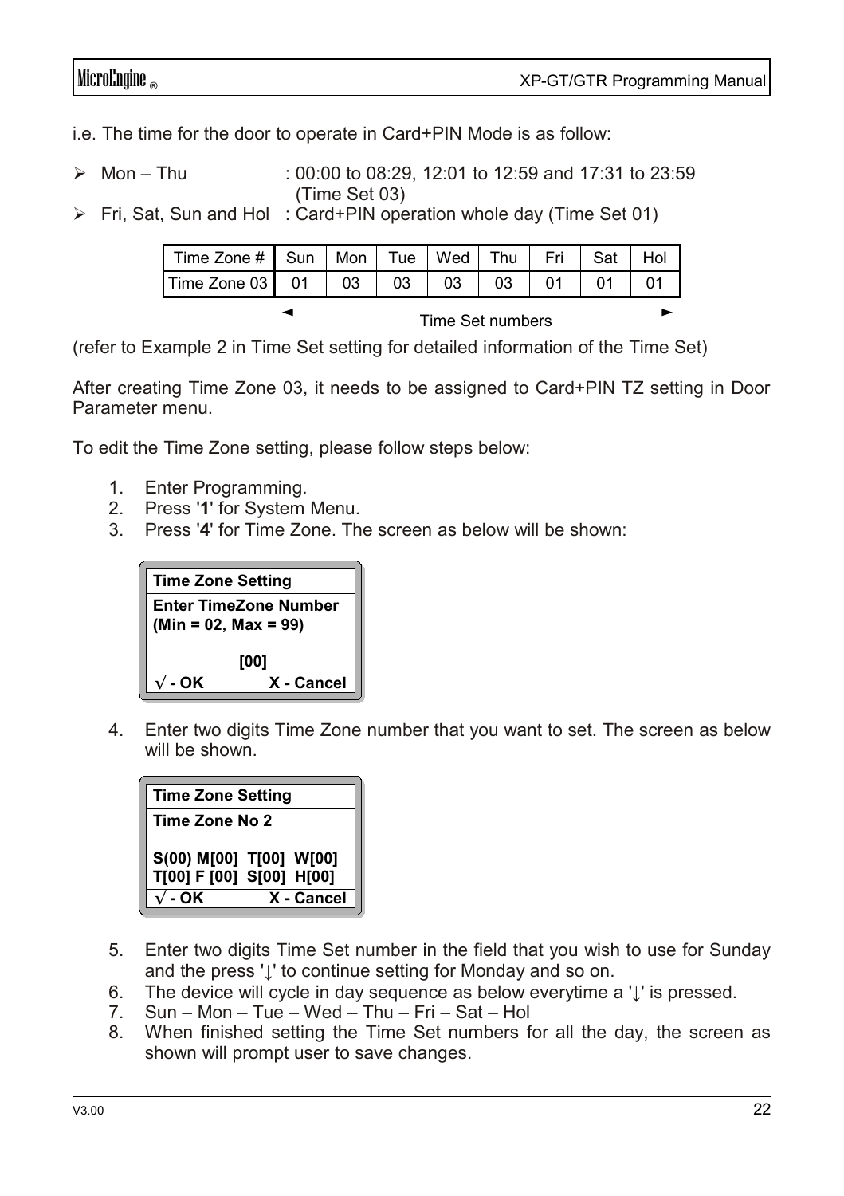i.e. The time for the door to operate in Card+PIN Mode is as follow:

- Mon – Thu : 00:00 to 08:29, 12:01 to 12:59 and 17:31 to 23:59 (Time Set 03)
- Fri, Sat, Sun and Hol : Card+PIN operation whole day (Time Set 01)

| Time Zone # | Sun | Mon | Tue | Wed | Thu | Fri | Sat | Hol |
|---|---|---|---|---|---|---|---|---|
| Time Zone 03 | 01 | 03 | 03 | 03 | 03 | 01 | 01 | 01 |

Time Set numbers

(refer to Example 2 in Time Set setting for detailed information of the Time Set)

After creating Time Zone 03, it needs to be assigned to Card+PIN TZ setting in Door Parameter menu.

To edit the Time Zone setting, please follow steps below:

1. Enter Programming.
2. Press '**1**' for System Menu.
3. Press '**4**' for Time Zone. The screen as below will be shown:

```
Time Zone Setting
Enter TimeZone Number
(Min = 02, Max = 99)

          [00]
√ - OK         X - Cancel
```

4. Enter two digits Time Zone number that you want to set. The screen as below will be shown.

```
Time Zone Setting
Time Zone No 2

S(00) M[00]  T[00]  W[00]
T[00] F [00]  S[00]  H[00]
√ - OK         X - Cancel
```

5. Enter two digits Time Set number in the field that you wish to use for Sunday and the press '↓' to continue setting for Monday and so on.
6. The device will cycle in day sequence as below everytime a '↓' is pressed.
7. Sun – Mon – Tue – Wed – Thu – Fri – Sat – Hol
8. When finished setting the Time Set numbers for all the day, the screen as shown will prompt user to save changes.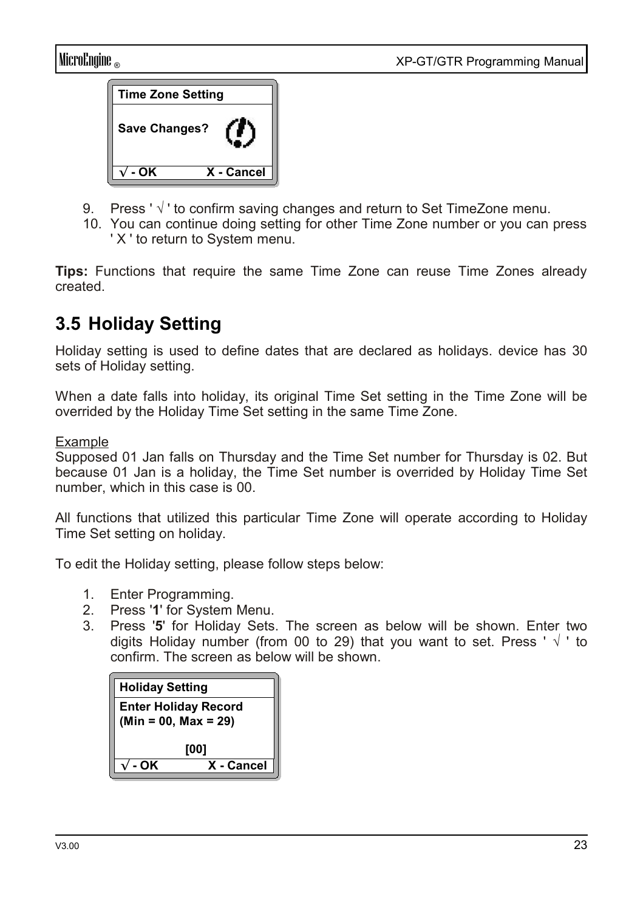| Time Zone Setting | |
|---|---|
| Save Changes? | |
| √ - OK | X - Cancel |

9. Press ' √ ' to confirm saving changes and return to Set TimeZone menu.
10. You can continue doing setting for other Time Zone number or you can press ' X ' to return to System menu.

**Tips:** Functions that require the same Time Zone can reuse Time Zones already created.

## 3.5 Holiday Setting

Holiday setting is used to define dates that are declared as holidays. device has 30 sets of Holiday setting.

When a date falls into holiday, its original Time Set setting in the Time Zone will be overrided by the Holiday Time Set setting in the same Time Zone.

Example

Supposed 01 Jan falls on Thursday and the Time Set number for Thursday is 02. But because 01 Jan is a holiday, the Time Set number is overrided by Holiday Time Set number, which in this case is 00.

All functions that utilized this particular Time Zone will operate according to Holiday Time Set setting on holiday.

To edit the Holiday setting, please follow steps below:

1. Enter Programming.
2. Press '**1**' for System Menu.
3. Press '**5**' for Holiday Sets. The screen as below will be shown. Enter two digits Holiday number (from 00 to 29) that you want to set. Press ' √ ' to confirm. The screen as below will be shown.

| Holiday Setting | |
|---|---|
| Enter Holiday Record (Min = 00, Max = 29) | |
| [00] | |
| √ - OK | X - Cancel |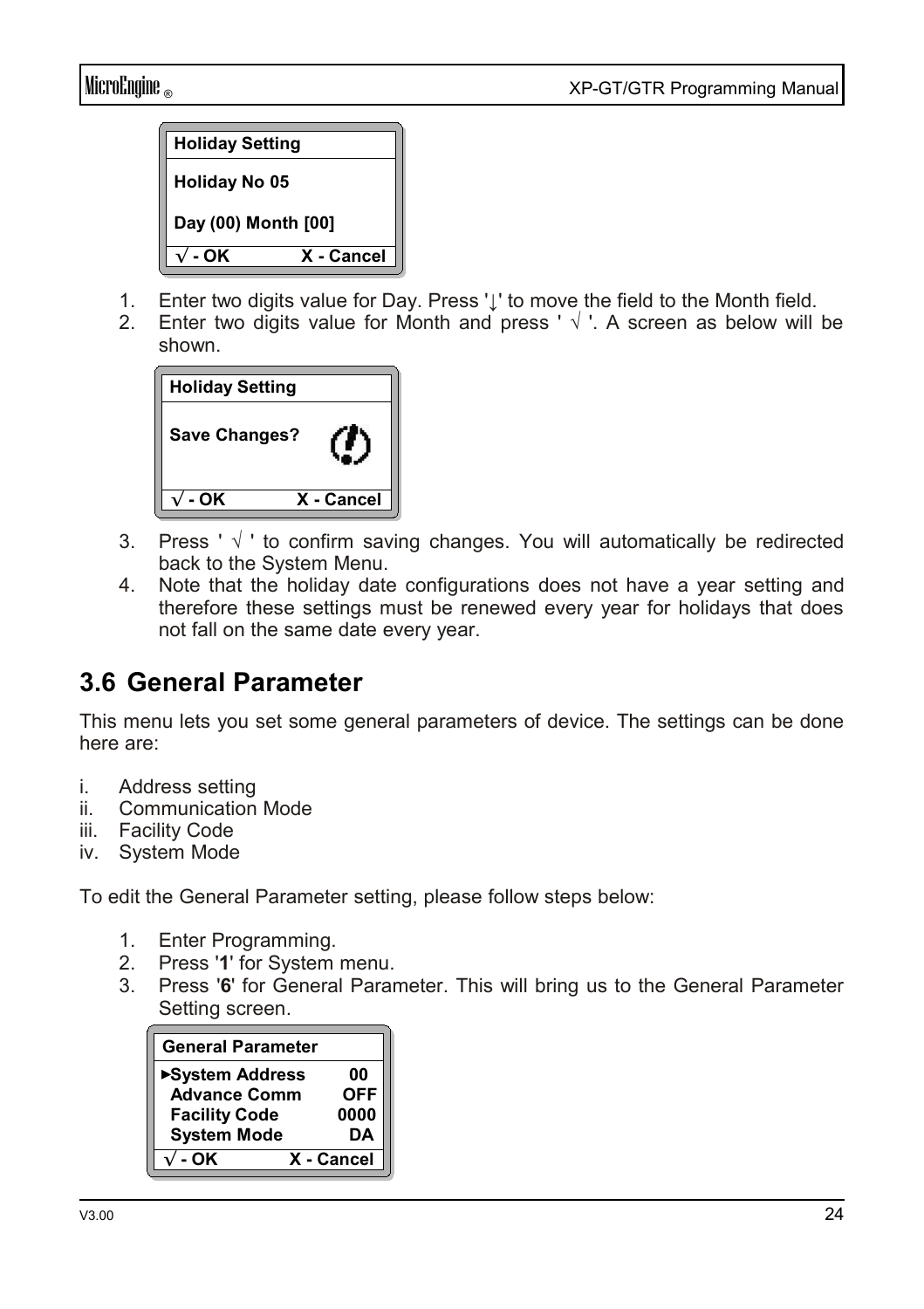**Holiday Setting**

**Holiday No 05**

**Day (00) Month [00]**

**√ - OK X - Cancel**

1. Enter two digits value for Day. Press '↓' to move the field to the Month field.
2. Enter two digits value for Month and press ' √ '. A screen as below will be shown.

**Holiday Setting**

**Save Changes?**

**√ - OK X - Cancel**

3. Press ' √ ' to confirm saving changes. You will automatically be redirected back to the System Menu.
4. Note that the holiday date configurations does not have a year setting and therefore these settings must be renewed every year for holidays that does not fall on the same date every year.

## 3.6 General Parameter

This menu lets you set some general parameters of device. The settings can be done here are:

i. Address setting
ii. Communication Mode
iii. Facility Code
iv. System Mode

To edit the General Parameter setting, please follow steps below:

1. Enter Programming.
2. Press '**1**' for System menu.
3. Press '**6**' for General Parameter. This will bring us to the General Parameter Setting screen.

**General Parameter**

| | |
|---|---|
| ►**System Address** | **00** |
| **Advance Comm** | **OFF** |
| **Facility Code** | **0000** |
| **System Mode** | **DA** |

**√ - OK X - Cancel**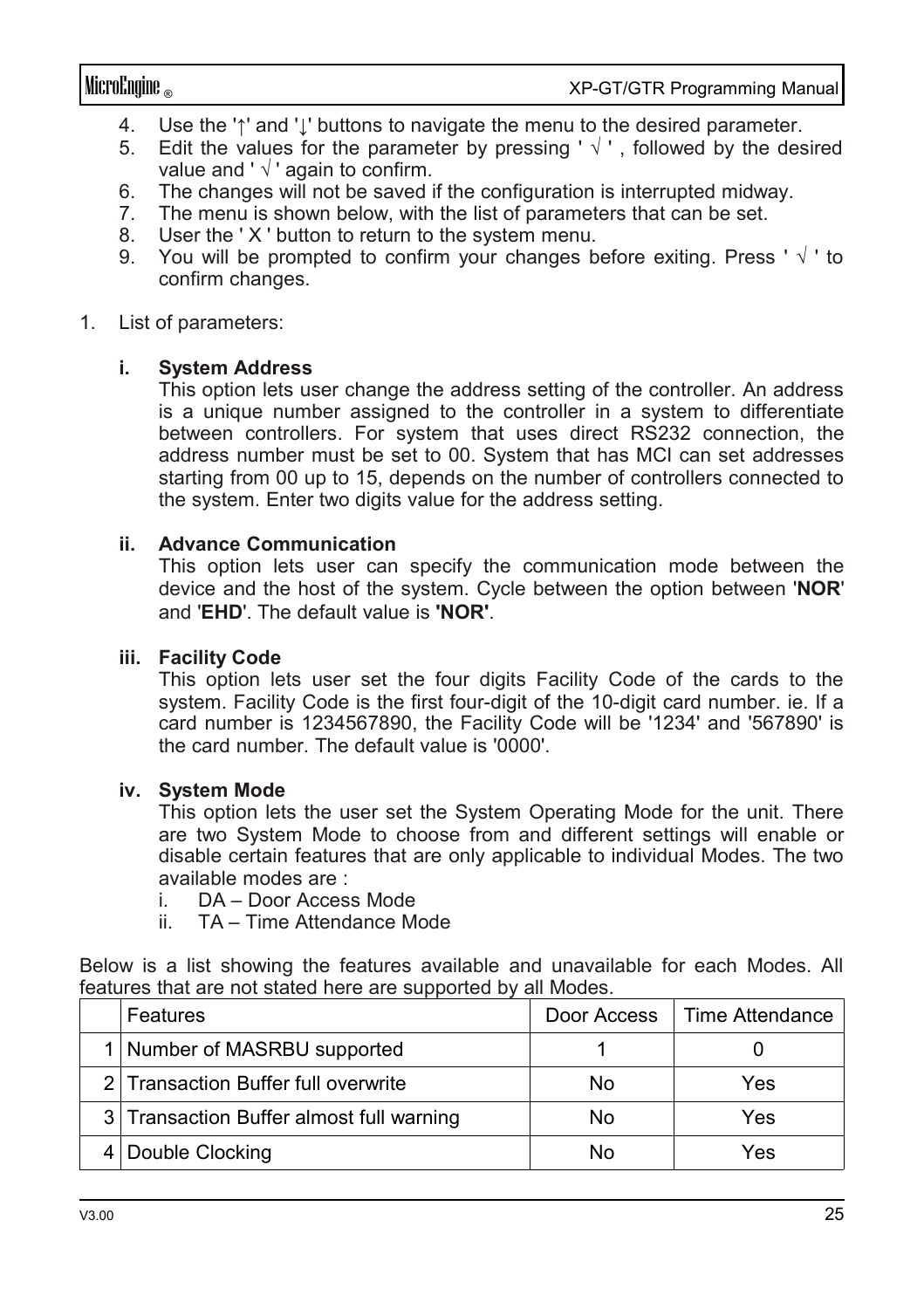4. Use the '↑' and '↓' buttons to navigate the menu to the desired parameter.
5. Edit the values for the parameter by pressing ' √ ' , followed by the desired value and ' √ ' again to confirm.
6. The changes will not be saved if the configuration is interrupted midway.
7. The menu is shown below, with the list of parameters that can be set.
8. User the ' X ' button to return to the system menu.
9. You will be prompted to confirm your changes before exiting. Press ' √ ' to confirm changes.

1. List of parameters:

   **i. System Address**
   This option lets user change the address setting of the controller. An address is a unique number assigned to the controller in a system to differentiate between controllers. For system that uses direct RS232 connection, the address number must be set to 00. System that has MCI can set addresses starting from 00 up to 15, depends on the number of controllers connected to the system. Enter two digits value for the address setting.

   **ii. Advance Communication**
   This option lets user can specify the communication mode between the device and the host of the system. Cycle between the option between '**NOR**' and '**EHD**'. The default value is **'NOR'**.

   **iii. Facility Code**
   This option lets user set the four digits Facility Code of the cards to the system. Facility Code is the first four-digit of the 10-digit card number. ie. If a card number is 1234567890, the Facility Code will be '1234' and '567890' is the card number. The default value is '0000'.

   **iv. System Mode**
   This option lets the user set the System Operating Mode for the unit. There are two System Mode to choose from and different settings will enable or disable certain features that are only applicable to individual Modes. The two available modes are :
   i. DA – Door Access Mode
   ii. TA – Time Attendance Mode

Below is a list showing the features available and unavailable for each Modes. All features that are not stated here are supported by all Modes.

| | Features | Door Access | Time Attendance |
|---|---|---|---|
| 1 | Number of MASRBU supported | 1 | 0 |
| 2 | Transaction Buffer full overwrite | No | Yes |
| 3 | Transaction Buffer almost full warning | No | Yes |
| 4 | Double Clocking | No | Yes |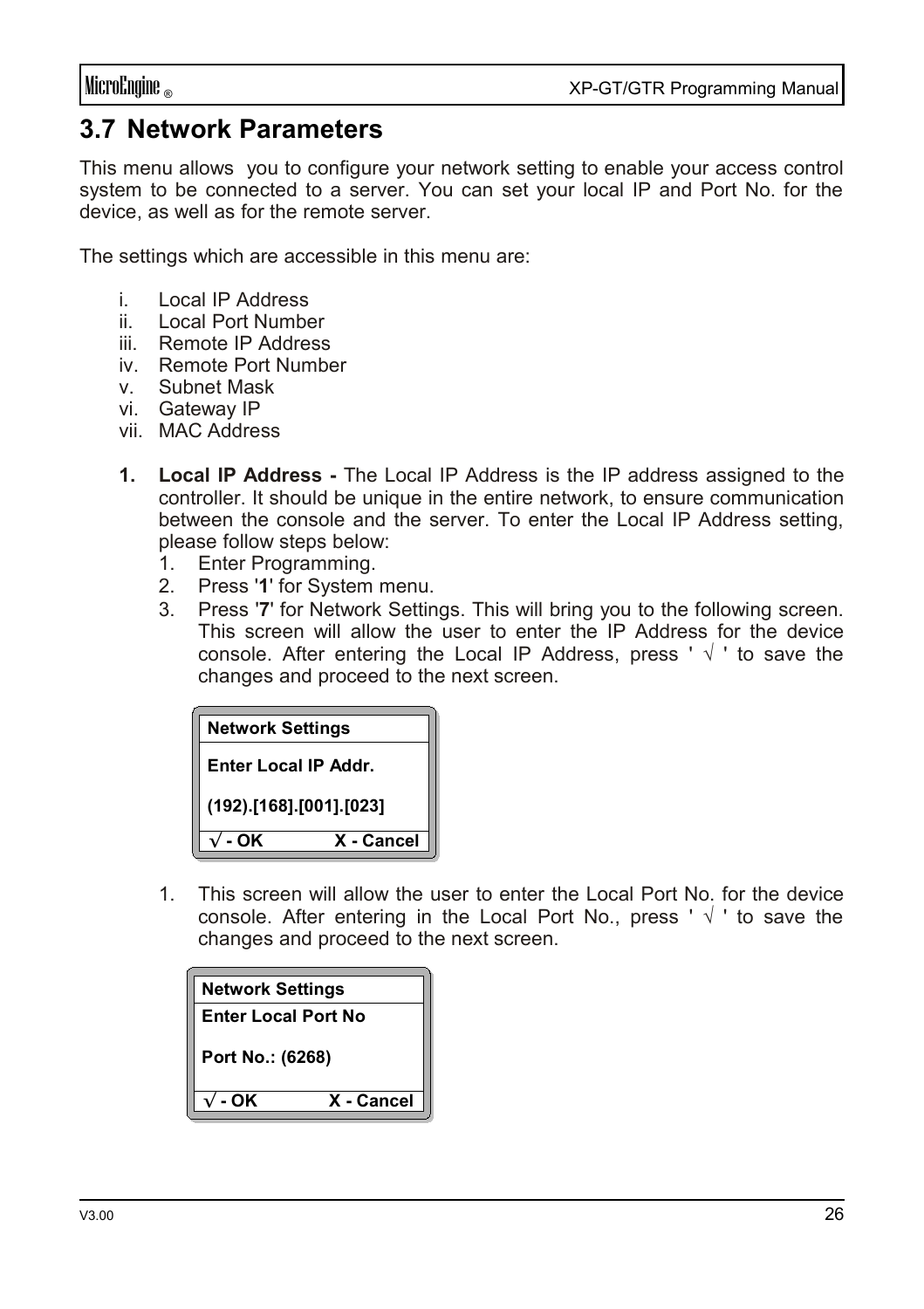## 3.7 Network Parameters

This menu allows you to configure your network setting to enable your access control system to be connected to a server. You can set your local IP and Port No. for the device, as well as for the remote server.

The settings which are accessible in this menu are:

- i. Local IP Address
- ii. Local Port Number
- iii. Remote IP Address
- iv. Remote Port Number
- v. Subnet Mask
- vi. Gateway IP
- vii. MAC Address

**1. Local IP Address -** The Local IP Address is the IP address assigned to the controller. It should be unique in the entire network, to ensure communication between the console and the server. To enter the Local IP Address setting, please follow steps below:

1. Enter Programming.
2. Press '**1**' for System menu.
3. Press '**7**' for Network Settings. This will bring you to the following screen. This screen will allow the user to enter the IP Address for the device console. After entering the Local IP Address, press ' √ ' to save the changes and proceed to the next screen.

```
Network Settings
Enter Local IP Addr.
(192).[168].[001].[023]
√ - OK            X - Cancel
```

1. This screen will allow the user to enter the Local Port No. for the device console. After entering in the Local Port No., press ' √ ' to save the changes and proceed to the next screen.

```
Network Settings
Enter Local Port No
Port No.: (6268)
√ - OK            X - Cancel
```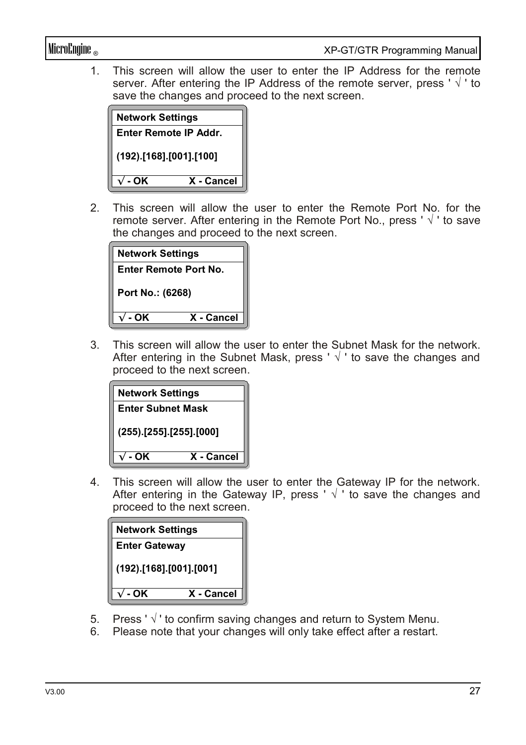1. This screen will allow the user to enter the IP Address for the remote server. After entering the IP Address of the remote server, press ' √ ' to save the changes and proceed to the next screen.

```
Network Settings
Enter Remote IP Addr.

(192).[168].[001].[100]

√ - OK          X - Cancel
```

2. This screen will allow the user to enter the Remote Port No. for the remote server. After entering in the Remote Port No., press ' √ ' to save the changes and proceed to the next screen.

```
Network Settings
Enter Remote Port No.

Port No.: (6268)

√ - OK          X - Cancel
```

3. This screen will allow the user to enter the Subnet Mask for the network. After entering in the Subnet Mask, press ' √ ' to save the changes and proceed to the next screen.

```
Network Settings
Enter Subnet Mask

(255).[255].[255].[000]

√ - OK          X - Cancel
```

4. This screen will allow the user to enter the Gateway IP for the network. After entering in the Gateway IP, press ' √ ' to save the changes and proceed to the next screen.

```
Network Settings
Enter Gateway

(192).[168].[001].[001]

√ - OK          X - Cancel
```

5. Press ' √ ' to confirm saving changes and return to System Menu.
6. Please note that your changes will only take effect after a restart.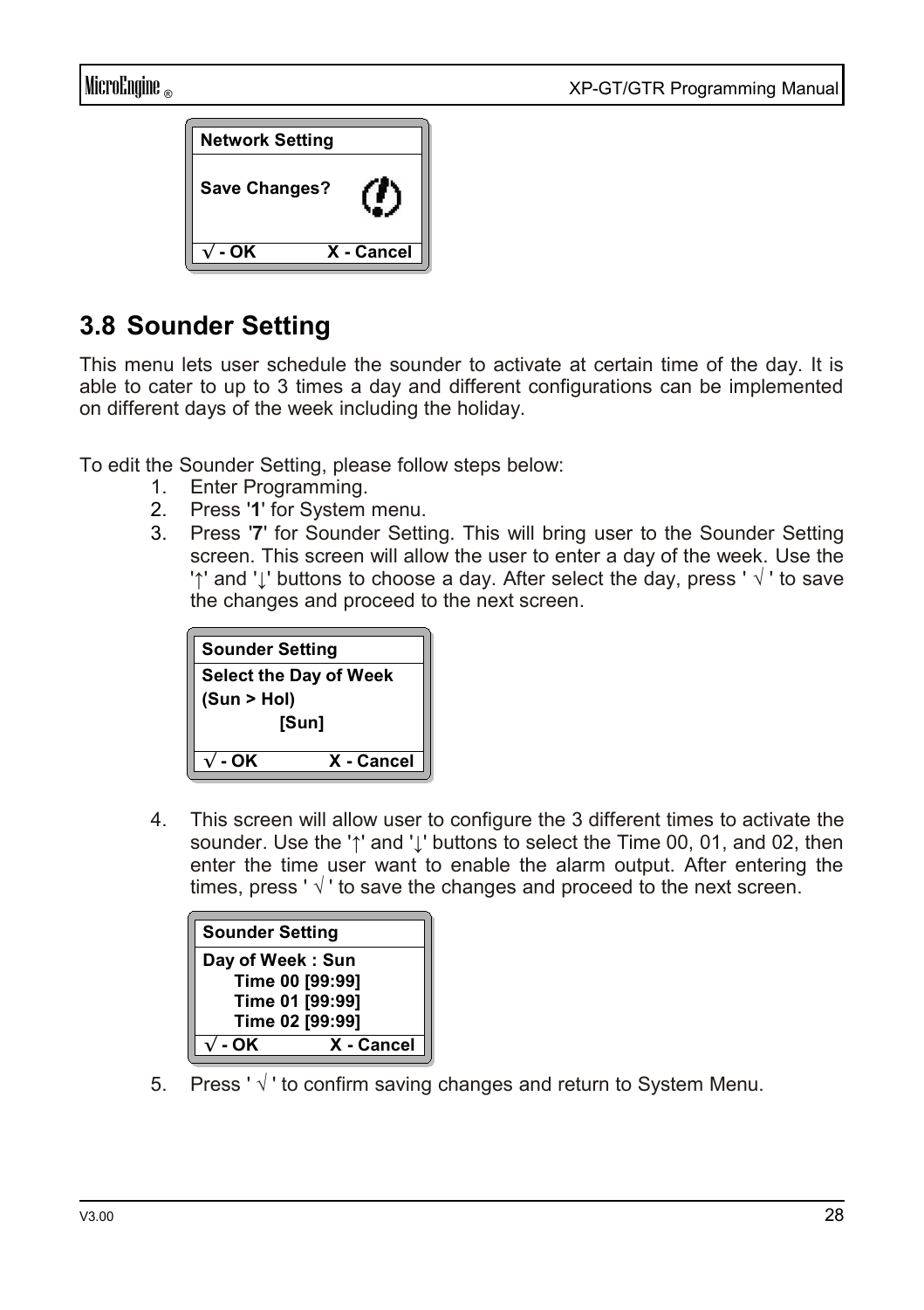```
Network Setting

Save Changes?

√ - OK            X - Cancel
```

## 3.8 Sounder Setting

This menu lets user schedule the sounder to activate at certain time of the day. It is able to cater to up to 3 times a day and different configurations can be implemented on different days of the week including the holiday.

To edit the Sounder Setting, please follow steps below:

1. Enter Programming.
2. Press '**1**' for System menu.
3. Press '**7**' for Sounder Setting. This will bring user to the Sounder Setting screen. This screen will allow the user to enter a day of the week. Use the '↑' and '↓' buttons to choose a day. After select the day, press ' √ ' to save the changes and proceed to the next screen.

```
Sounder Setting
Select the Day of Week
(Sun > Hol)
            [Sun]
√ - OK            X - Cancel
```

4. This screen will allow user to configure the 3 different times to activate the sounder. Use the '↑' and '↓' buttons to select the Time 00, 01, and 02, then enter the time user want to enable the alarm output. After entering the times, press ' √ ' to save the changes and proceed to the next screen.

```
Sounder Setting
Day of Week : Sun
     Time 00 [99:99]
     Time 01 [99:99]
     Time 02 [99:99]
√ - OK            X - Cancel
```

5. Press ' √ ' to confirm saving changes and return to System Menu.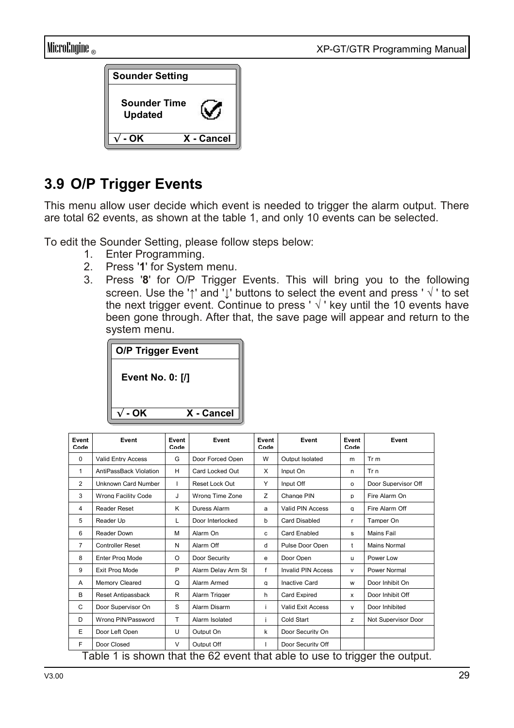**Sounder Setting**

**Sounder Time Updated**

**√ - OK X - Cancel**

## 3.9 O/P Trigger Events

This menu allow user decide which event is needed to trigger the alarm output. There are total 62 events, as shown at the table 1, and only 10 events can be selected.

To edit the Sounder Setting, please follow steps below:

1. Enter Programming.
2. Press '**1**' for System menu.
3. Press '**8**' for O/P Trigger Events. This will bring you to the following screen. Use the '↑' and '↓' buttons to select the event and press ' √ ' to set the next trigger event. Continue to press ' √ ' key until the 10 events have been gone through. After that, the save page will appear and return to the system menu.

**O/P Trigger Event**

**Event No. 0: [/]**

**√ - OK X - Cancel**

| Event Code | Event | Event Code | Event | Event Code | Event | Event Code | Event |
|---|---|---|---|---|---|---|---|
| 0 | Valid Entry Access | G | Door Forced Open | W | Output Isolated | m | Tr m |
| 1 | AntiPassBack Violation | H | Card Locked Out | X | Input On | n | Tr n |
| 2 | Unknown Card Number | I | Reset Lock Out | Y | Input Off | o | Door Supervisor Off |
| 3 | Wrong Facility Code | J | Wrong Time Zone | Z | Change PIN | p | Fire Alarm On |
| 4 | Reader Reset | K | Duress Alarm | a | Valid PIN Access | q | Fire Alarm Off |
| 5 | Reader Up | L | Door Interlocked | b | Card Disabled | r | Tamper On |
| 6 | Reader Down | M | Alarm On | c | Card Enabled | s | Mains Fail |
| 7 | Controller Reset | N | Alarm Off | d | Pulse Door Open | t | Mains Normal |
| 8 | Enter Prog Mode | O | Door Security | e | Door Open | u | Power Low |
| 9 | Exit Prog Mode | P | Alarm Delay Arm St | f | Invalid PIN Access | v | Power Normal |
| A | Memory Cleared | Q | Alarm Armed | g | Inactive Card | w | Door Inhibit On |
| B | Reset Antipassback | R | Alarm Trigger | h | Card Expired | x | Door Inhibit Off |
| C | Door Supervisor On | S | Alarm Disarm | i | Valid Exit Access | y | Door Inhibited |
| D | Wrong PIN/Password | T | Alarm Isolated | j | Cold Start | z | Not Supervisor Door |
| E | Door Left Open | U | Output On | k | Door Security On | | |
| F | Door Closed | V | Output Off | l | Door Security Off | | |

Table 1 is shown that the 62 event that able to use to trigger the output.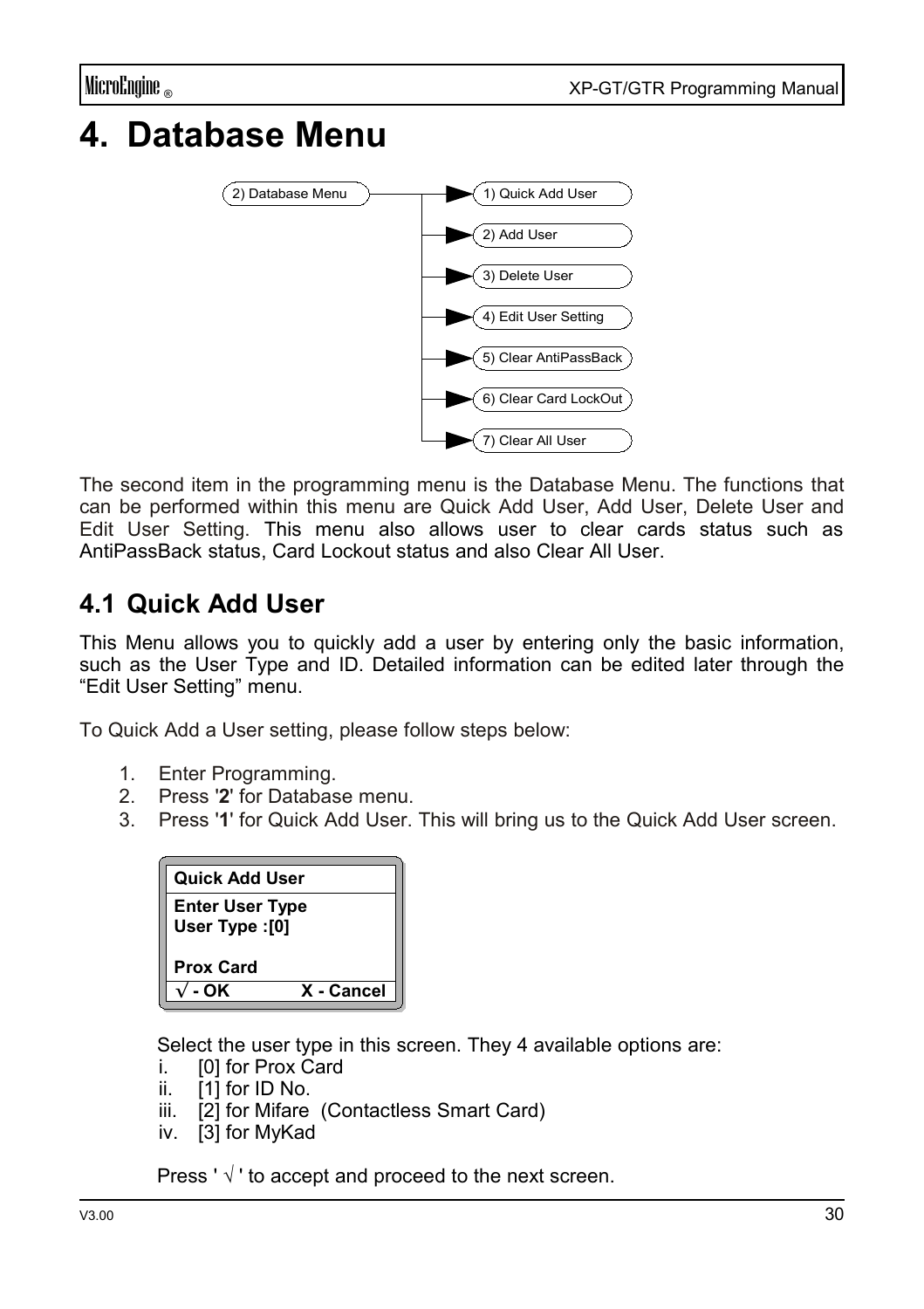# 4. Database Menu

2) Database Menu
- 1) Quick Add User
- 2) Add User
- 3) Delete User
- 4) Edit User Setting
- 5) Clear AntiPassBack
- 6) Clear Card LockOut
- 7) Clear All User

The second item in the programming menu is the Database Menu. The functions that can be performed within this menu are Quick Add User, Add User, Delete User and Edit User Setting. This menu also allows user to clear cards status such as AntiPassBack status, Card Lockout status and also Clear All User.

## 4.1 Quick Add User

This Menu allows you to quickly add a user by entering only the basic information, such as the User Type and ID. Detailed information can be edited later through the “Edit User Setting” menu.

To Quick Add a User setting, please follow steps below:

1. Enter Programming.
2. Press '**2**' for Database menu.
3. Press '**1**' for Quick Add User. This will bring us to the Quick Add User screen.

```
Quick Add User
Enter User Type
User Type :[0]

Prox Card
√ - OK          X - Cancel
```

Select the user type in this screen. They 4 available options are:

i. [0] for Prox Card
ii. [1] for ID No.
iii. [2] for Mifare (Contactless Smart Card)
iv. [3] for MyKad

Press ' √ ' to accept and proceed to the next screen.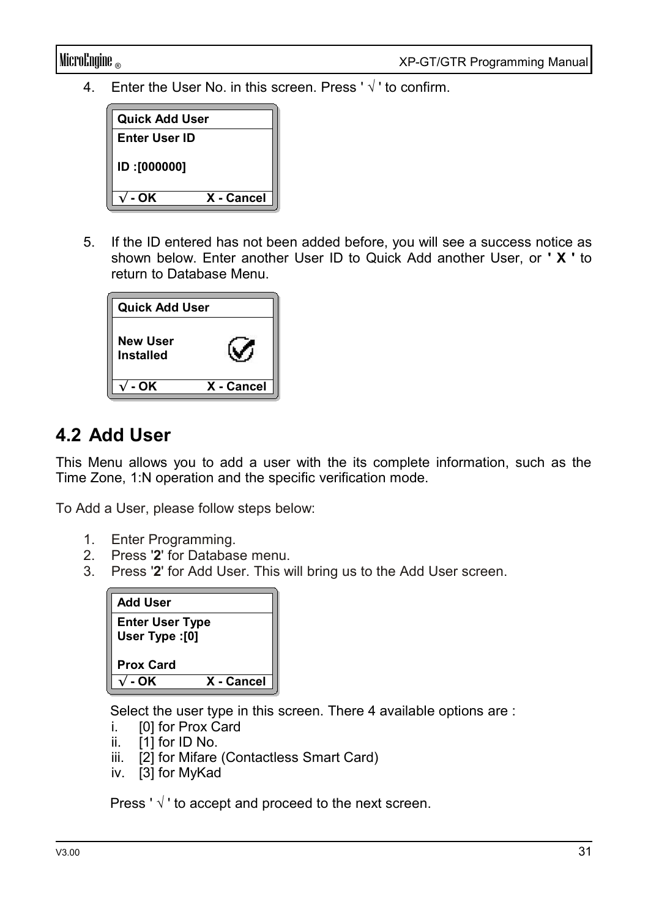4. Enter the User No. in this screen. Press ' √ ' to confirm.

```
Quick Add User
Enter User ID

ID :[000000]

√ - OK            X - Cancel
```

5. If the ID entered has not been added before, you will see a success notice as shown below. Enter another User ID to Quick Add another User, or **' X '** to return to Database Menu.

```
Quick Add User

New User
Installed

√ - OK            X - Cancel
```

## 4.2 Add User

This Menu allows you to add a user with the its complete information, such as the Time Zone, 1:N operation and the specific verification mode.

To Add a User, please follow steps below:

1. Enter Programming.
2. Press '**2**' for Database menu.
3. Press '**2**' for Add User. This will bring us to the Add User screen.

```
Add User
Enter User Type
User Type :[0]

Prox Card
√ - OK            X - Cancel
```

Select the user type in this screen. There 4 available options are :

i. [0] for Prox Card
ii. [1] for ID No.
iii. [2] for Mifare (Contactless Smart Card)
iv. [3] for MyKad

Press ' √ ' to accept and proceed to the next screen.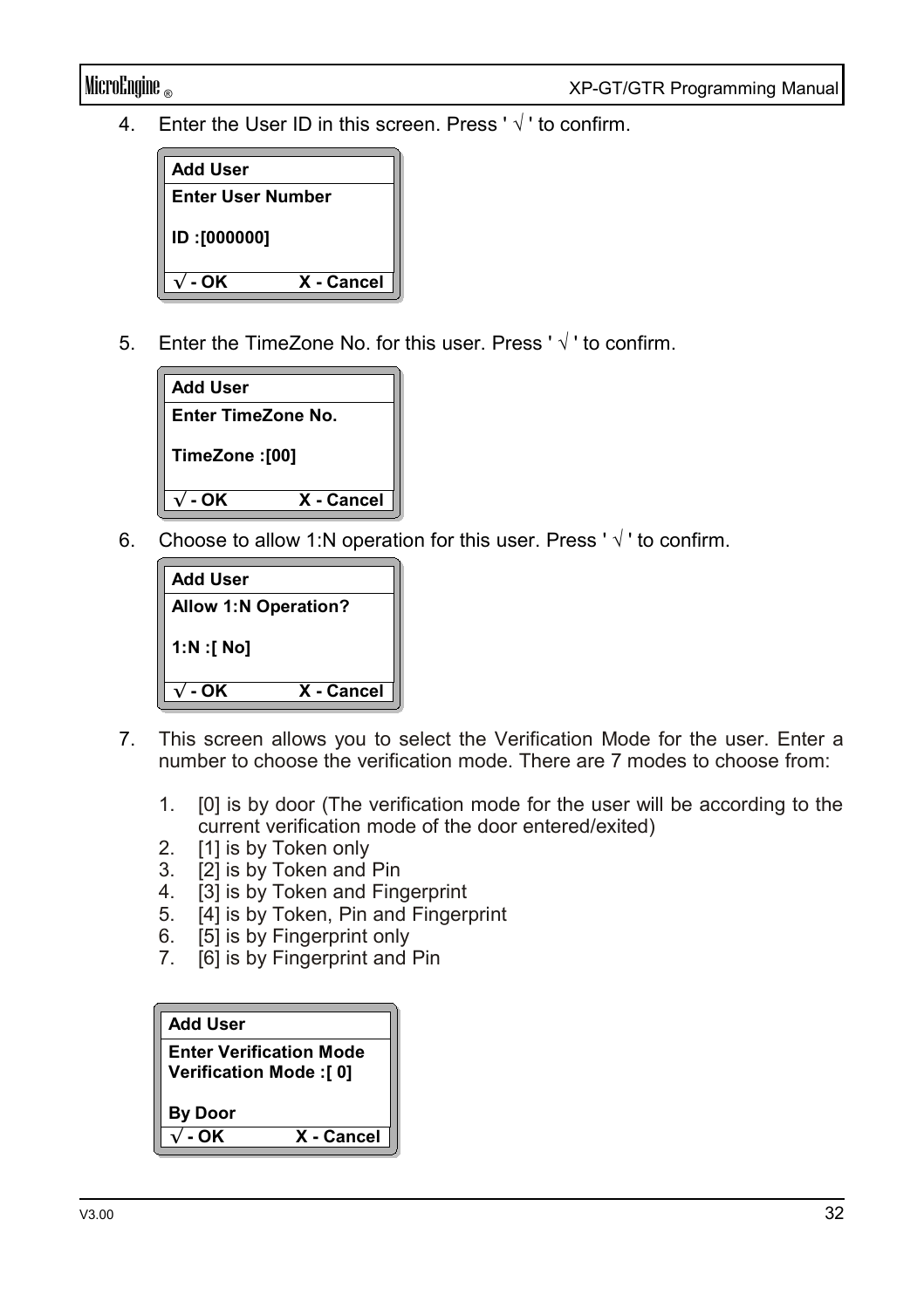4. Enter the User ID in this screen. Press ' √ ' to confirm.

```
Add User
Enter User Number

ID :[000000]

√ - OK          X - Cancel
```

5. Enter the TimeZone No. for this user. Press ' √ ' to confirm.

```
Add User
Enter TimeZone No.

TimeZone :[00]

√ - OK          X - Cancel
```

6. Choose to allow 1:N operation for this user. Press ' √ ' to confirm.

```
Add User
Allow 1:N Operation?

1:N :[ No]

√ - OK          X - Cancel
```

7. This screen allows you to select the Verification Mode for the user. Enter a number to choose the verification mode. There are 7 modes to choose from:

   1. [0] is by door (The verification mode for the user will be according to the current verification mode of the door entered/exited)
   2. [1] is by Token only
   3. [2] is by Token and Pin
   4. [3] is by Token and Fingerprint
   5. [4] is by Token, Pin and Fingerprint
   6. [5] is by Fingerprint only
   7. [6] is by Fingerprint and Pin

```
Add User
Enter Verification Mode
Verification Mode :[ 0]

By Door
√ - OK          X - Cancel
```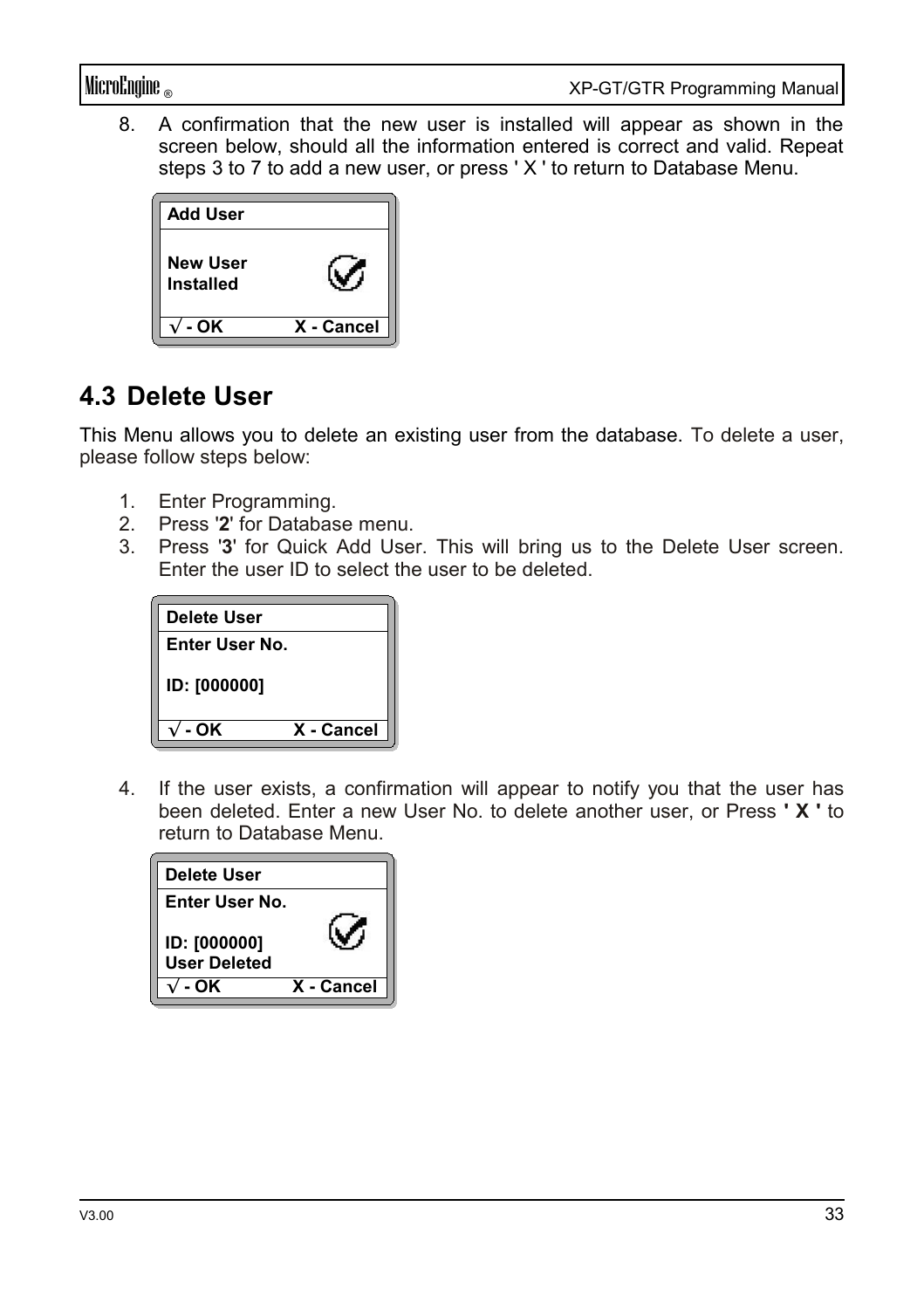8. A confirmation that the new user is installed will appear as shown in the screen below, should all the information entered is correct and valid. Repeat steps 3 to 7 to add a new user, or press ' X ' to return to Database Menu.

```
Add User

New User
Installed

√ - OK          X - Cancel
```

## 4.3 Delete User

This Menu allows you to delete an existing user from the database. To delete a user, please follow steps below:

1. Enter Programming.
2. Press '**2**' for Database menu.
3. Press '**3**' for Quick Add User. This will bring us to the Delete User screen. Enter the user ID to select the user to be deleted.

```
Delete User
Enter User No.

ID: [000000]

√ - OK          X - Cancel
```

4. If the user exists, a confirmation will appear to notify you that the user has been deleted. Enter a new User No. to delete another user, or Press **' X '** to return to Database Menu.

```
Delete User
Enter User No.

ID: [000000]
User Deleted
√ - OK          X - Cancel
```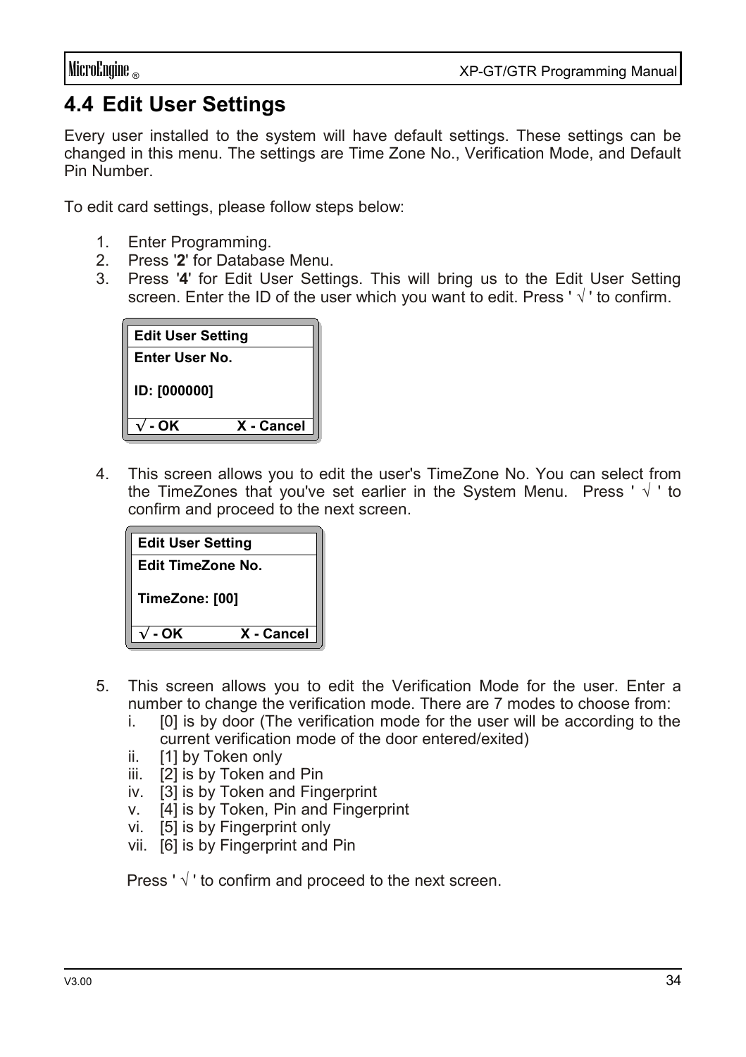## 4.4 Edit User Settings

Every user installed to the system will have default settings. These settings can be changed in this menu. The settings are Time Zone No., Verification Mode, and Default Pin Number.

To edit card settings, please follow steps below:

1. Enter Programming.
2. Press '**2**' for Database Menu.
3. Press '**4**' for Edit User Settings. This will bring us to the Edit User Setting screen. Enter the ID of the user which you want to edit. Press ' √ ' to confirm.

| **Edit User Setting** |
|---|
| **Enter User No.**<br><br>**ID: [000000]** |
| **√ - OK          X - Cancel** |

4. This screen allows you to edit the user's TimeZone No. You can select from the TimeZones that you've set earlier in the System Menu. Press ' √ ' to confirm and proceed to the next screen.

| **Edit User Setting** |
|---|
| **Edit TimeZone No.**<br><br>**TimeZone: [00]** |
| **√ - OK          X - Cancel** |

5. This screen allows you to edit the Verification Mode for the user. Enter a number to change the verification mode. There are 7 modes to choose from:
   i. [0] is by door (The verification mode for the user will be according to the current verification mode of the door entered/exited)
   ii. [1] by Token only
   iii. [2] is by Token and Pin
   iv. [3] is by Token and Fingerprint
   v. [4] is by Token, Pin and Fingerprint
   vi. [5] is by Fingerprint only
   vii. [6] is by Fingerprint and Pin

   Press ' √ ' to confirm and proceed to the next screen.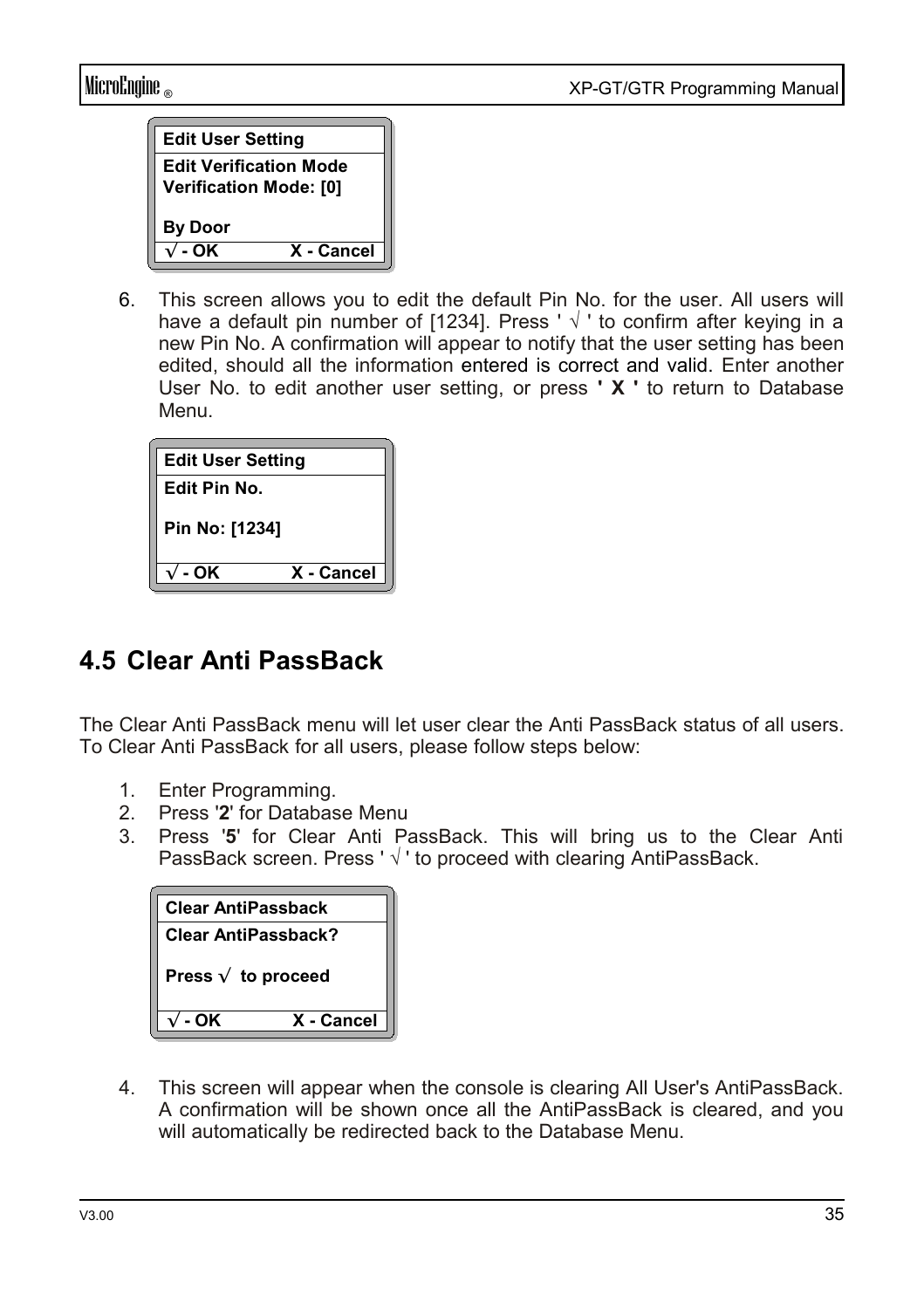| Edit User Setting | |
|---|---|
| Edit Verification Mode<br>Verification Mode: [0]<br><br>By Door | |
| √ - OK | X - Cancel |

6. This screen allows you to edit the default Pin No. for the user. All users will have a default pin number of [1234]. Press ' √ ' to confirm after keying in a new Pin No. A confirmation will appear to notify that the user setting has been edited, should all the information entered is correct and valid. Enter another User No. to edit another user setting, or press **' X '** to return to Database Menu.

| Edit User Setting | |
|---|---|
| Edit Pin No.<br><br>Pin No: [1234] | |
| √ - OK | X - Cancel |

## 4.5 Clear Anti PassBack

The Clear Anti PassBack menu will let user clear the Anti PassBack status of all users. To Clear Anti PassBack for all users, please follow steps below:

1. Enter Programming.
2. Press '**2**' for Database Menu
3. Press '**5**' for Clear Anti PassBack. This will bring us to the Clear Anti PassBack screen. Press ' √ ' to proceed with clearing AntiPassBack.

| Clear AntiPassback | |
|---|---|
| Clear AntiPassback?<br><br>Press √ to proceed | |
| √ - OK | X - Cancel |

4. This screen will appear when the console is clearing All User's AntiPassBack. A confirmation will be shown once all the AntiPassBack is cleared, and you will automatically be redirected back to the Database Menu.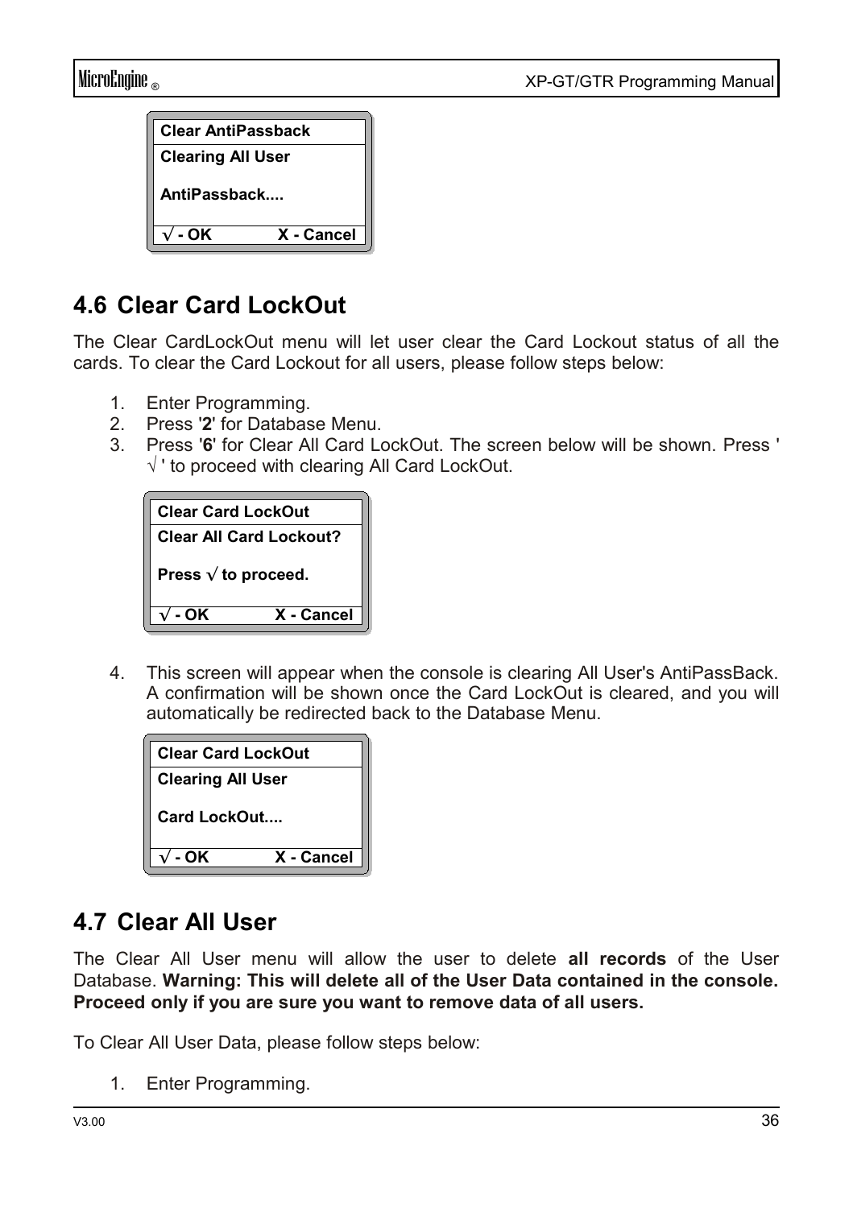| Clear AntiPassback |
| --- |
| Clearing All User<br><br>AntiPassback.... |
| √ - OK          X - Cancel |

## 4.6 Clear Card LockOut

The Clear CardLockOut menu will let user clear the Card Lockout status of all the cards. To clear the Card Lockout for all users, please follow steps below:

1. Enter Programming.
2. Press '**2**' for Database Menu.
3. Press '**6**' for Clear All Card LockOut. The screen below will be shown. Press ' √ ' to proceed with clearing All Card LockOut.

| Clear Card LockOut |
| --- |
| Clear All Card Lockout?<br><br>Press √ to proceed. |
| √ - OK          X - Cancel |

4. This screen will appear when the console is clearing All User's AntiPassBack. A confirmation will be shown once the Card LockOut is cleared, and you will automatically be redirected back to the Database Menu.

| Clear Card LockOut |
| --- |
| Clearing All User<br><br>Card LockOut.... |
| √ - OK          X - Cancel |

## 4.7 Clear All User

The Clear All User menu will allow the user to delete **all records** of the User Database. **Warning: This will delete all of the User Data contained in the console. Proceed only if you are sure you want to remove data of all users.**

To Clear All User Data, please follow steps below:

1. Enter Programming.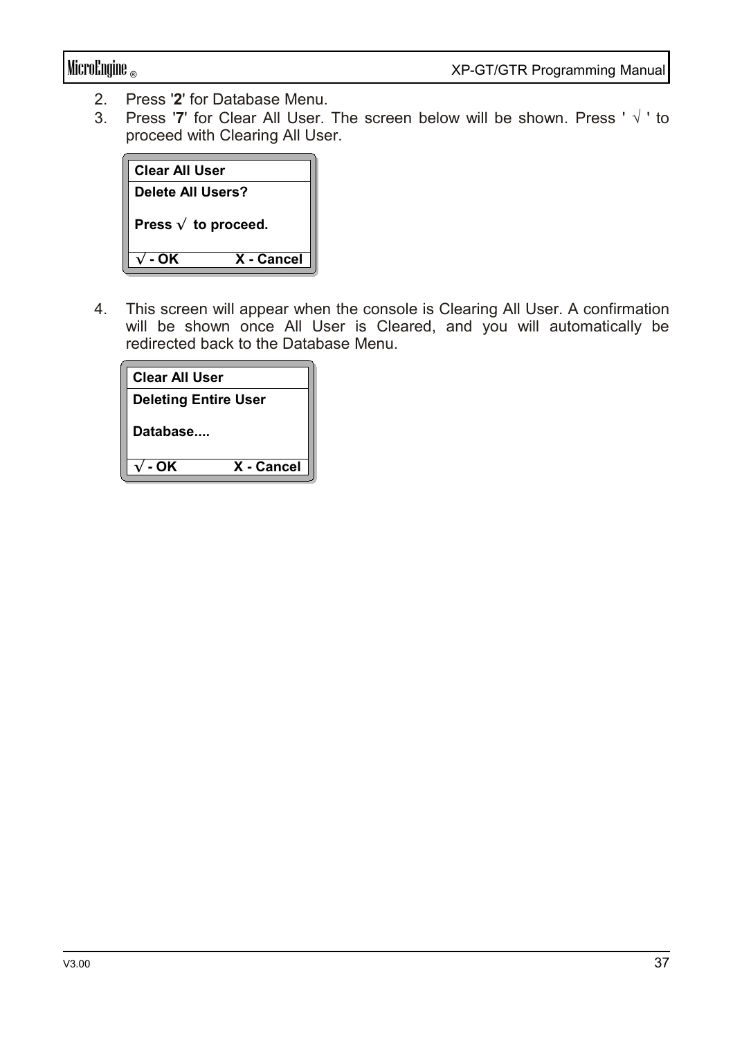2. Press '**2**' for Database Menu.
3. Press '**7**' for Clear All User. The screen below will be shown. Press ' √ ' to proceed with Clearing All User.

| **Clear All User** | |
|---|---|
| **Delete All Users?** | |
| **Press √ to proceed.** | |
| **√ - OK** | **X - Cancel** |

4. This screen will appear when the console is Clearing All User. A confirmation will be shown once All User is Cleared, and you will automatically be redirected back to the Database Menu.

| **Clear All User** | |
|---|---|
| **Deleting Entire User** | |
| **Database....** | |
| **√ - OK** | **X - Cancel** |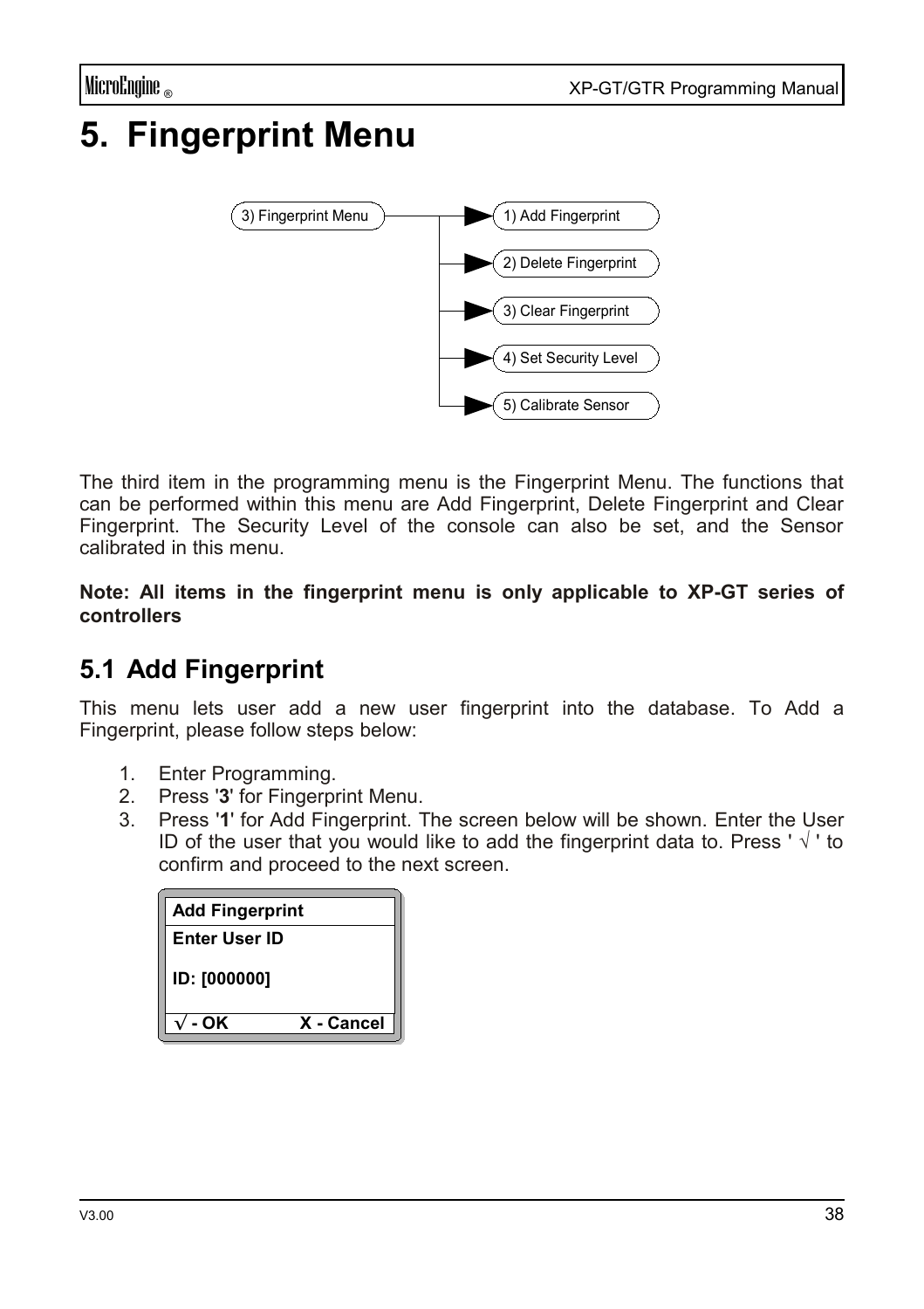# 5. Fingerprint Menu

3) Fingerprint Menu → 1) Add Fingerprint
→ 2) Delete Fingerprint
→ 3) Clear Fingerprint
→ 4) Set Security Level
→ 5) Calibrate Sensor

The third item in the programming menu is the Fingerprint Menu. The functions that can be performed within this menu are Add Fingerprint, Delete Fingerprint and Clear Fingerprint. The Security Level of the console can also be set, and the Sensor calibrated in this menu.

**Note: All items in the fingerprint menu is only applicable to XP-GT series of controllers**

## 5.1 Add Fingerprint

This menu lets user add a new user fingerprint into the database. To Add a Fingerprint, please follow steps below:

1. Enter Programming.
2. Press '**3**' for Fingerprint Menu.
3. Press '**1**' for Add Fingerprint. The screen below will be shown. Enter the User ID of the user that you would like to add the fingerprint data to. Press ' √ ' to confirm and proceed to the next screen.

```
Add Fingerprint
Enter User ID

ID: [000000]

√ - OK          X - Cancel
```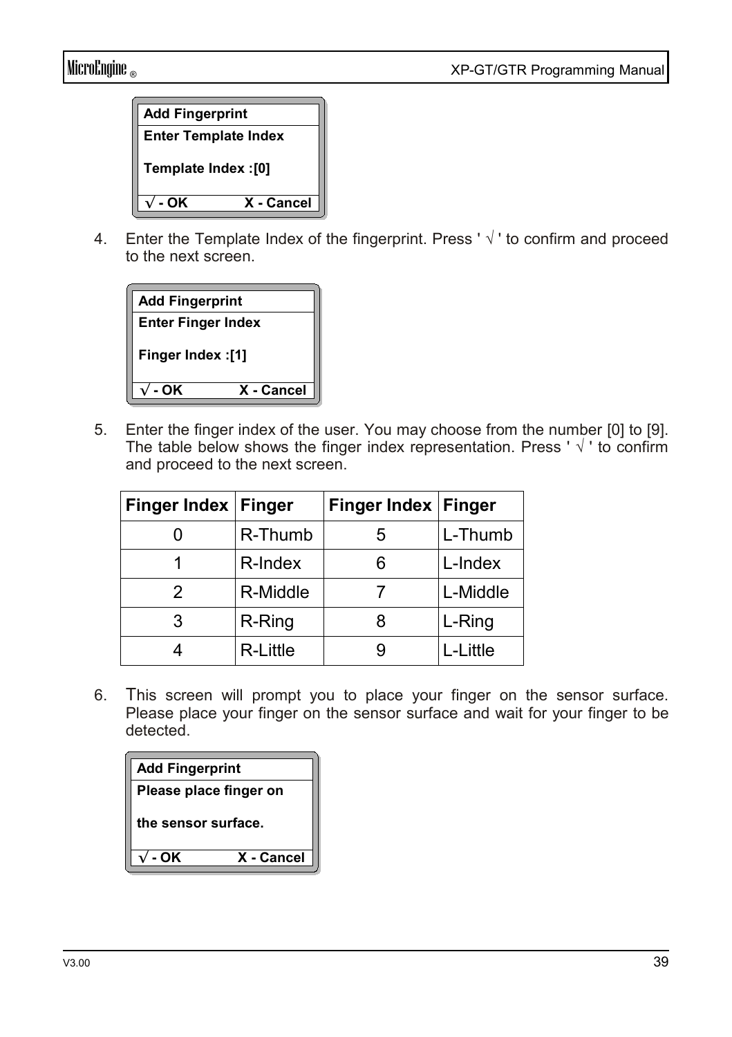| Add Fingerprint |
|---|
| Enter Template Index<br><br>Template Index :[0] |
| √ - OK            X - Cancel |

4. Enter the Template Index of the fingerprint. Press ' √ ' to confirm and proceed to the next screen.

| Add Fingerprint |
|---|
| Enter Finger Index<br><br>Finger Index :[1] |
| √ - OK            X - Cancel |

5. Enter the finger index of the user. You may choose from the number [0] to [9]. The table below shows the finger index representation. Press ' √ ' to confirm and proceed to the next screen.

| Finger Index | Finger | Finger Index | Finger |
|---|---|---|---|
| 0 | R-Thumb | 5 | L-Thumb |
| 1 | R-Index | 6 | L-Index |
| 2 | R-Middle | 7 | L-Middle |
| 3 | R-Ring | 8 | L-Ring |
| 4 | R-Little | 9 | L-Little |

6. This screen will prompt you to place your finger on the sensor surface. Please place your finger on the sensor surface and wait for your finger to be detected.

| Add Fingerprint |
|---|
| Please place finger on<br><br>the sensor surface. |
| √ - OK            X - Cancel |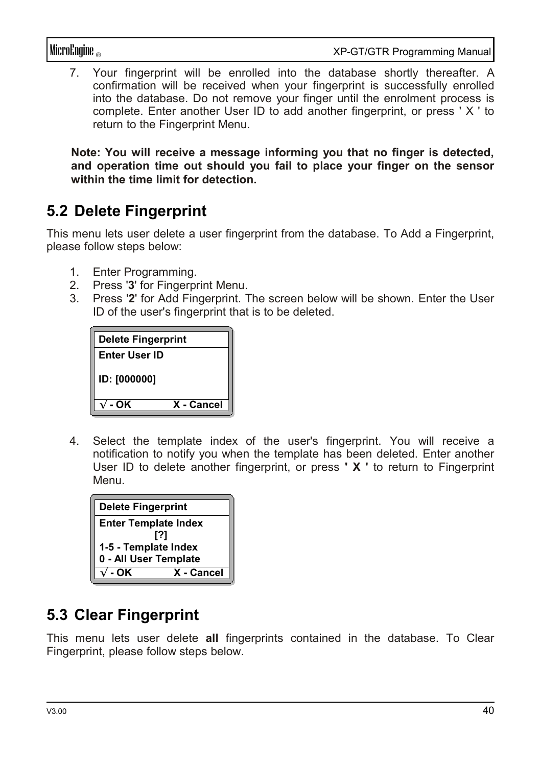7. Your fingerprint will be enrolled into the database shortly thereafter. A confirmation will be received when your fingerprint is successfully enrolled into the database. Do not remove your finger until the enrolment process is complete. Enter another User ID to add another fingerprint, or press ' X ' to return to the Fingerprint Menu.

**Note: You will receive a message informing you that no finger is detected, and operation time out should you fail to place your finger on the sensor within the time limit for detection.**

## 5.2 Delete Fingerprint

This menu lets user delete a user fingerprint from the database. To Add a Fingerprint, please follow steps below:

1. Enter Programming.
2. Press '**3**' for Fingerprint Menu.
3. Press '**2**' for Add Fingerprint. The screen below will be shown. Enter the User ID of the user's fingerprint that is to be deleted.

```
Delete Fingerprint
Enter User ID

ID: [000000]

√ - OK            X - Cancel
```

4. Select the template index of the user's fingerprint. You will receive a notification to notify you when the template has been deleted. Enter another User ID to delete another fingerprint, or press **' X '** to return to Fingerprint Menu.

```
Delete Fingerprint
Enter Template Index
           [?]
1-5 - Template Index
0 - All User Template
√ - OK            X - Cancel
```

## 5.3 Clear Fingerprint

This menu lets user delete **all** fingerprints contained in the database. To Clear Fingerprint, please follow steps below.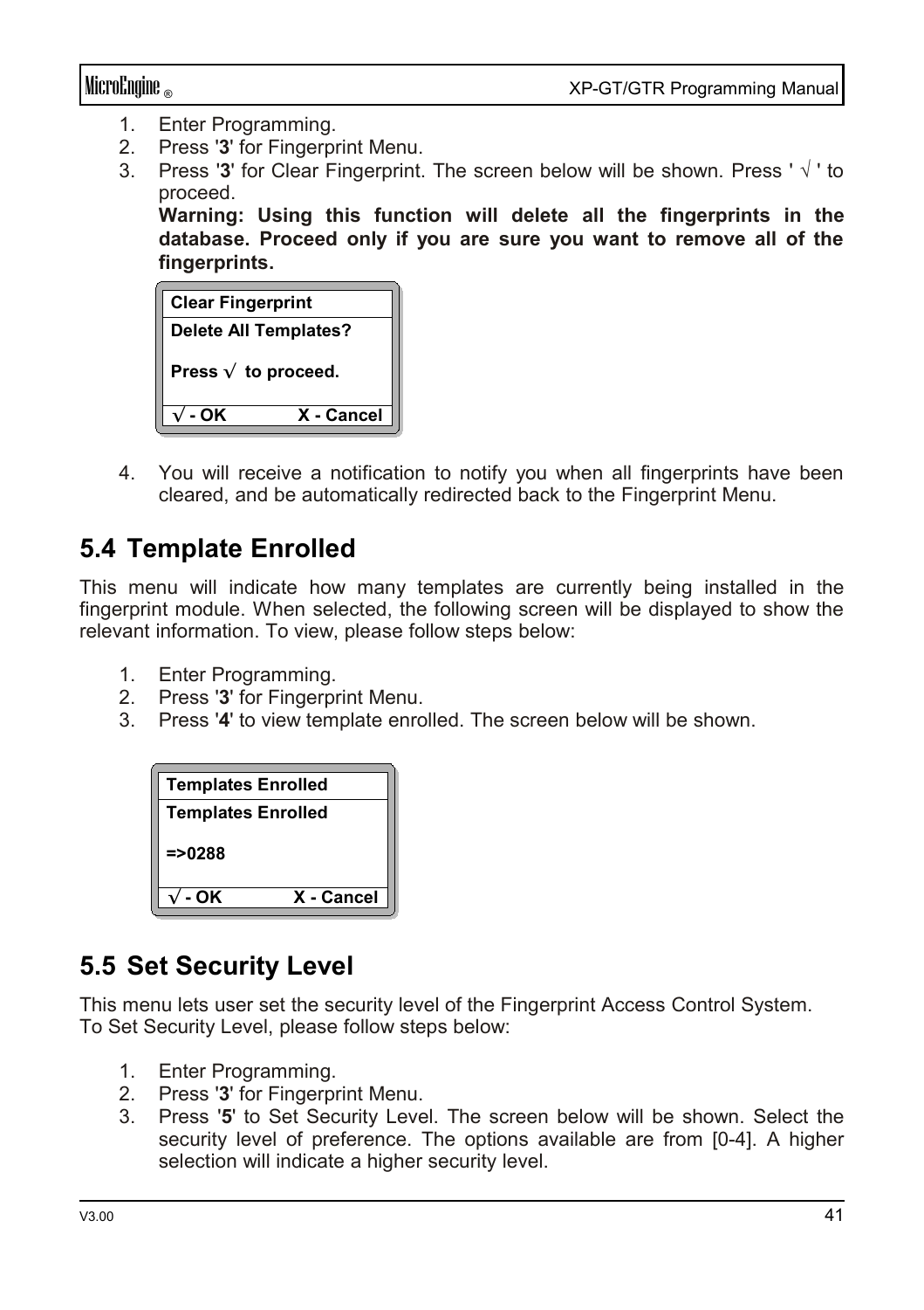1. Enter Programming.
2. Press '**3**' for Fingerprint Menu.
3. Press '**3**' for Clear Fingerprint. The screen below will be shown. Press ' √ ' to proceed.
   **Warning: Using this function will delete all the fingerprints in the database. Proceed only if you are sure you want to remove all of the fingerprints.**

   | Clear Fingerprint | |
   |---|---|
   | Delete All Templates? | |
   | Press √ to proceed. | |
   | √ - OK | X - Cancel |

4. You will receive a notification to notify you when all fingerprints have been cleared, and be automatically redirected back to the Fingerprint Menu.

## 5.4 Template Enrolled

This menu will indicate how many templates are currently being installed in the fingerprint module. When selected, the following screen will be displayed to show the relevant information. To view, please follow steps below:

1. Enter Programming.
2. Press '**3**' for Fingerprint Menu.
3. Press '**4**' to view template enrolled. The screen below will be shown.

| Templates Enrolled | |
|---|---|
| Templates Enrolled | |
| =>0288 | |
| √ - OK | X - Cancel |

## 5.5 Set Security Level

This menu lets user set the security level of the Fingerprint Access Control System.
To Set Security Level, please follow steps below:

1. Enter Programming.
2. Press '**3**' for Fingerprint Menu.
3. Press '**5**' to Set Security Level. The screen below will be shown. Select the security level of preference. The options available are from [0-4]. A higher selection will indicate a higher security level.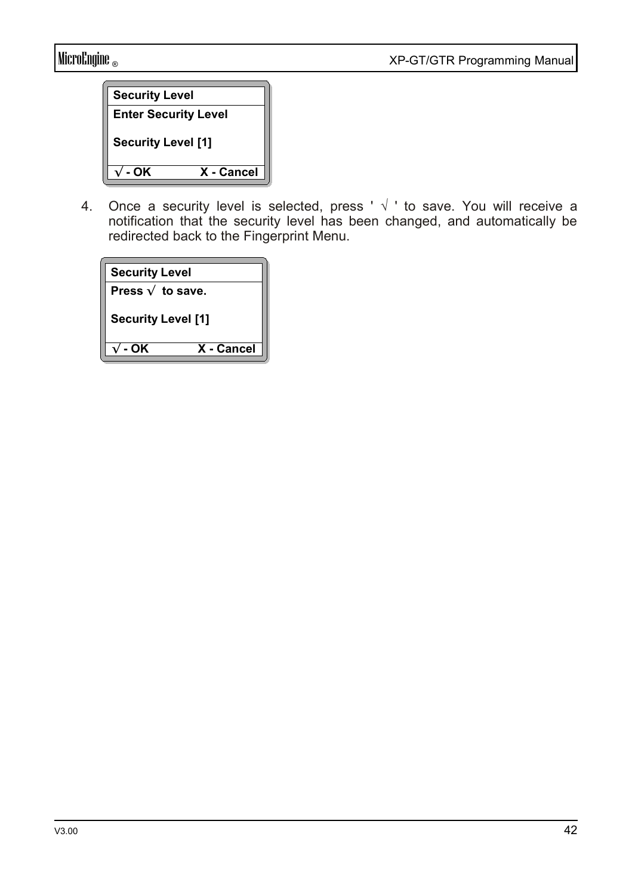| Security Level | |
|---|---|
| Enter Security Level | |
| Security Level [1] | |
| √ - OK | X - Cancel |

4. Once a security level is selected, press ' √ ' to save. You will receive a notification that the security level has been changed, and automatically be redirected back to the Fingerprint Menu.

| Security Level | |
|---|---|
| Press √ to save. | |
| Security Level [1] | |
| √ - OK | X - Cancel |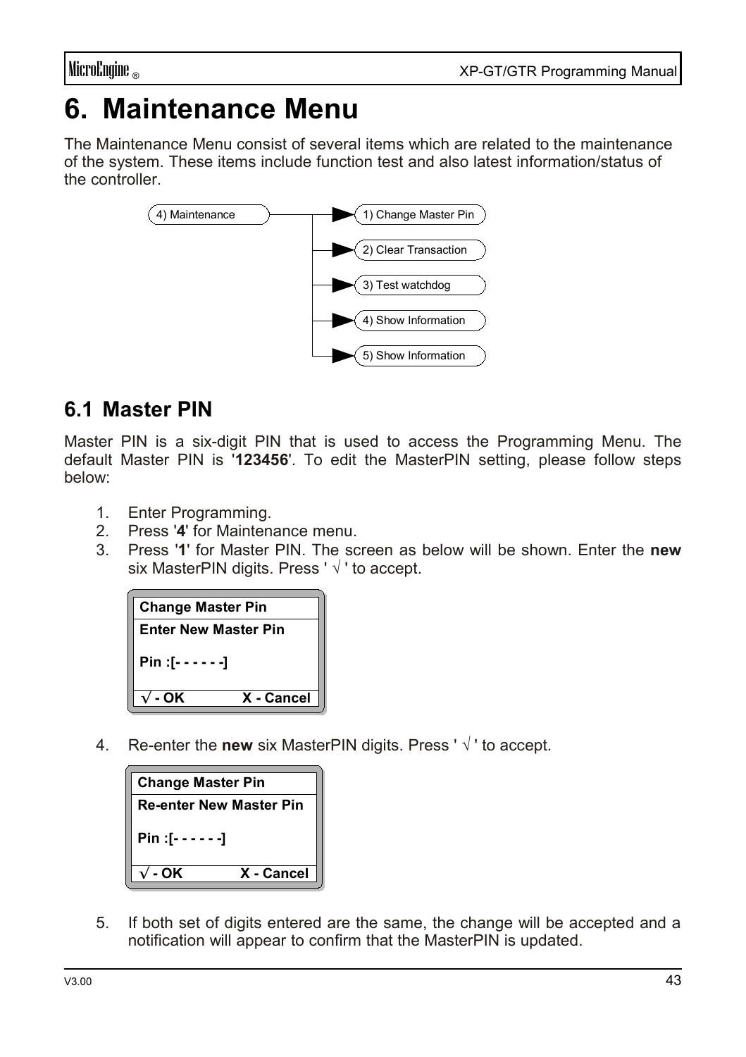# 6. Maintenance Menu

The Maintenance Menu consist of several items which are related to the maintenance of the system. These items include function test and also latest information/status of the controller.

- 4) Maintenance
  - 1) Change Master Pin
  - 2) Clear Transaction
  - 3) Test watchdog
  - 4) Show Information
  - 5) Show Information

## 6.1 Master PIN

Master PIN is a six-digit PIN that is used to access the Programming Menu. The default Master PIN is '**123456**'. To edit the MasterPIN setting, please follow steps below:

1. Enter Programming.
2. Press '**4**' for Maintenance menu.
3. Press '**1**' for Master PIN. The screen as below will be shown. Enter the **new** six MasterPIN digits. Press ' √ ' to accept.

```
Change Master Pin
Enter New Master Pin

Pin :[- - - - - -]

√ - OK          X - Cancel
```

4. Re-enter the **new** six MasterPIN digits. Press ' √ ' to accept.

```
Change Master Pin
Re-enter New Master Pin

Pin :[- - - - - -]

√ - OK          X - Cancel
```

5. If both set of digits entered are the same, the change will be accepted and a notification will appear to confirm that the MasterPIN is updated.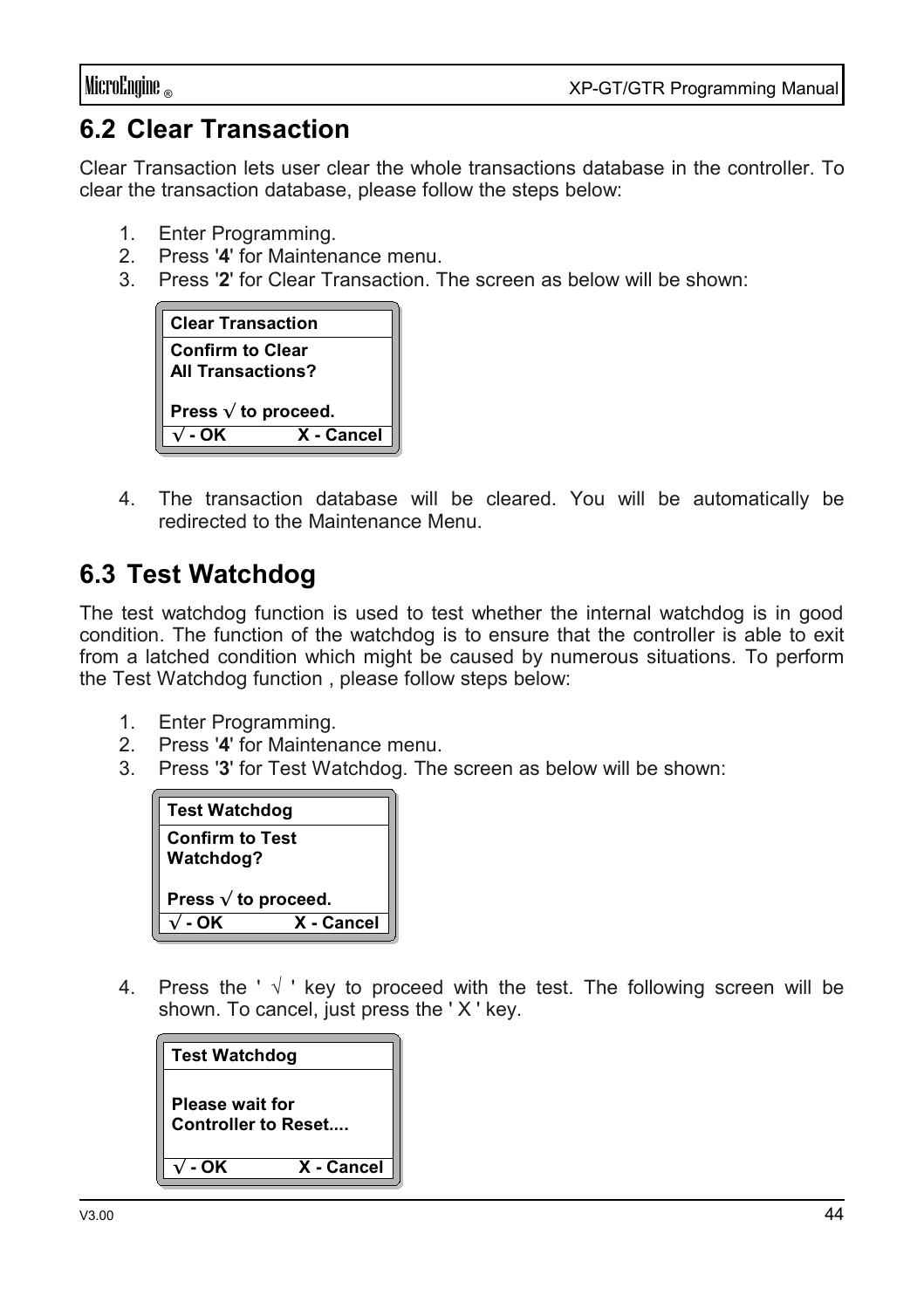## 6.2 Clear Transaction

Clear Transaction lets user clear the whole transactions database in the controller. To clear the transaction database, please follow the steps below:

1. Enter Programming.
2. Press '**4**' for Maintenance menu.
3. Press '**2**' for Clear Transaction. The screen as below will be shown:

```
Clear Transaction
Confirm to Clear
All Transactions?

Press √ to proceed.
√ - OK          X - Cancel
```

4. The transaction database will be cleared. You will be automatically be redirected to the Maintenance Menu.

## 6.3 Test Watchdog

The test watchdog function is used to test whether the internal watchdog is in good condition. The function of the watchdog is to ensure that the controller is able to exit from a latched condition which might be caused by numerous situations. To perform the Test Watchdog function , please follow steps below:

1. Enter Programming.
2. Press '**4**' for Maintenance menu.
3. Press '**3**' for Test Watchdog. The screen as below will be shown:

```
Test Watchdog
Confirm to Test
Watchdog?

Press √ to proceed.
√ - OK          X - Cancel
```

4. Press the ' √ ' key to proceed with the test. The following screen will be shown. To cancel, just press the ' X ' key.

```
Test Watchdog

Please wait for
Controller to Reset....

√ - OK          X - Cancel
```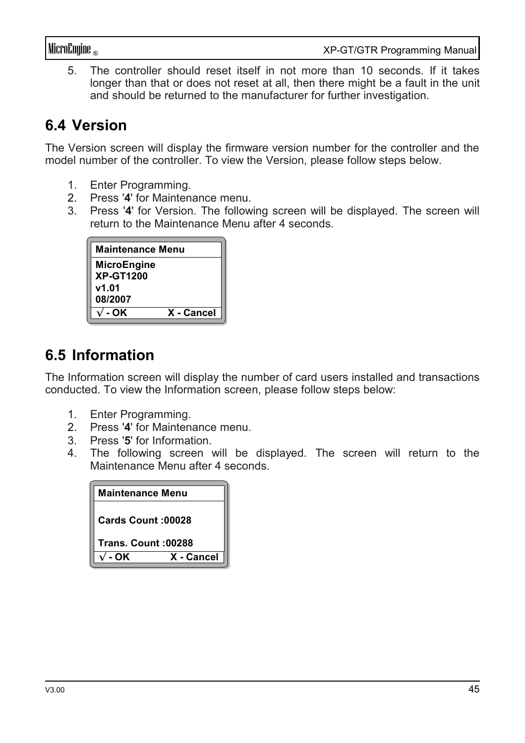5. The controller should reset itself in not more than 10 seconds. If it takes longer than that or does not reset at all, then there might be a fault in the unit and should be returned to the manufacturer for further investigation.

## 6.4 Version

The Version screen will display the firmware version number for the controller and the model number of the controller. To view the Version, please follow steps below.

1. Enter Programming.
2. Press '**4**' for Maintenance menu.
3. Press '**4**' for Version. The following screen will be displayed. The screen will return to the Maintenance Menu after 4 seconds.

```
Maintenance Menu
MicroEngine
XP-GT1200
v1.01
08/2007
√ - OK          X - Cancel
```

## 6.5 Information

The Information screen will display the number of card users installed and transactions conducted. To view the Information screen, please follow steps below:

1. Enter Programming.
2. Press '**4**' for Maintenance menu.
3. Press '**5**' for Information.
4. The following screen will be displayed. The screen will return to the Maintenance Menu after 4 seconds.

```
Maintenance Menu

Cards Count :00028

Trans. Count :00288
√ - OK          X - Cancel
```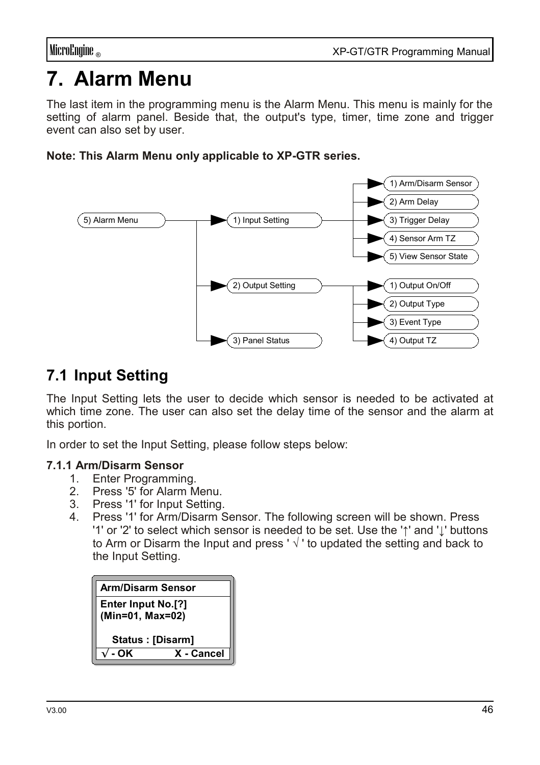# 7. Alarm Menu

The last item in the programming menu is the Alarm Menu. This menu is mainly for the setting of alarm panel. Beside that, the output's type, timer, time zone and trigger event can also set by user.

**Note: This Alarm Menu only applicable to XP-GTR series.**

- 5) Alarm Menu
  - 1) Input Setting
    - 1) Arm/Disarm Sensor
    - 2) Arm Delay
    - 3) Trigger Delay
    - 4) Sensor Arm TZ
    - 5) View Sensor State
  - 2) Output Setting
    - 1) Output On/Off
    - 2) Output Type
    - 3) Event Type
    - 4) Output TZ
  - 3) Panel Status

## 7.1 Input Setting

The Input Setting lets the user to decide which sensor is needed to be activated at which time zone. The user can also set the delay time of the sensor and the alarm at this portion.

In order to set the Input Setting, please follow steps below:

### 7.1.1 Arm/Disarm Sensor

1. Enter Programming.
2. Press '5' for Alarm Menu.
3. Press '1' for Input Setting.
4. Press '1' for Arm/Disarm Sensor. The following screen will be shown. Press '1' or '2' to select which sensor is needed to be set. Use the '↑' and '↓' buttons to Arm or Disarm the Input and press ' √ ' to updated the setting and back to the Input Setting.

```
Arm/Disarm Sensor
Enter Input No.[?]
(Min=01, Max=02)

   Status : [Disarm]
√ - OK          X - Cancel
```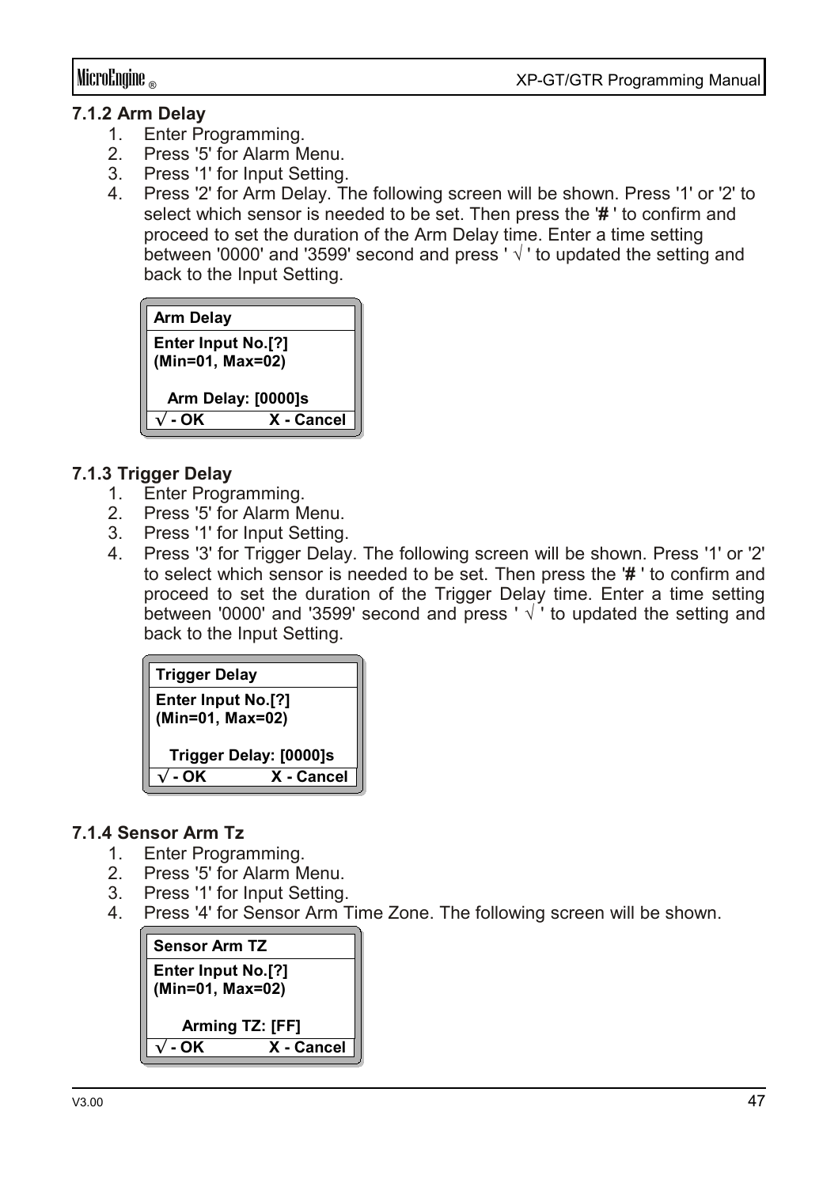### 7.1.2 Arm Delay

1. Enter Programming.
2. Press '5' for Alarm Menu.
3. Press '1' for Input Setting.
4. Press '2' for Arm Delay. The following screen will be shown. Press '1' or '2' to select which sensor is needed to be set. Then press the '**#**' to confirm and proceed to set the duration of the Arm Delay time. Enter a time setting between '0000' and '3599' second and press ' √ ' to updated the setting and back to the Input Setting.

| **Arm Delay** | |
|---|---|
| **Enter Input No.[?]** | |
| **(Min=01, Max=02)** | |
| **Arm Delay: [0000]s** | |
| **√ - OK** | **X - Cancel** |

### 7.1.3 Trigger Delay

1. Enter Programming.
2. Press '5' for Alarm Menu.
3. Press '1' for Input Setting.
4. Press '3' for Trigger Delay. The following screen will be shown. Press '1' or '2' to select which sensor is needed to be set. Then press the '**#**' to confirm and proceed to set the duration of the Trigger Delay time. Enter a time setting between '0000' and '3599' second and press ' √ ' to updated the setting and back to the Input Setting.

| **Trigger Delay** | |
|---|---|
| **Enter Input No.[?]** | |
| **(Min=01, Max=02)** | |
| **Trigger Delay: [0000]s** | |
| **√ - OK** | **X - Cancel** |

### 7.1.4 Sensor Arm Tz

1. Enter Programming.
2. Press '5' for Alarm Menu.
3. Press '1' for Input Setting.
4. Press '4' for Sensor Arm Time Zone. The following screen will be shown.

| **Sensor Arm TZ** | |
|---|---|
| **Enter Input No.[?]** | |
| **(Min=01, Max=02)** | |
| **Arming TZ: [FF]** | |
| **√ - OK** | **X - Cancel** |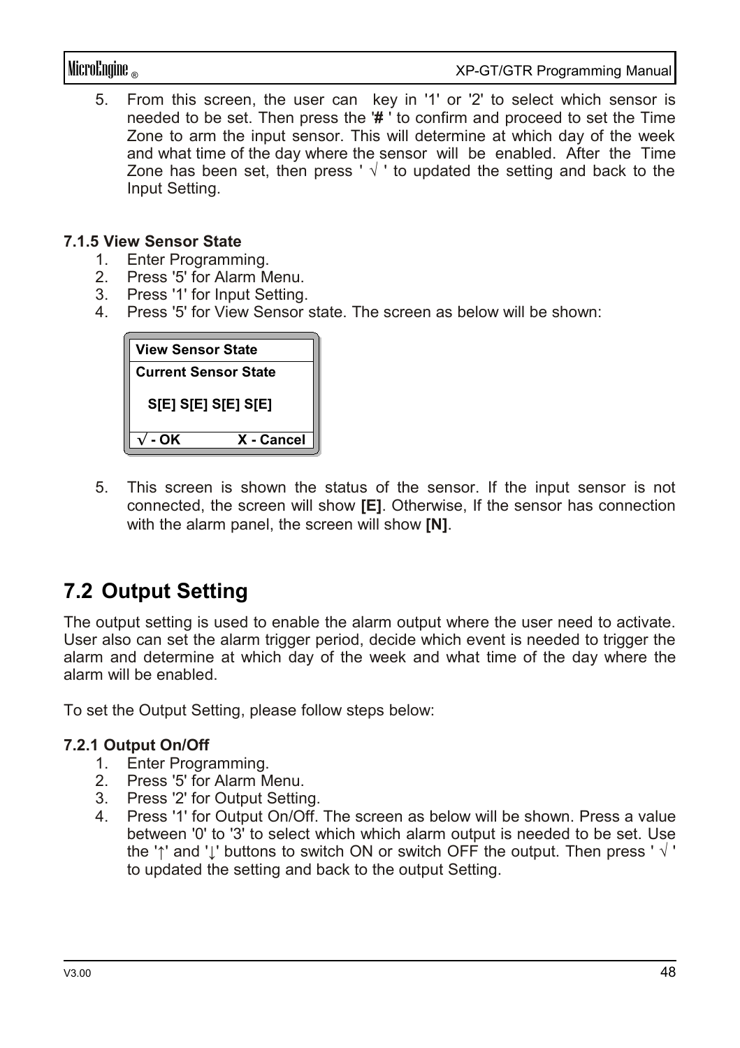5. From this screen, the user can key in '1' or '2' to select which sensor is needed to be set. Then press the '**#** ' to confirm and proceed to set the Time Zone to arm the input sensor. This will determine at which day of the week and what time of the day where the sensor will be enabled. After the Time Zone has been set, then press ' √ ' to updated the setting and back to the Input Setting.

### 7.1.5 View Sensor State

1. Enter Programming.
2. Press '5' for Alarm Menu.
3. Press '1' for Input Setting.
4. Press '5' for View Sensor state. The screen as below will be shown:

| **View Sensor State** | |
|---|---|
| **Current Sensor State** | |
| **S[E] S[E] S[E] S[E]** | |
| **√ - OK** | **X - Cancel** |

5. This screen is shown the status of the sensor. If the input sensor is not connected, the screen will show **[E]**. Otherwise, If the sensor has connection with the alarm panel, the screen will show **[N]**.

## 7.2 Output Setting

The output setting is used to enable the alarm output where the user need to activate. User also can set the alarm trigger period, decide which event is needed to trigger the alarm and determine at which day of the week and what time of the day where the alarm will be enabled.

To set the Output Setting, please follow steps below:

### 7.2.1 Output On/Off

1. Enter Programming.
2. Press '5' for Alarm Menu.
3. Press '2' for Output Setting.
4. Press '1' for Output On/Off. The screen as below will be shown. Press a value between '0' to '3' to select which which alarm output is needed to be set. Use the '↑' and '↓' buttons to switch ON or switch OFF the output. Then press ' √ ' to updated the setting and back to the output Setting.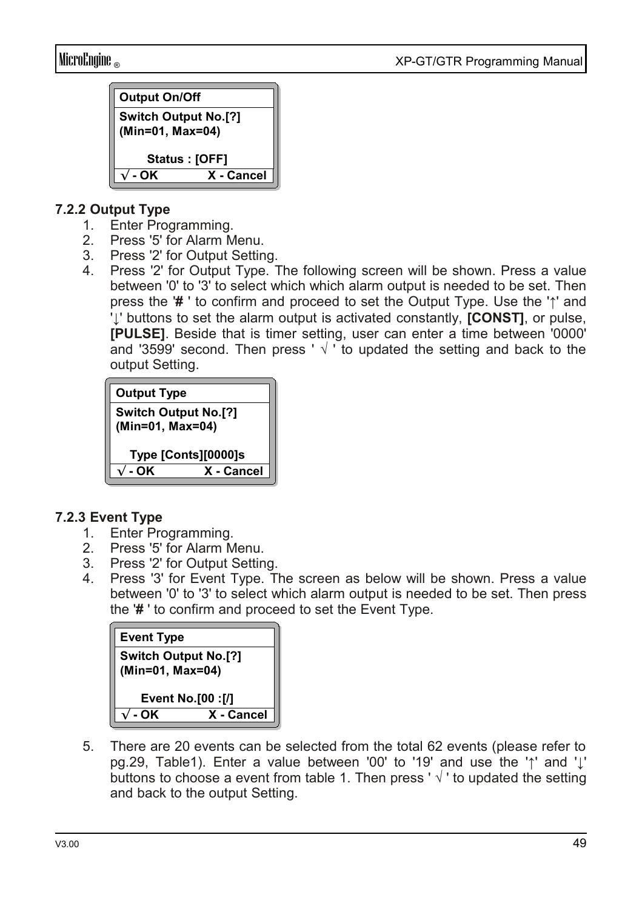| Output On/Off |
| --- |
| Switch Output No.[?] (Min=01, Max=04) |
| Status : [OFF] |
| √ - OK X - Cancel |

### 7.2.2 Output Type

1. Enter Programming.
2. Press '5' for Alarm Menu.
3. Press '2' for Output Setting.
4. Press '2' for Output Type. The following screen will be shown. Press a value between '0' to '3' to select which which alarm output is needed to be set. Then press the '**#** ' to confirm and proceed to set the Output Type. Use the '↑' and '↓' buttons to set the alarm output is activated constantly, **[CONST]**, or pulse, **[PULSE]**. Beside that is timer setting, user can enter a time between '0000' and '3599' second. Then press ' √ ' to updated the setting and back to the output Setting.

| Output Type |
| --- |
| Switch Output No.[?] (Min=01, Max=04) |
| Type [Conts][0000]s |
| √ - OK X - Cancel |

### 7.2.3 Event Type

1. Enter Programming.
2. Press '5' for Alarm Menu.
3. Press '2' for Output Setting.
4. Press '3' for Event Type. The screen as below will be shown. Press a value between '0' to '3' to select which alarm output is needed to be set. Then press the '**#** ' to confirm and proceed to set the Event Type.

| Event Type |
| --- |
| Switch Output No.[?] (Min=01, Max=04) |
| Event No.[00 :[/] |
| √ - OK X - Cancel |

5. There are 20 events can be selected from the total 62 events (please refer to pg.29, Table1). Enter a value between '00' to '19' and use the '↑' and '↓' buttons to choose a event from table 1. Then press ' √ ' to updated the setting and back to the output Setting.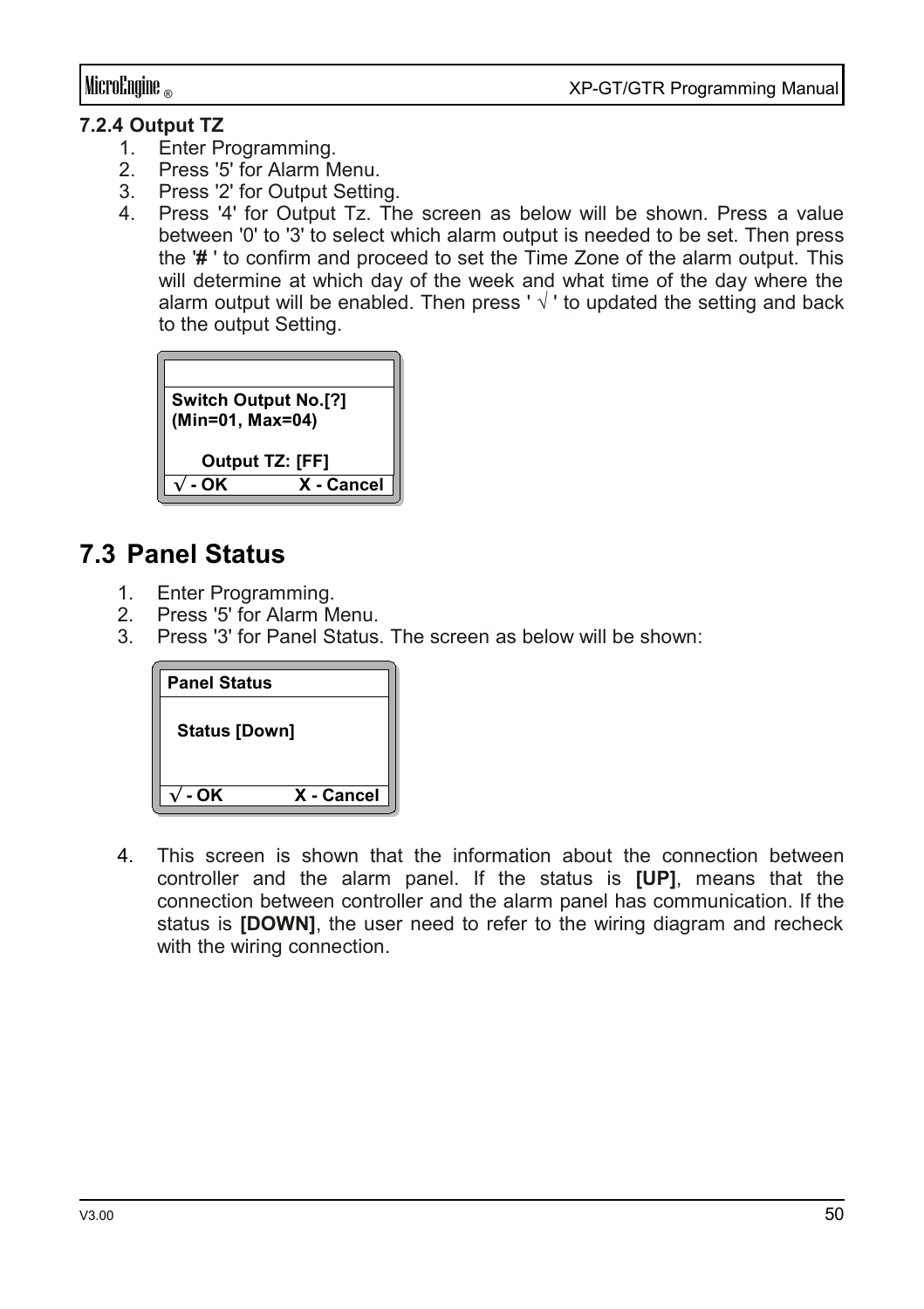### 7.2.4 Output TZ

1. Enter Programming.
2. Press '5' for Alarm Menu.
3. Press '2' for Output Setting.
4. Press '4' for Output Tz. The screen as below will be shown. Press a value between '0' to '3' to select which alarm output is needed to be set. Then press the '**#** ' to confirm and proceed to set the Time Zone of the alarm output. This will determine at which day of the week and what time of the day where the alarm output will be enabled. Then press ' √ ' to updated the setting and back to the output Setting.

```
Switch Output No.[?]
(Min=01, Max=04)

     Output TZ: [FF]
√ - OK          X - Cancel
```

## 7.3 Panel Status

1. Enter Programming.
2. Press '5' for Alarm Menu.
3. Press '3' for Panel Status. The screen as below will be shown:

```
Panel Status

  Status [Down]

√ - OK          X - Cancel
```

4. This screen is shown that the information about the connection between controller and the alarm panel. If the status is **[UP]**, means that the connection between controller and the alarm panel has communication. If the status is **[DOWN]**, the user need to refer to the wiring diagram and recheck with the wiring connection.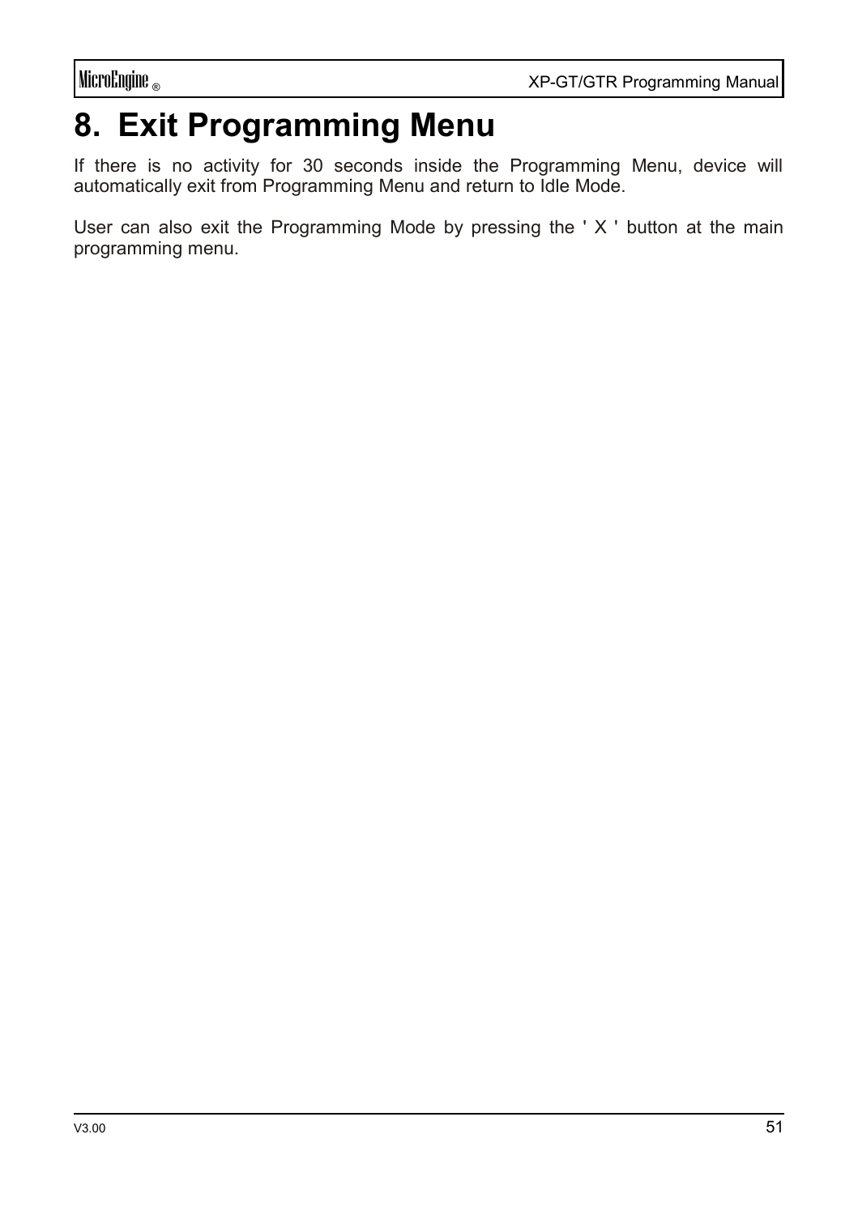# 8. Exit Programming Menu

If there is no activity for 30 seconds inside the Programming Menu, device will automatically exit from Programming Menu and return to Idle Mode.

User can also exit the Programming Mode by pressing the ' X ' button at the main programming menu.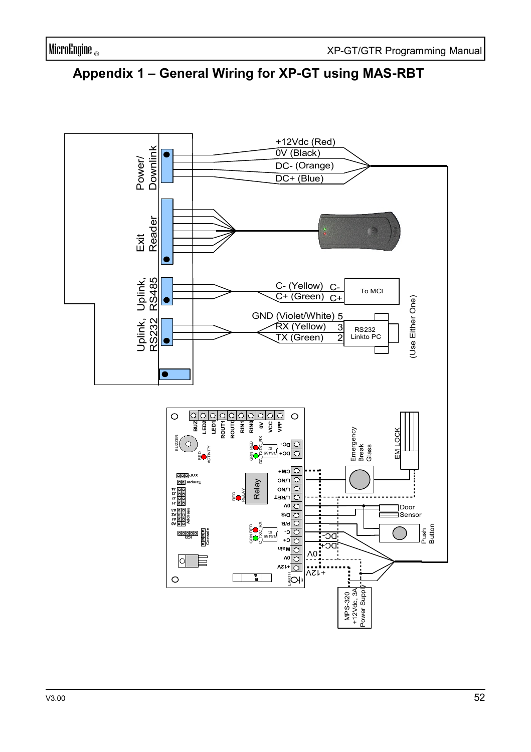# Appendix 1 – General Wiring for XP-GT using MAS-RBT

Power/ Downlink

+12Vdc (Red)

0V (Black)

DC- (Orange)

DC+ (Blue)

Exit Reader

Uplink, RS485

C- (Yellow) C-

C+ (Green) C+

To MCI

Uplink, RS232

GND (Violet/White) 5

RX (Yellow) 3

TX (Green) 2

RS232 Linkto PC

(Use Either One)

BUZ LED2 LED1 ROUT1 ROUT0 RIN1 RIN0 0V VCC VPP

DC- DC+ CM+ L/NC L/NO L/RET 0V D/S P/B C- C+ Main 0V +12V EARTH

Relay

Emergency Break Glass

EM LOCK

Door Sensor

Push Button

DC- DC+ 0V +12V

MPS-320 +12Vdc, 3A Power Supply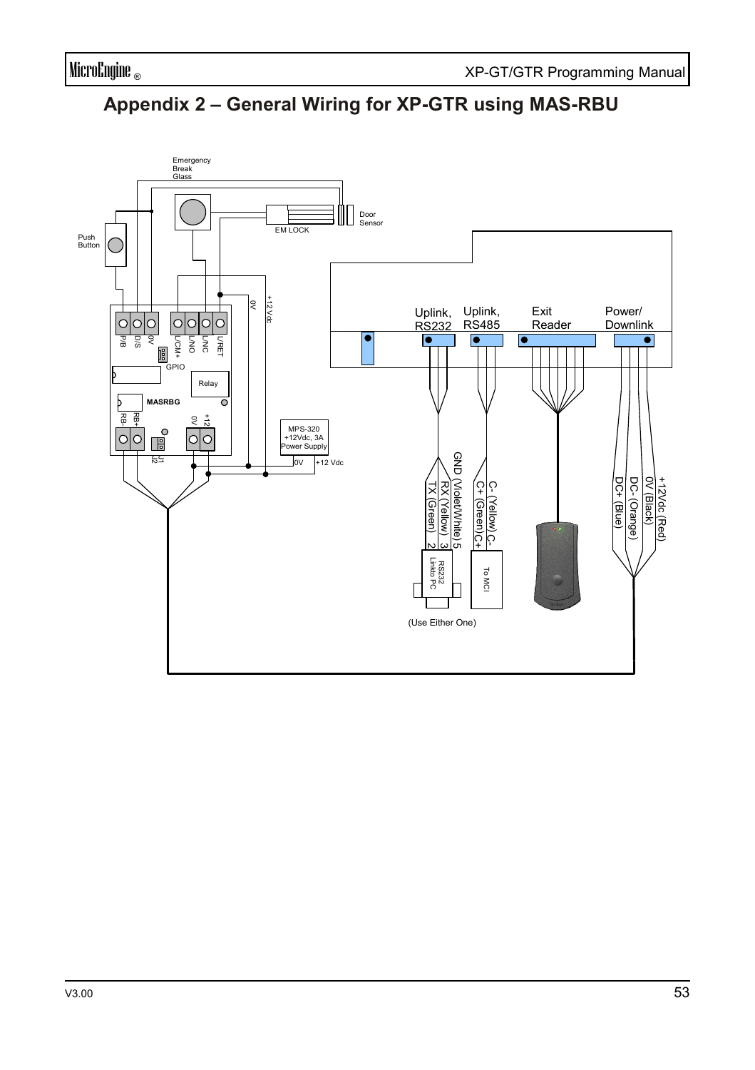# Appendix 2 – General Wiring for XP-GTR using MAS-RBU

Emergency Break Glass

Door Sensor

EM LOCK

Push Button

P/B D/S 0V L/CM+ L/NO L/NC L/RET

GPIO

Relay

MASRBG

RB- RB+ J1 J2 0V +12

0V

+12 Vdc

MPS-320 +12Vdc, 3A Power Supply

0V +12 Vdc

Uplink, RS232

Uplink, RS485

Exit Reader

Power/ Downlink

GND (Violet/White) 5

RX (Yellow) 3

TX (Green) 2

RS232 Linkto PC

C- (Yellow) C-

C+ (Green) C+

To MCI

(Use Either One)

+12Vdc (Red)

0V (Black)

DC- (Orange)

DC+ (Blue)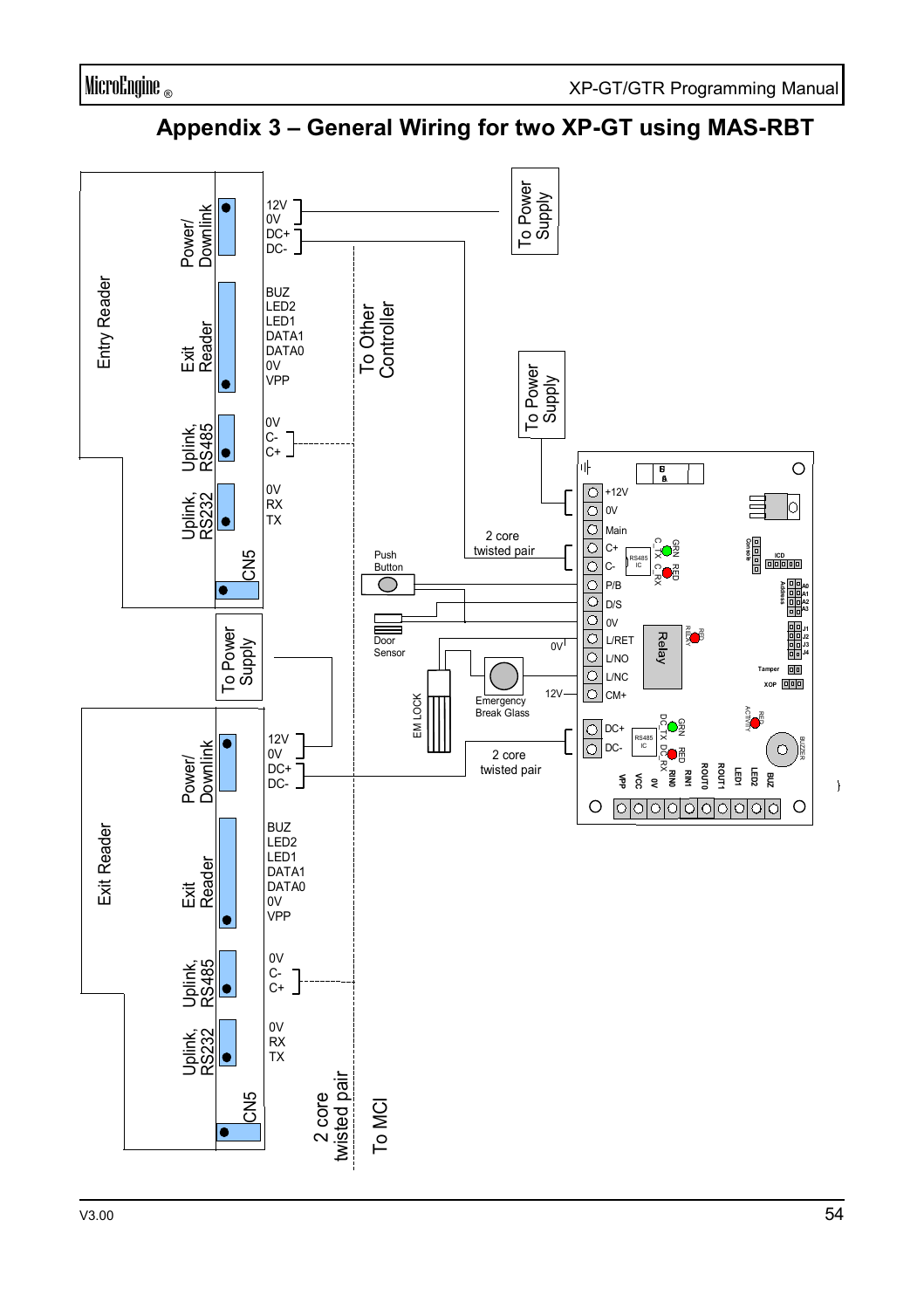# Appendix 3 – General Wiring for two XP-GT using MAS-RBT

Entry Reader

Power/ Downlink: 12V, 0V, DC+, DC-

Exit Reader: BUZ, LED2, LED1, DATA1, DATA0, 0V, VPP

Uplink, RS485: 0V, C-, C+

Uplink, RS232: 0V, RX, TX

CN5

To Power Supply

To Other Controller

To Power Supply

2 core twisted pair

Push Button

Door Sensor

EM LOCK

Emergency Break Glass

0V

12V

+12V, 0V, Main, C+, C-, P/B, D/S, 0V, L/RET, L/NO, L/NC, CM+

DC+, DC-

RS485 IC

GRN C_TX

RED C_RX

Relay

RED RELAY

GRN DC TX

RED DC RX

RED ACTIVITY

Console

ICD

Address A0 A1 A2 A3

J1 J2 J3 J4

Tamper

XOP

BUZZER

VPP, VCC, 0V, RIN0, RIN1, ROUT0, ROUT1, LED1, LED2, BUZ

2 core twisted pair

To Power Supply

Exit Reader

Power/ Downlink: 12V, 0V, DC+, DC-

Exit Reader: BUZ, LED2, LED1, DATA1, DATA0, 0V, VPP

Uplink, RS485: 0V, C-, C+

Uplink, RS232: 0V, RX, TX

CN5

2 core twisted pair

To MCI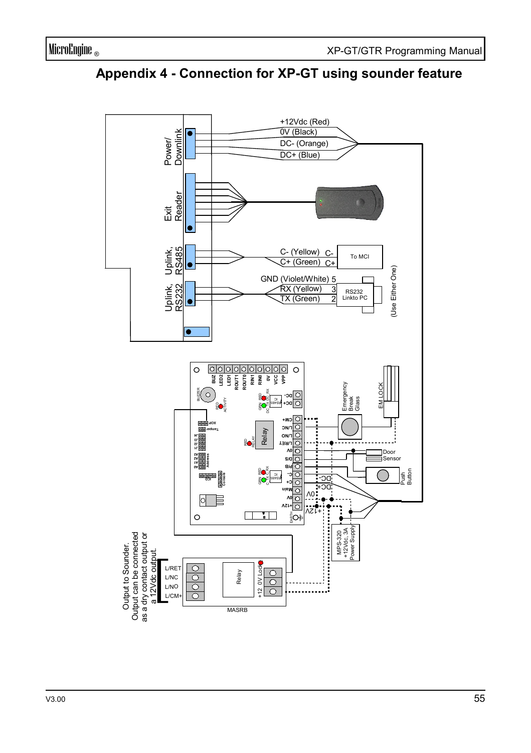# Appendix 4 - Connection for XP-GT using sounder feature

Power/ Downlink

+12Vdc (Red)

0V (Black)

DC- (Orange)

DC+ (Blue)

Exit Reader

Uplink, RS485

C- (Yellow) C-

C+ (Green) C+

To MCI

Uplink, RS232

GND (Violet/White) 5

RX (Yellow) 3

TX (Green) 2

RS232 Linkto PC

(Use Either One)

BUZ, LED2, LED1, ROUT1, ROUT0, RIN1, RIN0, 0V, VCC, VPP

BUZZER

RED ACTIVITY

DC- DC+

CM+ L/NC L/NO L/RET 0V D/S P/B C- C+ Main 0V +12V EARTH

Relay

RED RELAY

XOP

Tamper

Address

ICD

Console

Emergency Break Glass

EM LOCK

Door Sensor

Push Button

DC-

DC+

0V

+12V

MPS-320 +12Vdc, 3A Power Supply

Output to Sounder.
Output can be connected as a dry contact output or a 12Vdc output.

L/RET
L/NC
L/NO
L/CM+

Relay

Lock

+12 0V

MASRB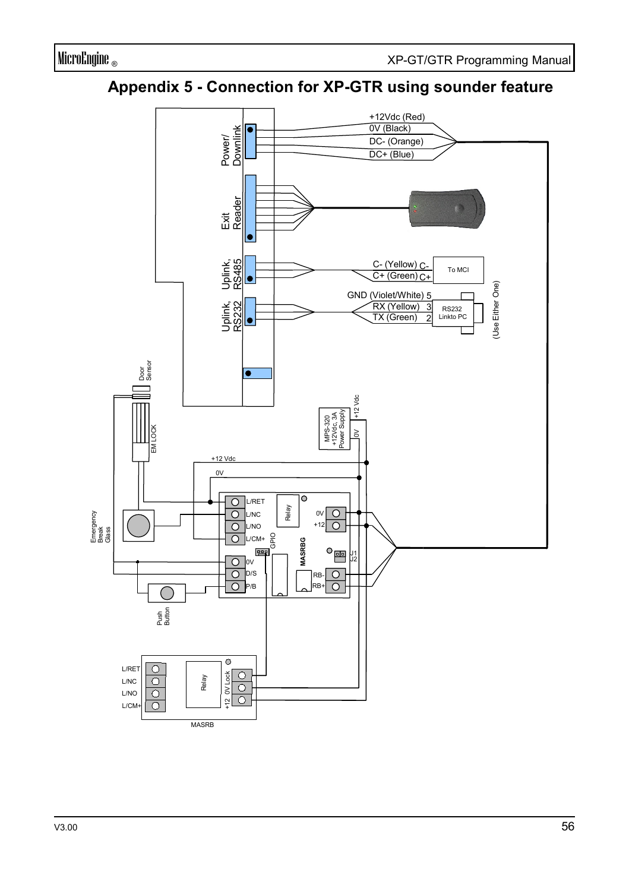# Appendix 5 - Connection for XP-GTR using sounder feature

Power/ Downlink

+12Vdc (Red)
0V (Black)
DC- (Orange)
DC+ (Blue)

Exit Reader

Uplink, RS485

C- (Yellow) C-
C+ (Green) C+
To MCI

Uplink, RS232

GND (Violet/White) 5
RX (Yellow) 3
TX (Green) 2
RS232 Linkto PC

(Use Either One)

Door Sensor

EM LOCK

MPS-320 +12Vdc, 3A Power Supply
0V
+12 Vdc

+12 Vdc
0V

Emergency Break Glass

L/RET
L/NC
L/NO
L/CM+
0V
D/S
P/B
Relay
GPIO
MASRBG
0V
+12
J1
J2
RB-
RB+

Push Button

L/RET
L/NC
L/NO
L/CM+
Relay
+12 0V Lock
MASRB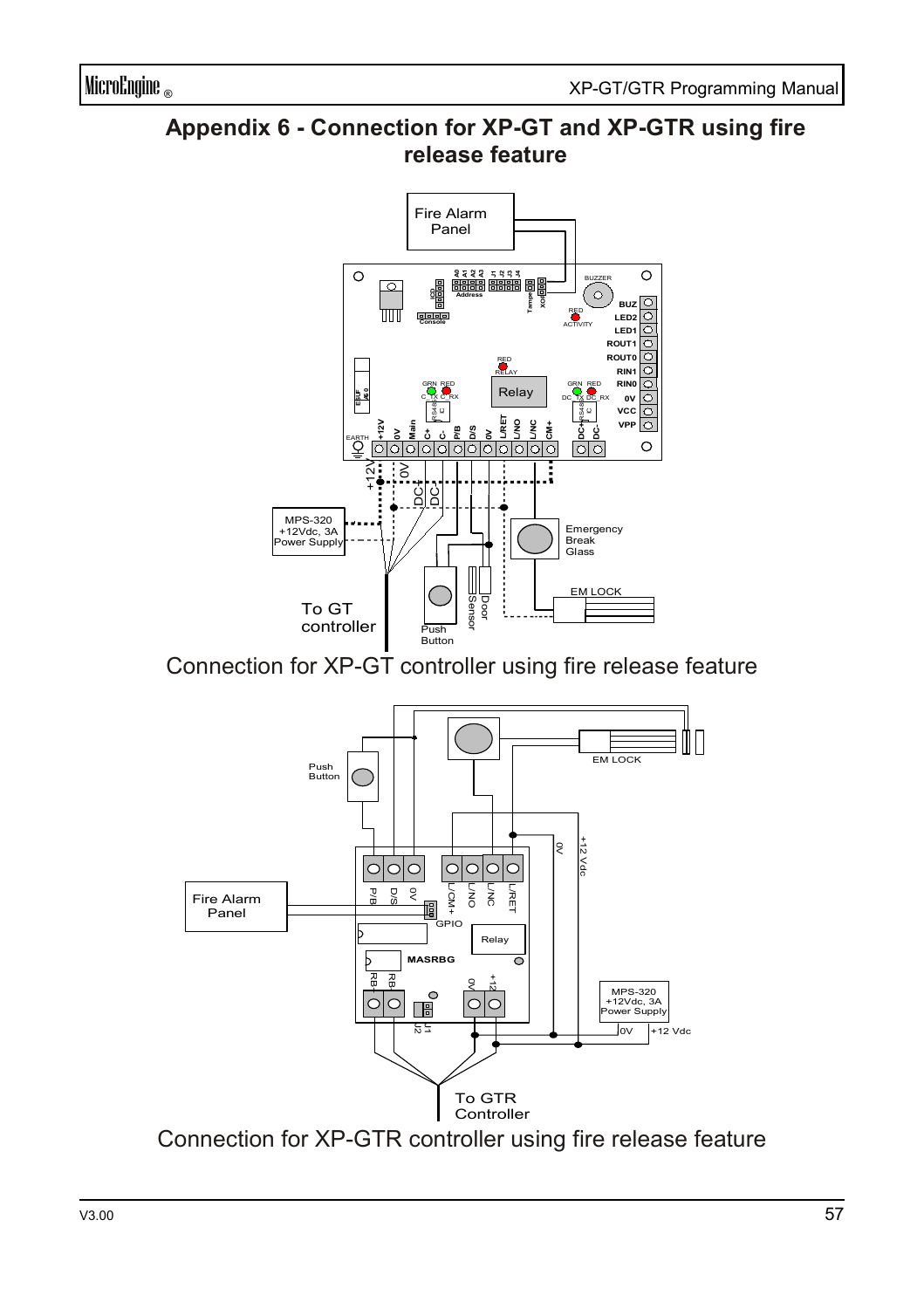# Appendix 6 - Connection for XP-GT and XP-GTR using fire release feature

Connection for XP-GT controller using fire release feature

Connection for XP-GTR controller using fire release feature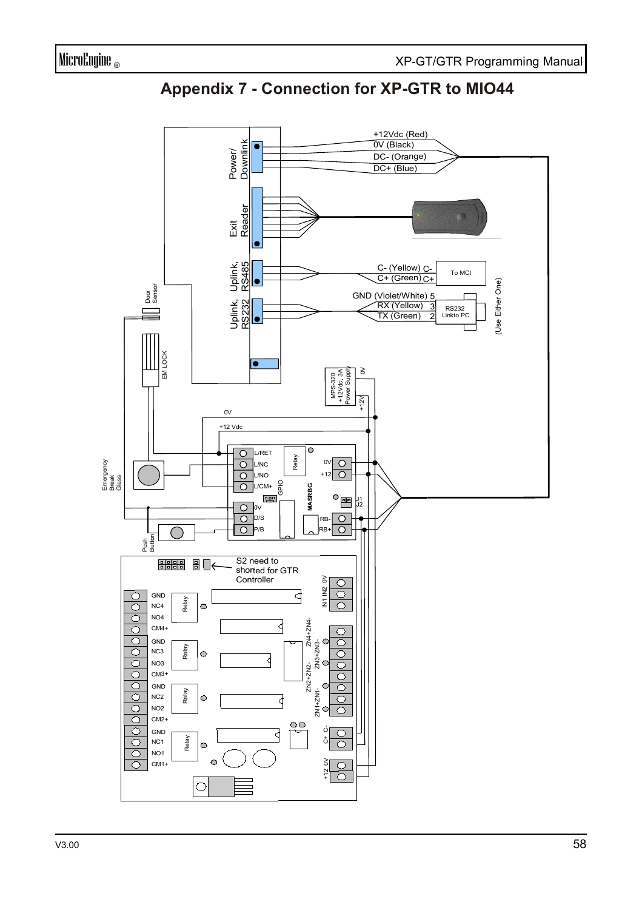# Appendix 7 - Connection for XP-GTR to MIO44

Power/ Downlink

+12Vdc (Red)

0V (Black)

DC- (Orange)

DC+ (Blue)

Exit Reader

Uplink, RS485

C- (Yellow) C-

C+ (Green) C+

To MCI

Uplink, RS232

GND (Violet/White) 5

RX (Yellow) 3

TX (Green) 2

RS232 Linkto PC

(Use Either One)

Door Sensor

EM LOCK

MPS-320 +12Vdc, 3A Power Supply

0V

+12V

0V

+12 Vdc

Emergency Break Glass

L/RET

L/NC

L/NO

L/CM+

Relay

0V

+12

GPIO

MASRBG

J1

J2

0V

D/S

P/B

RB-

RB+

Push Button

S2 need to shorted for GTR Controller

GND

NC4

NO4

CM4+

GND

NC3

NO3

CM3+

GND

NC2

NO2

CM2+

GND

NC1

NO1

CM1+

Relay

IN1 IN2 0V

ZN4+ZN4-

ZN3+ZN3-

ZN2+ZN2-

ZN1+ZN1-

C+ C-

+12 0V